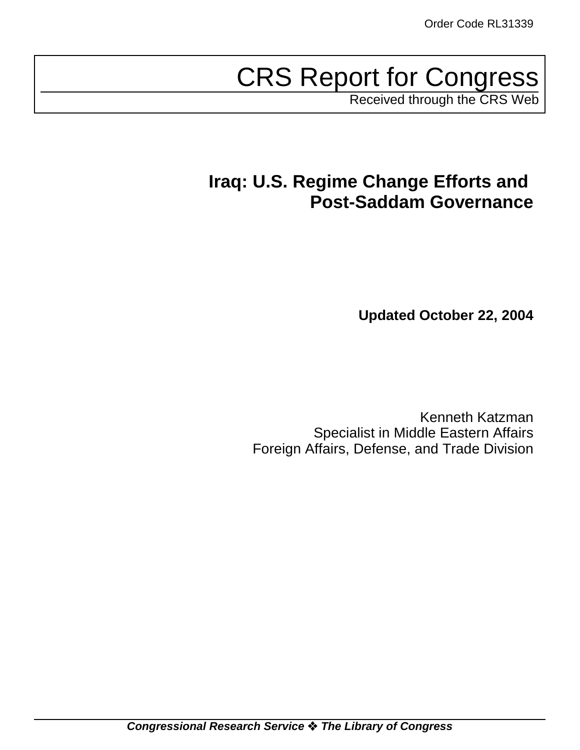Order Code RL31339

# CRS Report for Congress

Received through the CRS Web

## Iraq: U.S. Regime Change Efforts and Post-Saddam Governance

**Updated October 22, 2004**

Kenneth Katzman
Specialist in Middle Eastern Affairs
Foreign Affairs, Defense, and Trade Division

***Congressional Research Service ❖ The Library of Congress***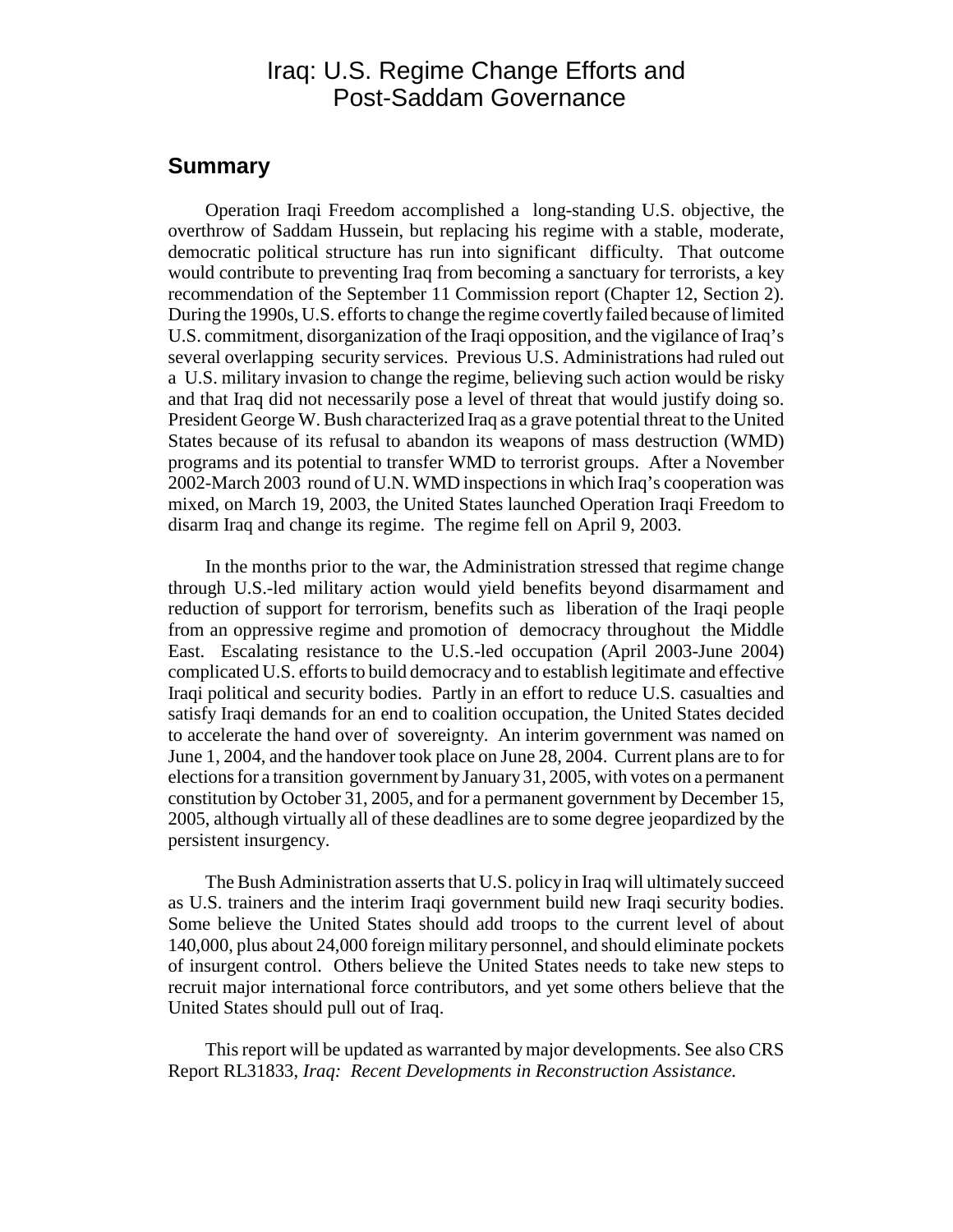# Iraq: U.S. Regime Change Efforts and Post-Saddam Governance

## Summary

Operation Iraqi Freedom accomplished a long-standing U.S. objective, the overthrow of Saddam Hussein, but replacing his regime with a stable, moderate, democratic political structure has run into significant difficulty. That outcome would contribute to preventing Iraq from becoming a sanctuary for terrorists, a key recommendation of the September 11 Commission report (Chapter 12, Section 2). During the 1990s, U.S. efforts to change the regime covertly failed because of limited U.S. commitment, disorganization of the Iraqi opposition, and the vigilance of Iraq's several overlapping security services. Previous U.S. Administrations had ruled out a U.S. military invasion to change the regime, believing such action would be risky and that Iraq did not necessarily pose a level of threat that would justify doing so. President George W. Bush characterized Iraq as a grave potential threat to the United States because of its refusal to abandon its weapons of mass destruction (WMD) programs and its potential to transfer WMD to terrorist groups. After a November 2002-March 2003 round of U.N. WMD inspections in which Iraq's cooperation was mixed, on March 19, 2003, the United States launched Operation Iraqi Freedom to disarm Iraq and change its regime. The regime fell on April 9, 2003.

In the months prior to the war, the Administration stressed that regime change through U.S.-led military action would yield benefits beyond disarmament and reduction of support for terrorism, benefits such as liberation of the Iraqi people from an oppressive regime and promotion of democracy throughout the Middle East. Escalating resistance to the U.S.-led occupation (April 2003-June 2004) complicated U.S. efforts to build democracy and to establish legitimate and effective Iraqi political and security bodies. Partly in an effort to reduce U.S. casualties and satisfy Iraqi demands for an end to coalition occupation, the United States decided to accelerate the hand over of sovereignty. An interim government was named on June 1, 2004, and the handover took place on June 28, 2004. Current plans are to for elections for a transition government by January 31, 2005, with votes on a permanent constitution by October 31, 2005, and for a permanent government by December 15, 2005, although virtually all of these deadlines are to some degree jeopardized by the persistent insurgency.

The Bush Administration asserts that U.S. policy in Iraq will ultimately succeed as U.S. trainers and the interim Iraqi government build new Iraqi security bodies. Some believe the United States should add troops to the current level of about 140,000, plus about 24,000 foreign military personnel, and should eliminate pockets of insurgent control. Others believe the United States needs to take new steps to recruit major international force contributors, and yet some others believe that the United States should pull out of Iraq.

This report will be updated as warranted by major developments. See also CRS Report RL31833, *Iraq: Recent Developments in Reconstruction Assistance.*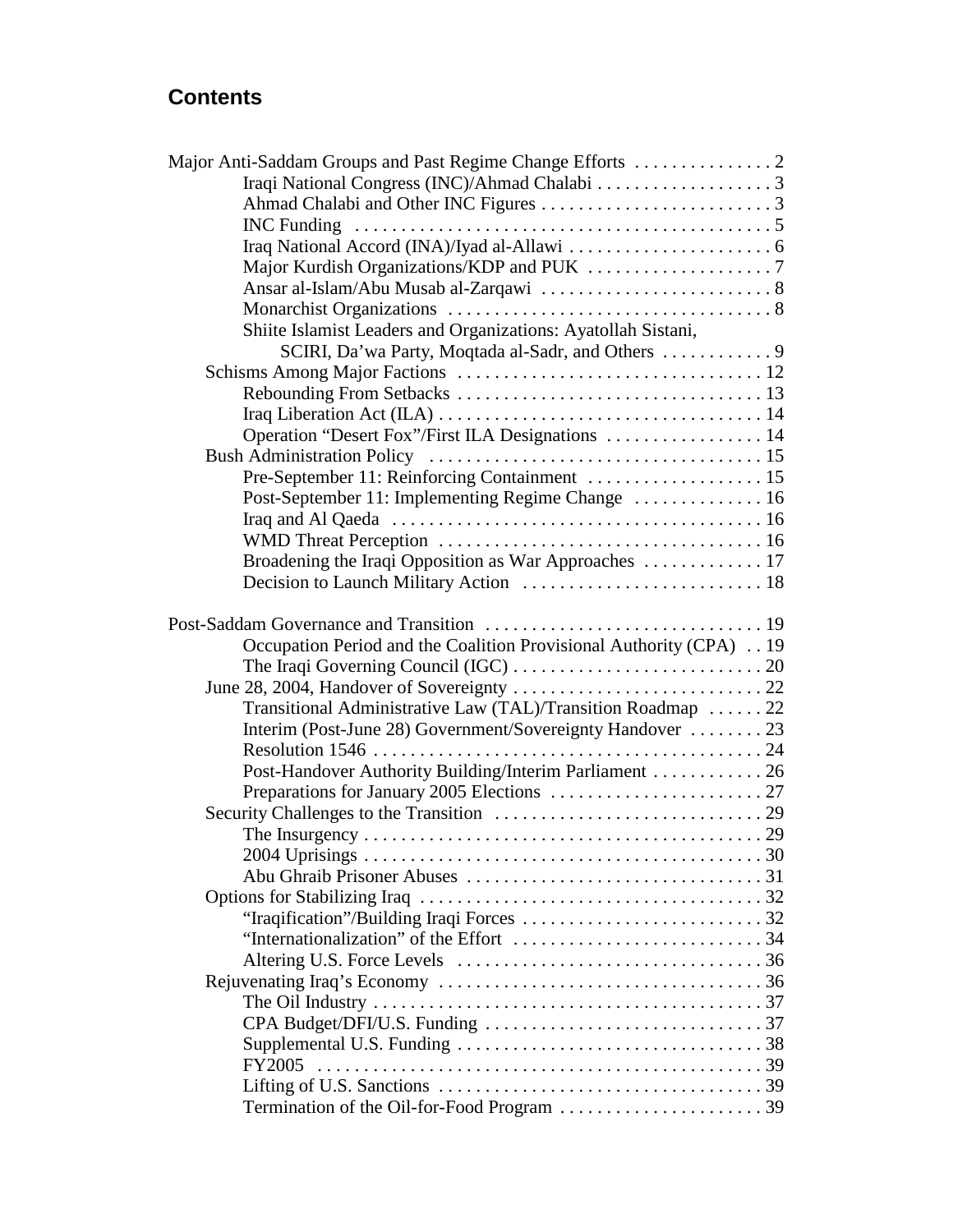## Contents

- Major Anti-Saddam Groups and Past Regime Change Efforts . . . . . . . . . . . . . . . 2
  - Iraqi National Congress (INC)/Ahmad Chalabi . . . . . . . . . . . . . . . . . . . 3
  - Ahmad Chalabi and Other INC Figures . . . . . . . . . . . . . . . . . . . . . . . . . 3
  - INC Funding . . . . . . . . . . . . . . . . . . . . . . . . . . . . . . . . . . . . . . . . . . . . 5
  - Iraq National Accord (INA)/Iyad al-Allawi . . . . . . . . . . . . . . . . . . . . . . 6
  - Major Kurdish Organizations/KDP and PUK . . . . . . . . . . . . . . . . . . . . 7
  - Ansar al-Islam/Abu Musab al-Zarqawi . . . . . . . . . . . . . . . . . . . . . . . . . 8
  - Monarchist Organizations . . . . . . . . . . . . . . . . . . . . . . . . . . . . . . . . . . . 8
  - Shiite Islamist Leaders and Organizations: Ayatollah Sistani, SCIRI, Da'wa Party, Moqtada al-Sadr, and Others . . . . . . . . . . . . 9
- Schisms Among Major Factions . . . . . . . . . . . . . . . . . . . . . . . . . . . . . . . . . 12
  - Rebounding From Setbacks . . . . . . . . . . . . . . . . . . . . . . . . . . . . . . . . . 13
  - Iraq Liberation Act (ILA) . . . . . . . . . . . . . . . . . . . . . . . . . . . . . . . . . . 14
  - Operation "Desert Fox"/First ILA Designations . . . . . . . . . . . . . . . . . 14
- Bush Administration Policy . . . . . . . . . . . . . . . . . . . . . . . . . . . . . . . . . . . 15
  - Pre-September 11: Reinforcing Containment . . . . . . . . . . . . . . . . . . . 15
  - Post-September 11: Implementing Regime Change . . . . . . . . . . . . . . 16
  - Iraq and Al Qaeda . . . . . . . . . . . . . . . . . . . . . . . . . . . . . . . . . . . . . . . 16
  - WMD Threat Perception . . . . . . . . . . . . . . . . . . . . . . . . . . . . . . . . . . 16
  - Broadening the Iraqi Opposition as War Approaches . . . . . . . . . . . . . 17
  - Decision to Launch Military Action . . . . . . . . . . . . . . . . . . . . . . . . . . 18

- Post-Saddam Governance and Transition . . . . . . . . . . . . . . . . . . . . . . . . . . . . 19
  - Occupation Period and the Coalition Provisional Authority (CPA) . . 19
  - The Iraqi Governing Council (IGC) . . . . . . . . . . . . . . . . . . . . . . . . . . . 20
- June 28, 2004, Handover of Sovereignty . . . . . . . . . . . . . . . . . . . . . . . . . . . 22
  - Transitional Administrative Law (TAL)/Transition Roadmap . . . . . . 22
  - Interim (Post-June 28) Government/Sovereignty Handover . . . . . . . . 23
  - Resolution 1546 . . . . . . . . . . . . . . . . . . . . . . . . . . . . . . . . . . . . . . . . . . 24
  - Post-Handover Authority Building/Interim Parliament . . . . . . . . . . . . 26
  - Preparations for January 2005 Elections . . . . . . . . . . . . . . . . . . . . . . . 27
- Security Challenges to the Transition . . . . . . . . . . . . . . . . . . . . . . . . . . . . . 29
  - The Insurgency . . . . . . . . . . . . . . . . . . . . . . . . . . . . . . . . . . . . . . . . . . . 29
  - 2004 Uprisings . . . . . . . . . . . . . . . . . . . . . . . . . . . . . . . . . . . . . . . . . . . 30
  - Abu Ghraib Prisoner Abuses . . . . . . . . . . . . . . . . . . . . . . . . . . . . . . . . 31
- Options for Stabilizing Iraq . . . . . . . . . . . . . . . . . . . . . . . . . . . . . . . . . . . . 32
  - "Iraqification"/Building Iraqi Forces . . . . . . . . . . . . . . . . . . . . . . . . . . 32
  - "Internationalization" of the Effort . . . . . . . . . . . . . . . . . . . . . . . . . . . 34
  - Altering U.S. Force Levels . . . . . . . . . . . . . . . . . . . . . . . . . . . . . . . . . 36
- Rejuvenating Iraq's Economy . . . . . . . . . . . . . . . . . . . . . . . . . . . . . . . . . . . 36
  - The Oil Industry . . . . . . . . . . . . . . . . . . . . . . . . . . . . . . . . . . . . . . . . . . 37
  - CPA Budget/DFI/U.S. Funding . . . . . . . . . . . . . . . . . . . . . . . . . . . . . . 37
  - Supplemental U.S. Funding . . . . . . . . . . . . . . . . . . . . . . . . . . . . . . . . . 38
  - FY2005 . . . . . . . . . . . . . . . . . . . . . . . . . . . . . . . . . . . . . . . . . . . . . . . . 39
  - Lifting of U.S. Sanctions . . . . . . . . . . . . . . . . . . . . . . . . . . . . . . . . . . . 39
  - Termination of the Oil-for-Food Program . . . . . . . . . . . . . . . . . . . . . . 39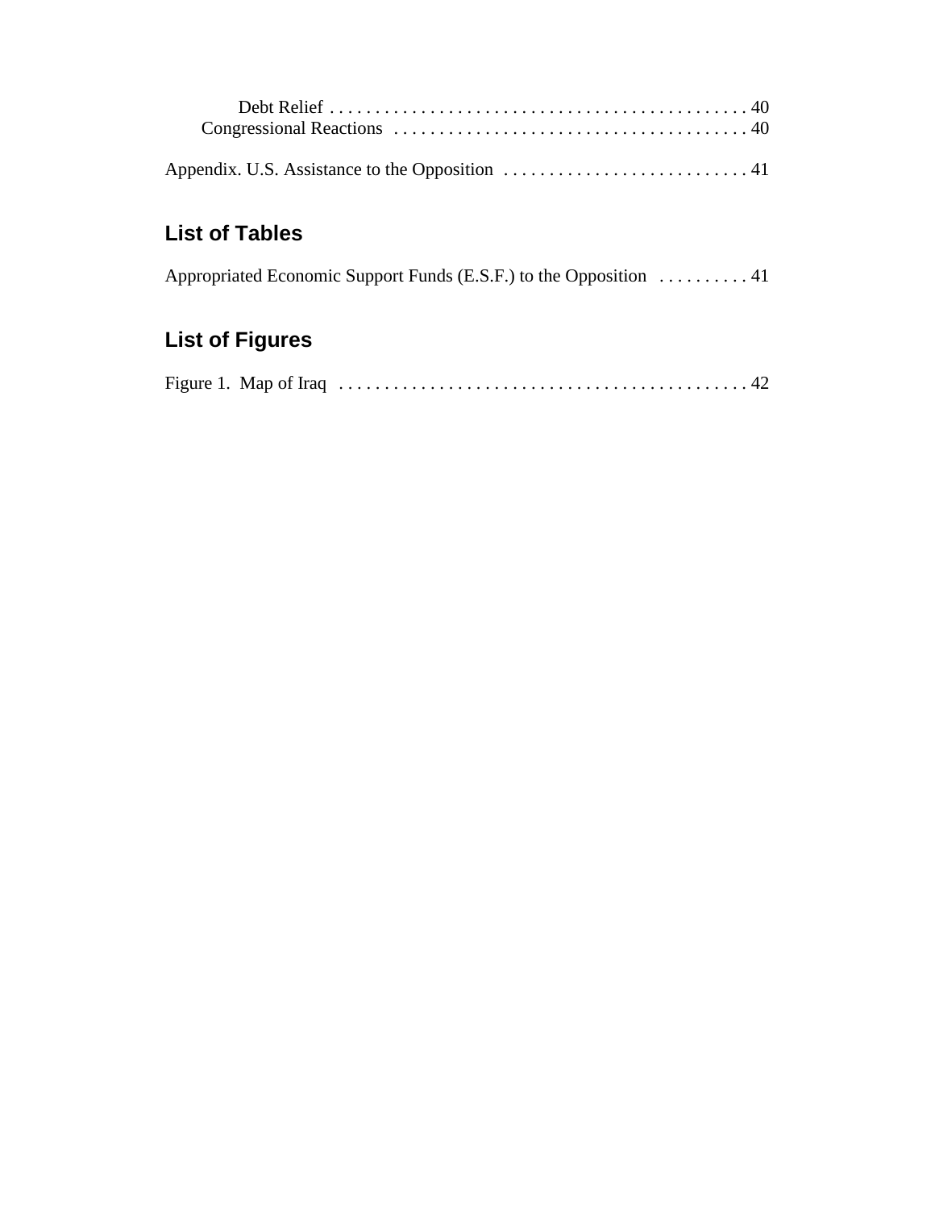Debt Relief . . . . . . . . . . . . . . . . . . . . . . . . . . . . . . . . . . . . . . . . . . . . . . 40
Congressional Reactions . . . . . . . . . . . . . . . . . . . . . . . . . . . . . . . . . . . . . . . 40

Appendix. U.S. Assistance to the Opposition . . . . . . . . . . . . . . . . . . . . . . . . . . . 41

## List of Tables

Appropriated Economic Support Funds (E.S.F.) to the Opposition . . . . . . . . . . 41

## List of Figures

Figure 1. Map of Iraq . . . . . . . . . . . . . . . . . . . . . . . . . . . . . . . . . . . . . . . . . . . . . 42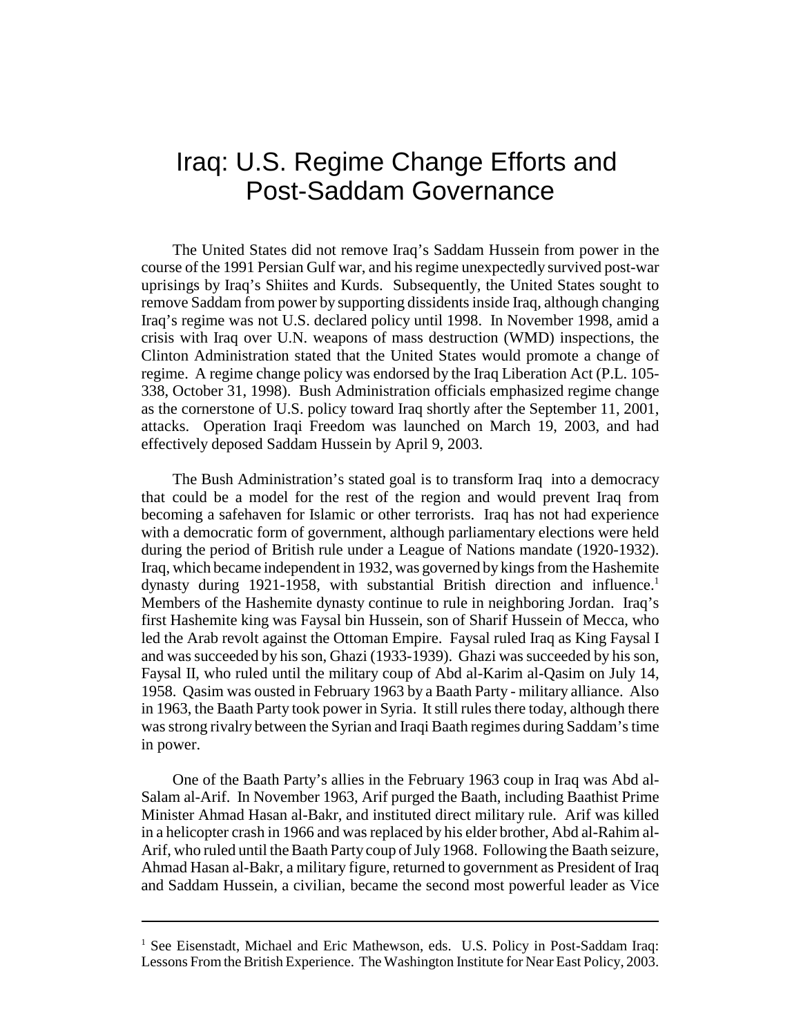# Iraq: U.S. Regime Change Efforts and Post-Saddam Governance

The United States did not remove Iraq's Saddam Hussein from power in the course of the 1991 Persian Gulf war, and his regime unexpectedly survived post-war uprisings by Iraq's Shiites and Kurds. Subsequently, the United States sought to remove Saddam from power by supporting dissidents inside Iraq, although changing Iraq's regime was not U.S. declared policy until 1998. In November 1998, amid a crisis with Iraq over U.N. weapons of mass destruction (WMD) inspections, the Clinton Administration stated that the United States would promote a change of regime. A regime change policy was endorsed by the Iraq Liberation Act (P.L. 105-338, October 31, 1998). Bush Administration officials emphasized regime change as the cornerstone of U.S. policy toward Iraq shortly after the September 11, 2001, attacks. Operation Iraqi Freedom was launched on March 19, 2003, and had effectively deposed Saddam Hussein by April 9, 2003.

The Bush Administration's stated goal is to transform Iraq into a democracy that could be a model for the rest of the region and would prevent Iraq from becoming a safehaven for Islamic or other terrorists. Iraq has not had experience with a democratic form of government, although parliamentary elections were held during the period of British rule under a League of Nations mandate (1920-1932). Iraq, which became independent in 1932, was governed by kings from the Hashemite dynasty during 1921-1958, with substantial British direction and influence.[1] Members of the Hashemite dynasty continue to rule in neighboring Jordan. Iraq's first Hashemite king was Faysal bin Hussein, son of Sharif Hussein of Mecca, who led the Arab revolt against the Ottoman Empire. Faysal ruled Iraq as King Faysal I and was succeeded by his son, Ghazi (1933-1939). Ghazi was succeeded by his son, Faysal II, who ruled until the military coup of Abd al-Karim al-Qasim on July 14, 1958. Qasim was ousted in February 1963 by a Baath Party - military alliance. Also in 1963, the Baath Party took power in Syria. It still rules there today, although there was strong rivalry between the Syrian and Iraqi Baath regimes during Saddam's time in power.

One of the Baath Party's allies in the February 1963 coup in Iraq was Abd al-Salam al-Arif. In November 1963, Arif purged the Baath, including Baathist Prime Minister Ahmad Hasan al-Bakr, and instituted direct military rule. Arif was killed in a helicopter crash in 1966 and was replaced by his elder brother, Abd al-Rahim al-Arif, who ruled until the Baath Party coup of July 1968. Following the Baath seizure, Ahmad Hasan al-Bakr, a military figure, returned to government as President of Iraq and Saddam Hussein, a civilian, became the second most powerful leader as Vice

---

[1] See Eisenstadt, Michael and Eric Mathewson, eds. U.S. Policy in Post-Saddam Iraq: Lessons From the British Experience. The Washington Institute for Near East Policy, 2003.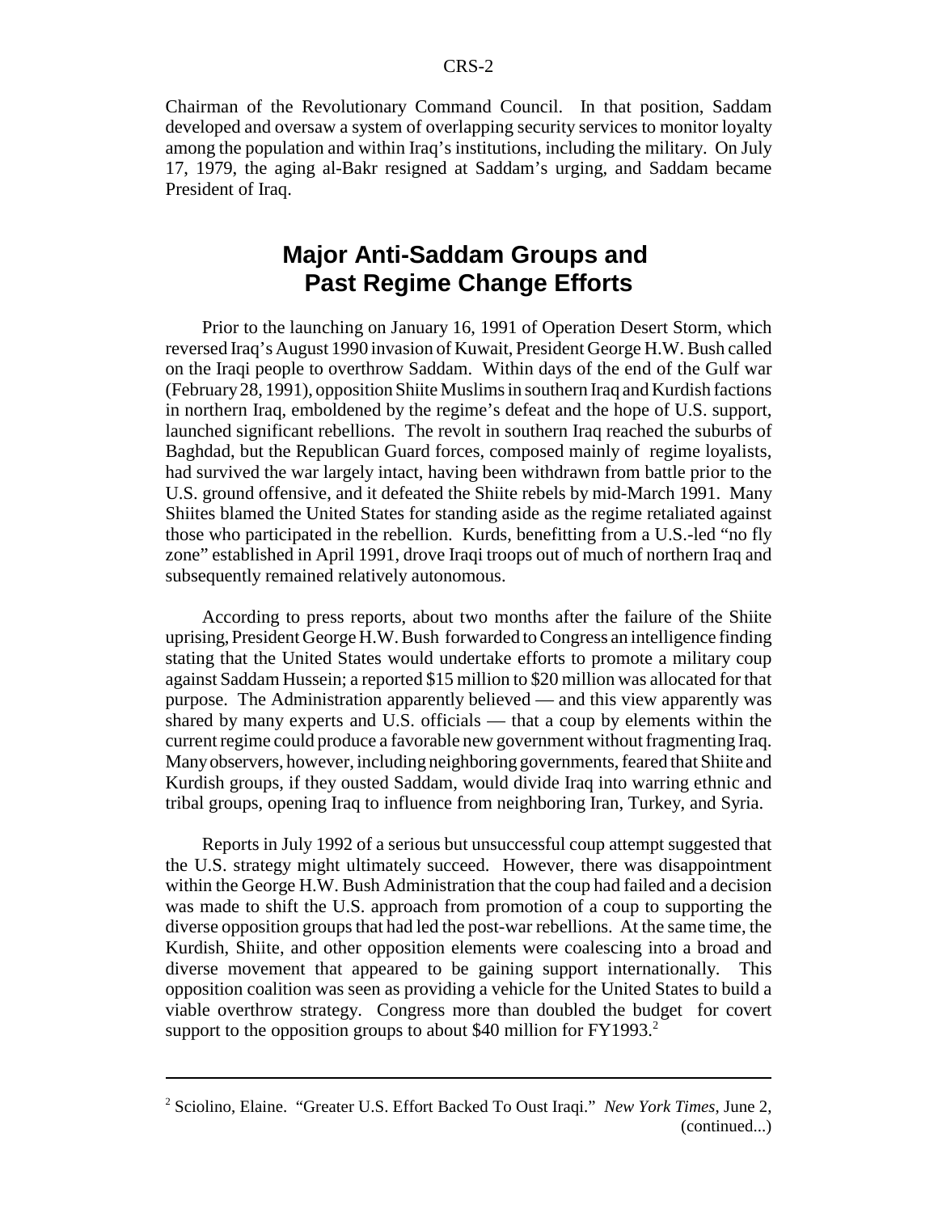Chairman of the Revolutionary Command Council. In that position, Saddam developed and oversaw a system of overlapping security services to monitor loyalty among the population and within Iraq's institutions, including the military. On July 17, 1979, the aging al-Bakr resigned at Saddam's urging, and Saddam became President of Iraq.

## Major Anti-Saddam Groups and Past Regime Change Efforts

Prior to the launching on January 16, 1991 of Operation Desert Storm, which reversed Iraq's August 1990 invasion of Kuwait, President George H.W. Bush called on the Iraqi people to overthrow Saddam. Within days of the end of the Gulf war (February 28, 1991), opposition Shiite Muslims in southern Iraq and Kurdish factions in northern Iraq, emboldened by the regime's defeat and the hope of U.S. support, launched significant rebellions. The revolt in southern Iraq reached the suburbs of Baghdad, but the Republican Guard forces, composed mainly of regime loyalists, had survived the war largely intact, having been withdrawn from battle prior to the U.S. ground offensive, and it defeated the Shiite rebels by mid-March 1991. Many Shiites blamed the United States for standing aside as the regime retaliated against those who participated in the rebellion. Kurds, benefitting from a U.S.-led "no fly zone" established in April 1991, drove Iraqi troops out of much of northern Iraq and subsequently remained relatively autonomous.

According to press reports, about two months after the failure of the Shiite uprising, President George H.W. Bush forwarded to Congress an intelligence finding stating that the United States would undertake efforts to promote a military coup against Saddam Hussein; a reported \$15 million to \$20 million was allocated for that purpose. The Administration apparently believed — and this view apparently was shared by many experts and U.S. officials — that a coup by elements within the current regime could produce a favorable new government without fragmenting Iraq. Many observers, however, including neighboring governments, feared that Shiite and Kurdish groups, if they ousted Saddam, would divide Iraq into warring ethnic and tribal groups, opening Iraq to influence from neighboring Iran, Turkey, and Syria.

Reports in July 1992 of a serious but unsuccessful coup attempt suggested that the U.S. strategy might ultimately succeed. However, there was disappointment within the George H.W. Bush Administration that the coup had failed and a decision was made to shift the U.S. approach from promotion of a coup to supporting the diverse opposition groups that had led the post-war rebellions. At the same time, the Kurdish, Shiite, and other opposition elements were coalescing into a broad and diverse movement that appeared to be gaining support internationally. This opposition coalition was seen as providing a vehicle for the United States to build a viable overthrow strategy. Congress more than doubled the budget for covert support to the opposition groups to about \$40 million for FY1993.[2]

---

[2] Sciolino, Elaine. "Greater U.S. Effort Backed To Oust Iraqi." *New York Times*, June 2, (continued...)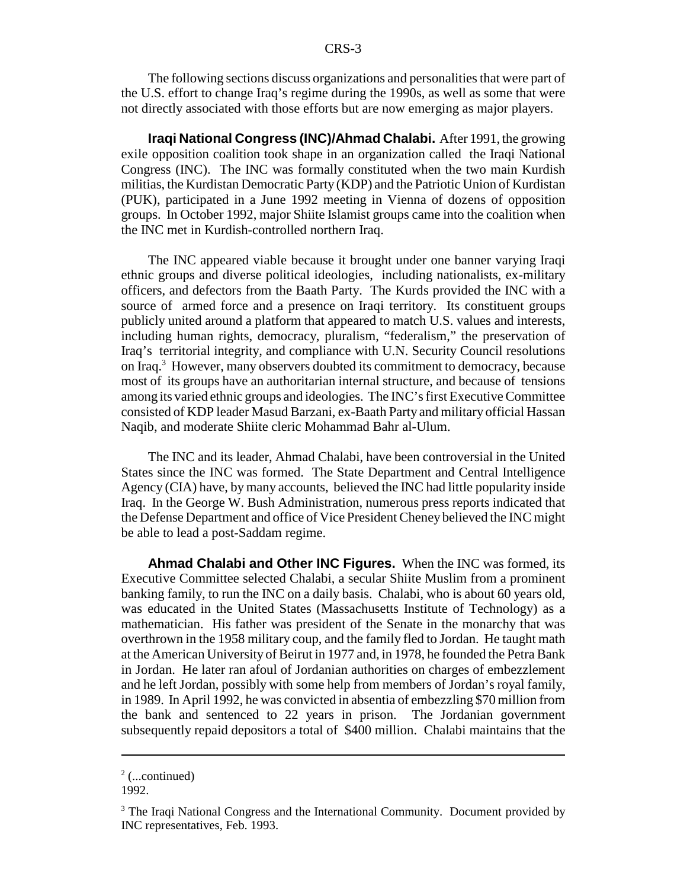The following sections discuss organizations and personalities that were part of the U.S. effort to change Iraq's regime during the 1990s, as well as some that were not directly associated with those efforts but are now emerging as major players.

**Iraqi National Congress (INC)/Ahmad Chalabi.** After 1991, the growing exile opposition coalition took shape in an organization called the Iraqi National Congress (INC). The INC was formally constituted when the two main Kurdish militias, the Kurdistan Democratic Party (KDP) and the Patriotic Union of Kurdistan (PUK), participated in a June 1992 meeting in Vienna of dozens of opposition groups. In October 1992, major Shiite Islamist groups came into the coalition when the INC met in Kurdish-controlled northern Iraq.

The INC appeared viable because it brought under one banner varying Iraqi ethnic groups and diverse political ideologies, including nationalists, ex-military officers, and defectors from the Baath Party. The Kurds provided the INC with a source of armed force and a presence on Iraqi territory. Its constituent groups publicly united around a platform that appeared to match U.S. values and interests, including human rights, democracy, pluralism, "federalism," the preservation of Iraq's territorial integrity, and compliance with U.N. Security Council resolutions on Iraq.[3] However, many observers doubted its commitment to democracy, because most of its groups have an authoritarian internal structure, and because of tensions among its varied ethnic groups and ideologies. The INC's first Executive Committee consisted of KDP leader Masud Barzani, ex-Baath Party and military official Hassan Naqib, and moderate Shiite cleric Mohammad Bahr al-Ulum.

The INC and its leader, Ahmad Chalabi, have been controversial in the United States since the INC was formed. The State Department and Central Intelligence Agency (CIA) have, by many accounts, believed the INC had little popularity inside Iraq. In the George W. Bush Administration, numerous press reports indicated that the Defense Department and office of Vice President Cheney believed the INC might be able to lead a post-Saddam regime.

**Ahmad Chalabi and Other INC Figures.** When the INC was formed, its Executive Committee selected Chalabi, a secular Shiite Muslim from a prominent banking family, to run the INC on a daily basis. Chalabi, who is about 60 years old, was educated in the United States (Massachusetts Institute of Technology) as a mathematician. His father was president of the Senate in the monarchy that was overthrown in the 1958 military coup, and the family fled to Jordan. He taught math at the American University of Beirut in 1977 and, in 1978, he founded the Petra Bank in Jordan. He later ran afoul of Jordanian authorities on charges of embezzlement and he left Jordan, possibly with some help from members of Jordan's royal family, in 1989. In April 1992, he was convicted in absentia of embezzling \$70 million from the bank and sentenced to 22 years in prison. The Jordanian government subsequently repaid depositors a total of \$400 million. Chalabi maintains that the

---

[2] (...continued)
1992.

[3] The Iraqi National Congress and the International Community. Document provided by INC representatives, Feb. 1993.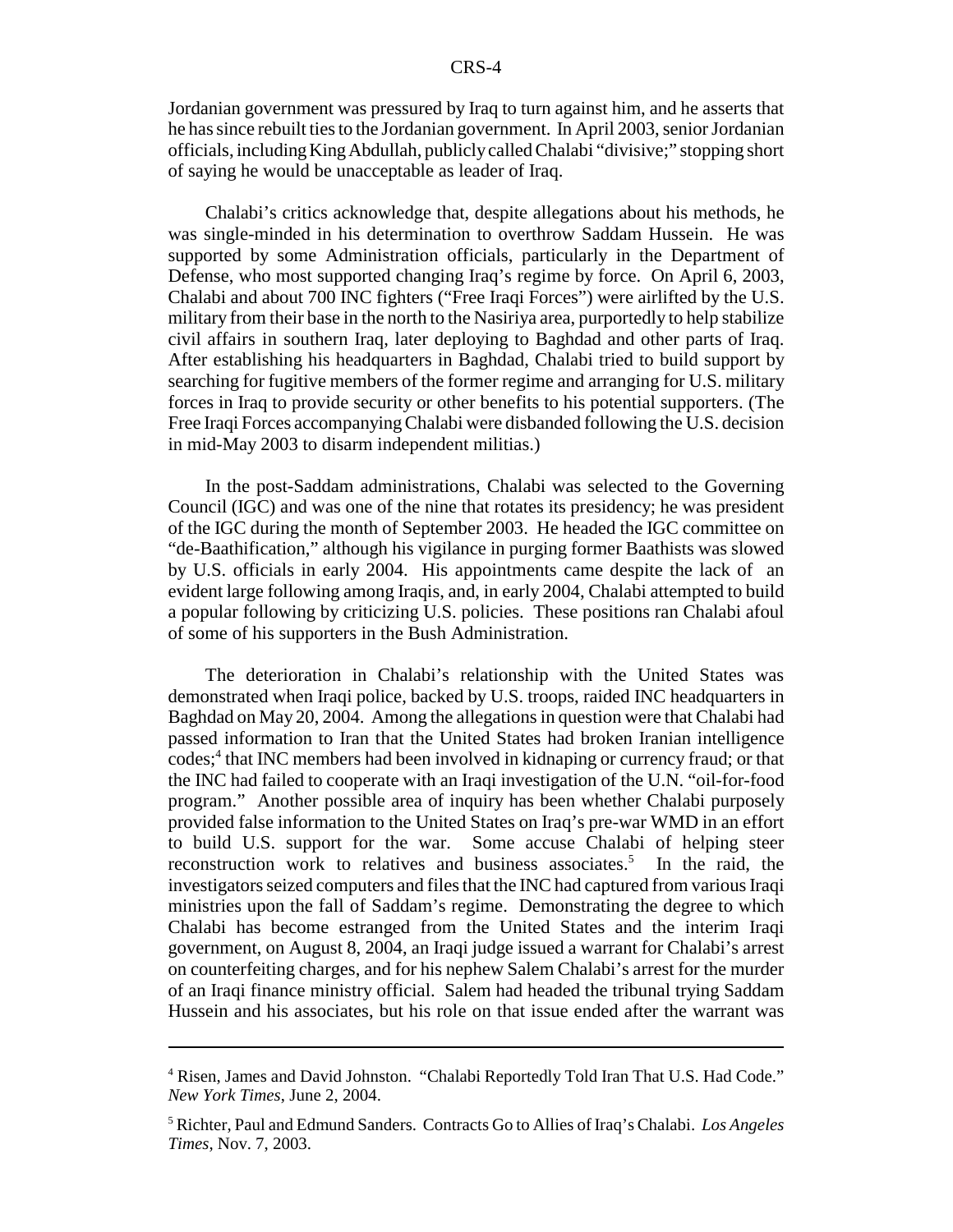Jordanian government was pressured by Iraq to turn against him, and he asserts that he has since rebuilt ties to the Jordanian government. In April 2003, senior Jordanian officials, including King Abdullah, publicly called Chalabi "divisive;" stopping short of saying he would be unacceptable as leader of Iraq.

Chalabi's critics acknowledge that, despite allegations about his methods, he was single-minded in his determination to overthrow Saddam Hussein. He was supported by some Administration officials, particularly in the Department of Defense, who most supported changing Iraq's regime by force. On April 6, 2003, Chalabi and about 700 INC fighters ("Free Iraqi Forces") were airlifted by the U.S. military from their base in the north to the Nasiriya area, purportedly to help stabilize civil affairs in southern Iraq, later deploying to Baghdad and other parts of Iraq. After establishing his headquarters in Baghdad, Chalabi tried to build support by searching for fugitive members of the former regime and arranging for U.S. military forces in Iraq to provide security or other benefits to his potential supporters. (The Free Iraqi Forces accompanying Chalabi were disbanded following the U.S. decision in mid-May 2003 to disarm independent militias.)

In the post-Saddam administrations, Chalabi was selected to the Governing Council (IGC) and was one of the nine that rotates its presidency; he was president of the IGC during the month of September 2003. He headed the IGC committee on "de-Baathification," although his vigilance in purging former Baathists was slowed by U.S. officials in early 2004. His appointments came despite the lack of an evident large following among Iraqis, and, in early 2004, Chalabi attempted to build a popular following by criticizing U.S. policies. These positions ran Chalabi afoul of some of his supporters in the Bush Administration.

The deterioration in Chalabi's relationship with the United States was demonstrated when Iraqi police, backed by U.S. troops, raided INC headquarters in Baghdad on May 20, 2004. Among the allegations in question were that Chalabi had passed information to Iran that the United States had broken Iranian intelligence codes;[4] that INC members had been involved in kidnaping or currency fraud; or that the INC had failed to cooperate with an Iraqi investigation of the U.N. "oil-for-food program." Another possible area of inquiry has been whether Chalabi purposely provided false information to the United States on Iraq's pre-war WMD in an effort to build U.S. support for the war. Some accuse Chalabi of helping steer reconstruction work to relatives and business associates.[5] In the raid, the investigators seized computers and files that the INC had captured from various Iraqi ministries upon the fall of Saddam's regime. Demonstrating the degree to which Chalabi has become estranged from the United States and the interim Iraqi government, on August 8, 2004, an Iraqi judge issued a warrant for Chalabi's arrest on counterfeiting charges, and for his nephew Salem Chalabi's arrest for the murder of an Iraqi finance ministry official. Salem had headed the tribunal trying Saddam Hussein and his associates, but his role on that issue ended after the warrant was

---

[4] Risen, James and David Johnston. "Chalabi Reportedly Told Iran That U.S. Had Code." *New York Times*, June 2, 2004.

[5] Richter, Paul and Edmund Sanders. Contracts Go to Allies of Iraq's Chalabi. *Los Angeles Times*, Nov. 7, 2003.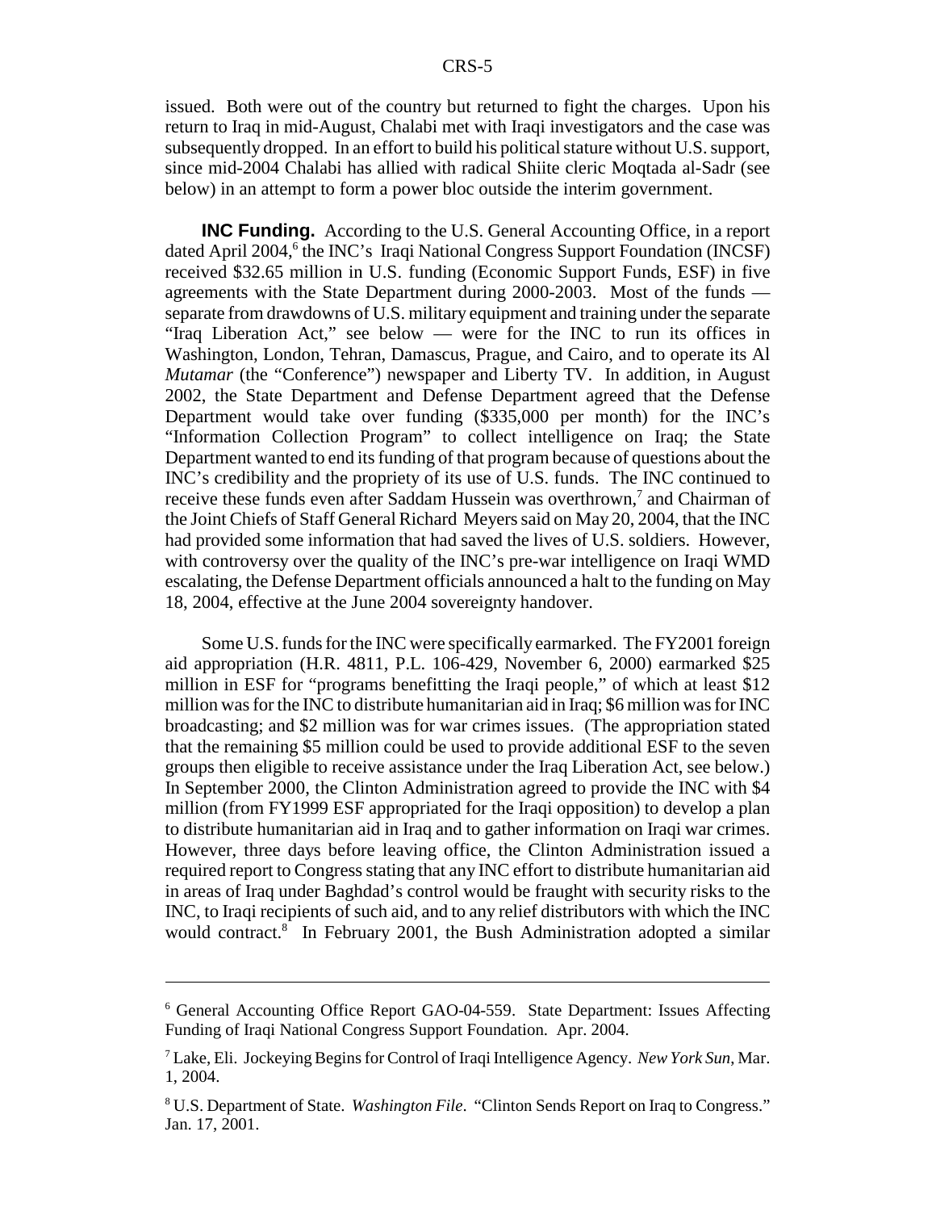issued. Both were out of the country but returned to fight the charges. Upon his return to Iraq in mid-August, Chalabi met with Iraqi investigators and the case was subsequently dropped. In an effort to build his political stature without U.S. support, since mid-2004 Chalabi has allied with radical Shiite cleric Moqtada al-Sadr (see below) in an attempt to form a power bloc outside the interim government.

**INC Funding.** According to the U.S. General Accounting Office, in a report dated April 2004,[6] the INC's Iraqi National Congress Support Foundation (INCSF) received $32.65 million in U.S. funding (Economic Support Funds, ESF) in five agreements with the State Department during 2000-2003. Most of the funds — separate from drawdowns of U.S. military equipment and training under the separate "Iraq Liberation Act," see below — were for the INC to run its offices in Washington, London, Tehran, Damascus, Prague, and Cairo, and to operate its Al *Mutamar* (the "Conference") newspaper and Liberty TV. In addition, in August 2002, the State Department and Defense Department agreed that the Defense Department would take over funding ($335,000 per month) for the INC's "Information Collection Program" to collect intelligence on Iraq; the State Department wanted to end its funding of that program because of questions about the INC's credibility and the propriety of its use of U.S. funds. The INC continued to receive these funds even after Saddam Hussein was overthrown,[7] and Chairman of the Joint Chiefs of Staff General Richard Meyers said on May 20, 2004, that the INC had provided some information that had saved the lives of U.S. soldiers. However, with controversy over the quality of the INC's pre-war intelligence on Iraqi WMD escalating, the Defense Department officials announced a halt to the funding on May 18, 2004, effective at the June 2004 sovereignty handover.

Some U.S. funds for the INC were specifically earmarked. The FY2001 foreign aid appropriation (H.R. 4811, P.L. 106-429, November 6, 2000) earmarked $25 million in ESF for "programs benefitting the Iraqi people," of which at least $12 million was for the INC to distribute humanitarian aid in Iraq; $6 million was for INC broadcasting; and $2 million was for war crimes issues. (The appropriation stated that the remaining $5 million could be used to provide additional ESF to the seven groups then eligible to receive assistance under the Iraq Liberation Act, see below.) In September 2000, the Clinton Administration agreed to provide the INC with $4 million (from FY1999 ESF appropriated for the Iraqi opposition) to develop a plan to distribute humanitarian aid in Iraq and to gather information on Iraqi war crimes. However, three days before leaving office, the Clinton Administration issued a required report to Congress stating that any INC effort to distribute humanitarian aid in areas of Iraq under Baghdad's control would be fraught with security risks to the INC, to Iraqi recipients of such aid, and to any relief distributors with which the INC would contract.[8] In February 2001, the Bush Administration adopted a similar

---

[6] General Accounting Office Report GAO-04-559. State Department: Issues Affecting Funding of Iraqi National Congress Support Foundation. Apr. 2004.

[7] Lake, Eli. Jockeying Begins for Control of Iraqi Intelligence Agency. *New York Sun*, Mar. 1, 2004.

[8] U.S. Department of State. *Washington File*. "Clinton Sends Report on Iraq to Congress." Jan. 17, 2001.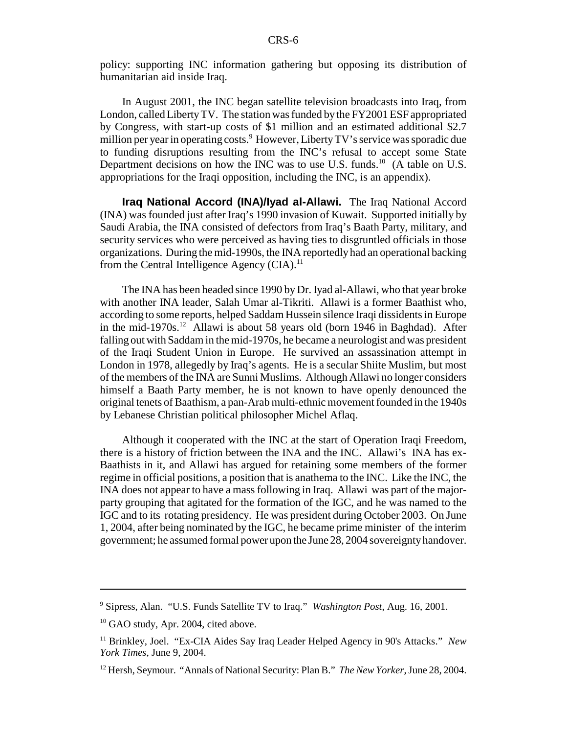policy: supporting INC information gathering but opposing its distribution of humanitarian aid inside Iraq.

In August 2001, the INC began satellite television broadcasts into Iraq, from London, called Liberty TV. The station was funded by the FY2001 ESF appropriated by Congress, with start-up costs of $1 million and an estimated additional $2.7 million per year in operating costs.[9] However, Liberty TV's service was sporadic due to funding disruptions resulting from the INC's refusal to accept some State Department decisions on how the INC was to use U.S. funds.[10] (A table on U.S. appropriations for the Iraqi opposition, including the INC, is an appendix).

**Iraq National Accord (INA)/Iyad al-Allawi.** The Iraq National Accord (INA) was founded just after Iraq's 1990 invasion of Kuwait. Supported initially by Saudi Arabia, the INA consisted of defectors from Iraq's Baath Party, military, and security services who were perceived as having ties to disgruntled officials in those organizations. During the mid-1990s, the INA reportedly had an operational backing from the Central Intelligence Agency (CIA).[11]

The INA has been headed since 1990 by Dr. Iyad al-Allawi, who that year broke with another INA leader, Salah Umar al-Tikriti. Allawi is a former Baathist who, according to some reports, helped Saddam Hussein silence Iraqi dissidents in Europe in the mid-1970s.[12] Allawi is about 58 years old (born 1946 in Baghdad). After falling out with Saddam in the mid-1970s, he became a neurologist and was president of the Iraqi Student Union in Europe. He survived an assassination attempt in London in 1978, allegedly by Iraq's agents. He is a secular Shiite Muslim, but most of the members of the INA are Sunni Muslims. Although Allawi no longer considers himself a Baath Party member, he is not known to have openly denounced the original tenets of Baathism, a pan-Arab multi-ethnic movement founded in the 1940s by Lebanese Christian political philosopher Michel Aflaq.

Although it cooperated with the INC at the start of Operation Iraqi Freedom, there is a history of friction between the INA and the INC. Allawi's INA has ex-Baathists in it, and Allawi has argued for retaining some members of the former regime in official positions, a position that is anathema to the INC. Like the INC, the INA does not appear to have a mass following in Iraq. Allawi was part of the major-party grouping that agitated for the formation of the IGC, and he was named to the IGC and to its rotating presidency. He was president during October 2003. On June 1, 2004, after being nominated by the IGC, he became prime minister of the interim government; he assumed formal power upon the June 28, 2004 sovereignty handover.

---

[9] Sipress, Alan. "U.S. Funds Satellite TV to Iraq." *Washington Post*, Aug. 16, 2001.

[10] GAO study, Apr. 2004, cited above.

[11] Brinkley, Joel. "Ex-CIA Aides Say Iraq Leader Helped Agency in 90's Attacks." *New York Times*, June 9, 2004.

[12] Hersh, Seymour. "Annals of National Security: Plan B." *The New Yorker*, June 28, 2004.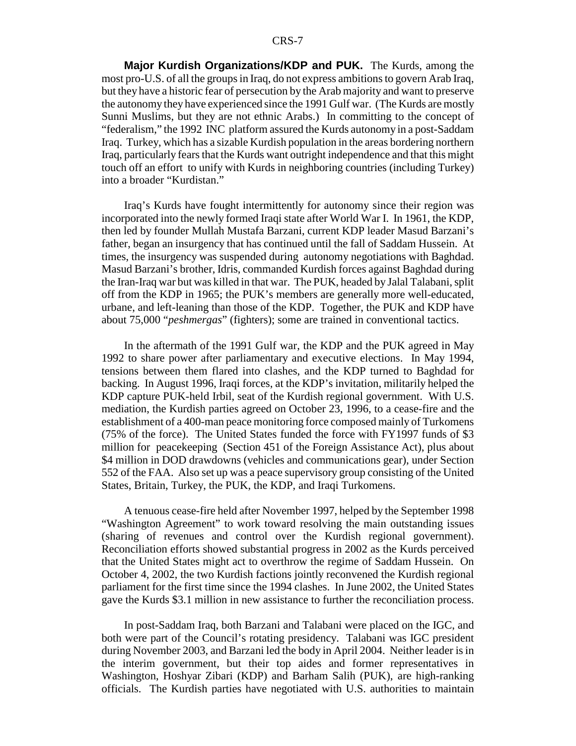**Major Kurdish Organizations/KDP and PUK.** The Kurds, among the most pro-U.S. of all the groups in Iraq, do not express ambitions to govern Arab Iraq, but they have a historic fear of persecution by the Arab majority and want to preserve the autonomy they have experienced since the 1991 Gulf war. (The Kurds are mostly Sunni Muslims, but they are not ethnic Arabs.) In committing to the concept of "federalism," the 1992 INC platform assured the Kurds autonomy in a post-Saddam Iraq. Turkey, which has a sizable Kurdish population in the areas bordering northern Iraq, particularly fears that the Kurds want outright independence and that this might touch off an effort to unify with Kurds in neighboring countries (including Turkey) into a broader "Kurdistan."

Iraq's Kurds have fought intermittently for autonomy since their region was incorporated into the newly formed Iraqi state after World War I. In 1961, the KDP, then led by founder Mullah Mustafa Barzani, current KDP leader Masud Barzani's father, began an insurgency that has continued until the fall of Saddam Hussein. At times, the insurgency was suspended during autonomy negotiations with Baghdad. Masud Barzani's brother, Idris, commanded Kurdish forces against Baghdad during the Iran-Iraq war but was killed in that war. The PUK, headed by Jalal Talabani, split off from the KDP in 1965; the PUK's members are generally more well-educated, urbane, and left-leaning than those of the KDP. Together, the PUK and KDP have about 75,000 "*peshmergas*" (fighters); some are trained in conventional tactics.

In the aftermath of the 1991 Gulf war, the KDP and the PUK agreed in May 1992 to share power after parliamentary and executive elections. In May 1994, tensions between them flared into clashes, and the KDP turned to Baghdad for backing. In August 1996, Iraqi forces, at the KDP's invitation, militarily helped the KDP capture PUK-held Irbil, seat of the Kurdish regional government. With U.S. mediation, the Kurdish parties agreed on October 23, 1996, to a cease-fire and the establishment of a 400-man peace monitoring force composed mainly of Turkomens (75% of the force). The United States funded the force with FY1997 funds of $3 million for peacekeeping (Section 451 of the Foreign Assistance Act), plus about $4 million in DOD drawdowns (vehicles and communications gear), under Section 552 of the FAA. Also set up was a peace supervisory group consisting of the United States, Britain, Turkey, the PUK, the KDP, and Iraqi Turkomens.

A tenuous cease-fire held after November 1997, helped by the September 1998 "Washington Agreement" to work toward resolving the main outstanding issues (sharing of revenues and control over the Kurdish regional government). Reconciliation efforts showed substantial progress in 2002 as the Kurds perceived that the United States might act to overthrow the regime of Saddam Hussein. On October 4, 2002, the two Kurdish factions jointly reconvened the Kurdish regional parliament for the first time since the 1994 clashes. In June 2002, the United States gave the Kurds $3.1 million in new assistance to further the reconciliation process.

In post-Saddam Iraq, both Barzani and Talabani were placed on the IGC, and both were part of the Council's rotating presidency. Talabani was IGC president during November 2003, and Barzani led the body in April 2004. Neither leader is in the interim government, but their top aides and former representatives in Washington, Hoshyar Zibari (KDP) and Barham Salih (PUK), are high-ranking officials. The Kurdish parties have negotiated with U.S. authorities to maintain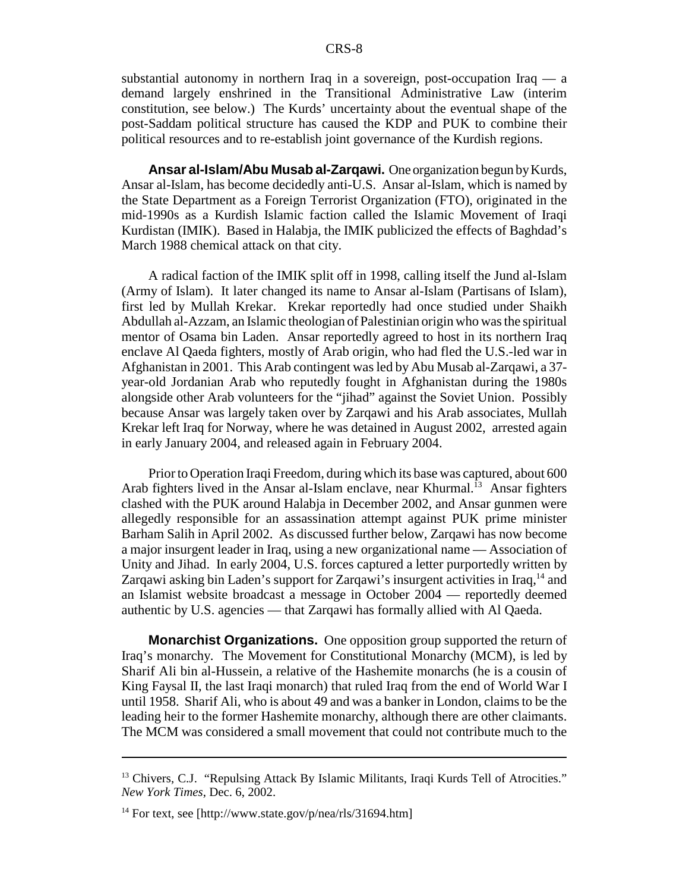substantial autonomy in northern Iraq in a sovereign, post-occupation Iraq — a demand largely enshrined in the Transitional Administrative Law (interim constitution, see below.) The Kurds' uncertainty about the eventual shape of the post-Saddam political structure has caused the KDP and PUK to combine their political resources and to re-establish joint governance of the Kurdish regions.

**Ansar al-Islam/Abu Musab al-Zarqawi.** One organization begun by Kurds, Ansar al-Islam, has become decidedly anti-U.S. Ansar al-Islam, which is named by the State Department as a Foreign Terrorist Organization (FTO), originated in the mid-1990s as a Kurdish Islamic faction called the Islamic Movement of Iraqi Kurdistan (IMIK). Based in Halabja, the IMIK publicized the effects of Baghdad's March 1988 chemical attack on that city.

A radical faction of the IMIK split off in 1998, calling itself the Jund al-Islam (Army of Islam). It later changed its name to Ansar al-Islam (Partisans of Islam), first led by Mullah Krekar. Krekar reportedly had once studied under Shaikh Abdullah al-Azzam, an Islamic theologian of Palestinian origin who was the spiritual mentor of Osama bin Laden. Ansar reportedly agreed to host in its northern Iraq enclave Al Qaeda fighters, mostly of Arab origin, who had fled the U.S.-led war in Afghanistan in 2001. This Arab contingent was led by Abu Musab al-Zarqawi, a 37-year-old Jordanian Arab who reputedly fought in Afghanistan during the 1980s alongside other Arab volunteers for the "jihad" against the Soviet Union. Possibly because Ansar was largely taken over by Zarqawi and his Arab associates, Mullah Krekar left Iraq for Norway, where he was detained in August 2002, arrested again in early January 2004, and released again in February 2004.

Prior to Operation Iraqi Freedom, during which its base was captured, about 600 Arab fighters lived in the Ansar al-Islam enclave, near Khurmal.[13] Ansar fighters clashed with the PUK around Halabja in December 2002, and Ansar gunmen were allegedly responsible for an assassination attempt against PUK prime minister Barham Salih in April 2002. As discussed further below, Zarqawi has now become a major insurgent leader in Iraq, using a new organizational name — Association of Unity and Jihad. In early 2004, U.S. forces captured a letter purportedly written by Zarqawi asking bin Laden's support for Zarqawi's insurgent activities in Iraq,[14] and an Islamist website broadcast a message in October 2004 — reportedly deemed authentic by U.S. agencies — that Zarqawi has formally allied with Al Qaeda.

**Monarchist Organizations.** One opposition group supported the return of Iraq's monarchy. The Movement for Constitutional Monarchy (MCM), is led by Sharif Ali bin al-Hussein, a relative of the Hashemite monarchs (he is a cousin of King Faysal II, the last Iraqi monarch) that ruled Iraq from the end of World War I until 1958. Sharif Ali, who is about 49 and was a banker in London, claims to be the leading heir to the former Hashemite monarchy, although there are other claimants. The MCM was considered a small movement that could not contribute much to the

---

[13] Chivers, C.J. "Repulsing Attack By Islamic Militants, Iraqi Kurds Tell of Atrocities." *New York Times*, Dec. 6, 2002.

[14] For text, see [http://www.state.gov/p/nea/rls/31694.htm]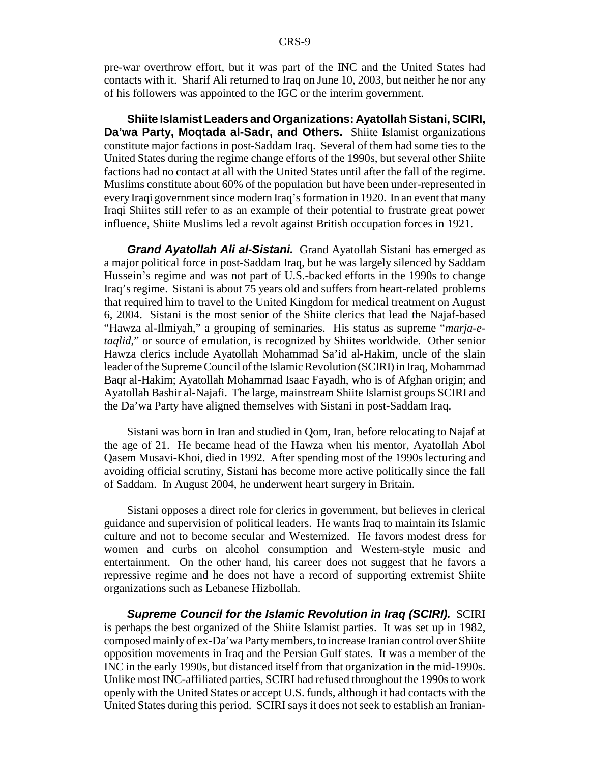pre-war overthrow effort, but it was part of the INC and the United States had contacts with it. Sharif Ali returned to Iraq on June 10, 2003, but neither he nor any of his followers was appointed to the IGC or the interim government.

**Shiite Islamist Leaders and Organizations: Ayatollah Sistani, SCIRI, Da'wa Party, Moqtada al-Sadr, and Others.** Shiite Islamist organizations constitute major factions in post-Saddam Iraq. Several of them had some ties to the United States during the regime change efforts of the 1990s, but several other Shiite factions had no contact at all with the United States until after the fall of the regime. Muslims constitute about 60% of the population but have been under-represented in every Iraqi government since modern Iraq's formation in 1920. In an event that many Iraqi Shiites still refer to as an example of their potential to frustrate great power influence, Shiite Muslims led a revolt against British occupation forces in 1921.

***Grand Ayatollah Ali al-Sistani.*** Grand Ayatollah Sistani has emerged as a major political force in post-Saddam Iraq, but he was largely silenced by Saddam Hussein's regime and was not part of U.S.-backed efforts in the 1990s to change Iraq's regime. Sistani is about 75 years old and suffers from heart-related problems that required him to travel to the United Kingdom for medical treatment on August 6, 2004. Sistani is the most senior of the Shiite clerics that lead the Najaf-based "Hawza al-Ilmiyah," a grouping of seminaries. His status as supreme "*marja-e-taqlid*," or source of emulation, is recognized by Shiites worldwide. Other senior Hawza clerics include Ayatollah Mohammad Sa'id al-Hakim, uncle of the slain leader of the Supreme Council of the Islamic Revolution (SCIRI) in Iraq, Mohammad Baqr al-Hakim; Ayatollah Mohammad Isaac Fayadh, who is of Afghan origin; and Ayatollah Bashir al-Najafi. The large, mainstream Shiite Islamist groups SCIRI and the Da'wa Party have aligned themselves with Sistani in post-Saddam Iraq.

Sistani was born in Iran and studied in Qom, Iran, before relocating to Najaf at the age of 21. He became head of the Hawza when his mentor, Ayatollah Abol Qasem Musavi-Khoi, died in 1992. After spending most of the 1990s lecturing and avoiding official scrutiny, Sistani has become more active politically since the fall of Saddam. In August 2004, he underwent heart surgery in Britain.

Sistani opposes a direct role for clerics in government, but believes in clerical guidance and supervision of political leaders. He wants Iraq to maintain its Islamic culture and not to become secular and Westernized. He favors modest dress for women and curbs on alcohol consumption and Western-style music and entertainment. On the other hand, his career does not suggest that he favors a repressive regime and he does not have a record of supporting extremist Shiite organizations such as Lebanese Hizbollah.

***Supreme Council for the Islamic Revolution in Iraq (SCIRI).*** SCIRI is perhaps the best organized of the Shiite Islamist parties. It was set up in 1982, composed mainly of ex-Da'wa Party members, to increase Iranian control over Shiite opposition movements in Iraq and the Persian Gulf states. It was a member of the INC in the early 1990s, but distanced itself from that organization in the mid-1990s. Unlike most INC-affiliated parties, SCIRI had refused throughout the 1990s to work openly with the United States or accept U.S. funds, although it had contacts with the United States during this period. SCIRI says it does not seek to establish an Iranian-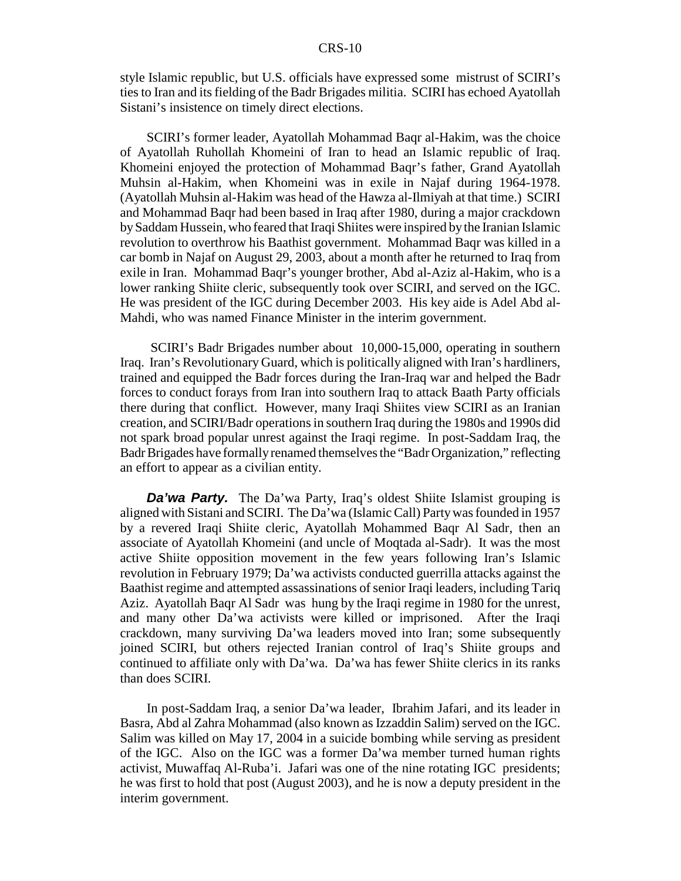style Islamic republic, but U.S. officials have expressed some mistrust of SCIRI's ties to Iran and its fielding of the Badr Brigades militia. SCIRI has echoed Ayatollah Sistani's insistence on timely direct elections.

SCIRI's former leader, Ayatollah Mohammad Baqr al-Hakim, was the choice of Ayatollah Ruhollah Khomeini of Iran to head an Islamic republic of Iraq. Khomeini enjoyed the protection of Mohammad Baqr's father, Grand Ayatollah Muhsin al-Hakim, when Khomeini was in exile in Najaf during 1964-1978. (Ayatollah Muhsin al-Hakim was head of the Hawza al-Ilmiyah at that time.) SCIRI and Mohammad Baqr had been based in Iraq after 1980, during a major crackdown by Saddam Hussein, who feared that Iraqi Shiites were inspired by the Iranian Islamic revolution to overthrow his Baathist government. Mohammad Baqr was killed in a car bomb in Najaf on August 29, 2003, about a month after he returned to Iraq from exile in Iran. Mohammad Baqr's younger brother, Abd al-Aziz al-Hakim, who is a lower ranking Shiite cleric, subsequently took over SCIRI, and served on the IGC. He was president of the IGC during December 2003. His key aide is Adel Abd al-Mahdi, who was named Finance Minister in the interim government.

SCIRI's Badr Brigades number about 10,000-15,000, operating in southern Iraq. Iran's Revolutionary Guard, which is politically aligned with Iran's hardliners, trained and equipped the Badr forces during the Iran-Iraq war and helped the Badr forces to conduct forays from Iran into southern Iraq to attack Baath Party officials there during that conflict. However, many Iraqi Shiites view SCIRI as an Iranian creation, and SCIRI/Badr operations in southern Iraq during the 1980s and 1990s did not spark broad popular unrest against the Iraqi regime. In post-Saddam Iraq, the Badr Brigades have formally renamed themselves the "Badr Organization," reflecting an effort to appear as a civilian entity.

***Da'wa Party.*** The Da'wa Party, Iraq's oldest Shiite Islamist grouping is aligned with Sistani and SCIRI. The Da'wa (Islamic Call) Party was founded in 1957 by a revered Iraqi Shiite cleric, Ayatollah Mohammed Baqr Al Sadr, then an associate of Ayatollah Khomeini (and uncle of Moqtada al-Sadr). It was the most active Shiite opposition movement in the few years following Iran's Islamic revolution in February 1979; Da'wa activists conducted guerrilla attacks against the Baathist regime and attempted assassinations of senior Iraqi leaders, including Tariq Aziz. Ayatollah Baqr Al Sadr was hung by the Iraqi regime in 1980 for the unrest, and many other Da'wa activists were killed or imprisoned. After the Iraqi crackdown, many surviving Da'wa leaders moved into Iran; some subsequently joined SCIRI, but others rejected Iranian control of Iraq's Shiite groups and continued to affiliate only with Da'wa. Da'wa has fewer Shiite clerics in its ranks than does SCIRI.

In post-Saddam Iraq, a senior Da'wa leader, Ibrahim Jafari, and its leader in Basra, Abd al Zahra Mohammad (also known as Izzaddin Salim) served on the IGC. Salim was killed on May 17, 2004 in a suicide bombing while serving as president of the IGC. Also on the IGC was a former Da'wa member turned human rights activist, Muwaffaq Al-Ruba'i. Jafari was one of the nine rotating IGC presidents; he was first to hold that post (August 2003), and he is now a deputy president in the interim government.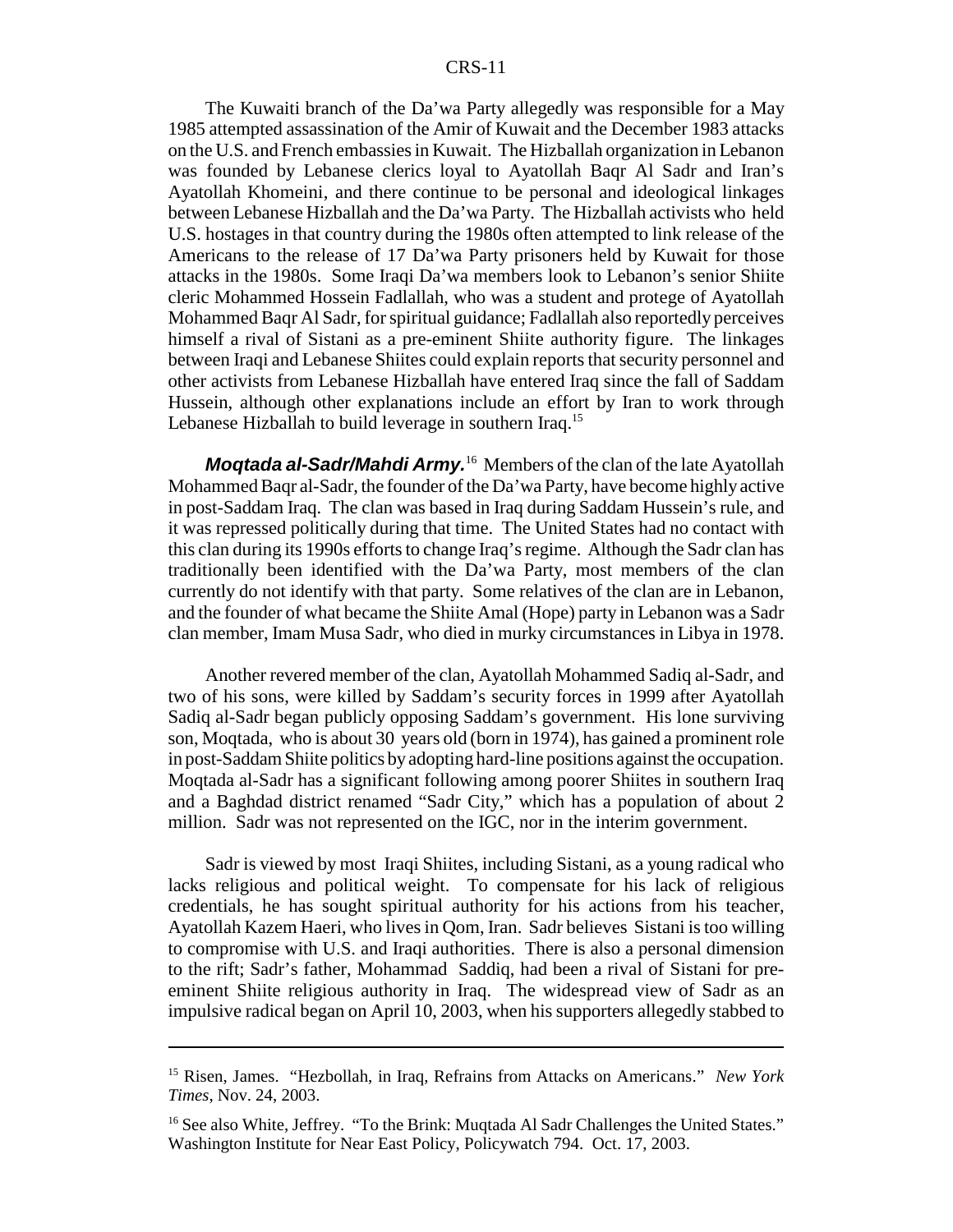The Kuwaiti branch of the Da'wa Party allegedly was responsible for a May 1985 attempted assassination of the Amir of Kuwait and the December 1983 attacks on the U.S. and French embassies in Kuwait. The Hizballah organization in Lebanon was founded by Lebanese clerics loyal to Ayatollah Baqr Al Sadr and Iran's Ayatollah Khomeini, and there continue to be personal and ideological linkages between Lebanese Hizballah and the Da'wa Party. The Hizballah activists who held U.S. hostages in that country during the 1980s often attempted to link release of the Americans to the release of 17 Da'wa Party prisoners held by Kuwait for those attacks in the 1980s. Some Iraqi Da'wa members look to Lebanon's senior Shiite cleric Mohammed Hossein Fadlallah, who was a student and protege of Ayatollah Mohammed Baqr Al Sadr, for spiritual guidance; Fadlallah also reportedly perceives himself a rival of Sistani as a pre-eminent Shiite authority figure. The linkages between Iraqi and Lebanese Shiites could explain reports that security personnel and other activists from Lebanese Hizballah have entered Iraq since the fall of Saddam Hussein, although other explanations include an effort by Iran to work through Lebanese Hizballah to build leverage in southern Iraq.[15]

***Moqtada al-Sadr/Mahdi Army.***[16] Members of the clan of the late Ayatollah Mohammed Baqr al-Sadr, the founder of the Da'wa Party, have become highly active in post-Saddam Iraq. The clan was based in Iraq during Saddam Hussein's rule, and it was repressed politically during that time. The United States had no contact with this clan during its 1990s efforts to change Iraq's regime. Although the Sadr clan has traditionally been identified with the Da'wa Party, most members of the clan currently do not identify with that party. Some relatives of the clan are in Lebanon, and the founder of what became the Shiite Amal (Hope) party in Lebanon was a Sadr clan member, Imam Musa Sadr, who died in murky circumstances in Libya in 1978.

Another revered member of the clan, Ayatollah Mohammed Sadiq al-Sadr, and two of his sons, were killed by Saddam's security forces in 1999 after Ayatollah Sadiq al-Sadr began publicly opposing Saddam's government. His lone surviving son, Moqtada, who is about 30 years old (born in 1974), has gained a prominent role in post-Saddam Shiite politics by adopting hard-line positions against the occupation. Moqtada al-Sadr has a significant following among poorer Shiites in southern Iraq and a Baghdad district renamed "Sadr City," which has a population of about 2 million. Sadr was not represented on the IGC, nor in the interim government.

Sadr is viewed by most Iraqi Shiites, including Sistani, as a young radical who lacks religious and political weight. To compensate for his lack of religious credentials, he has sought spiritual authority for his actions from his teacher, Ayatollah Kazem Haeri, who lives in Qom, Iran. Sadr believes Sistani is too willing to compromise with U.S. and Iraqi authorities. There is also a personal dimension to the rift; Sadr's father, Mohammad Saddiq, had been a rival of Sistani for pre-eminent Shiite religious authority in Iraq. The widespread view of Sadr as an impulsive radical began on April 10, 2003, when his supporters allegedly stabbed to

---

[15] Risen, James. "Hezbollah, in Iraq, Refrains from Attacks on Americans." *New York Times*, Nov. 24, 2003.

[16] See also White, Jeffrey. "To the Brink: Muqtada Al Sadr Challenges the United States." Washington Institute for Near East Policy, Policywatch 794. Oct. 17, 2003.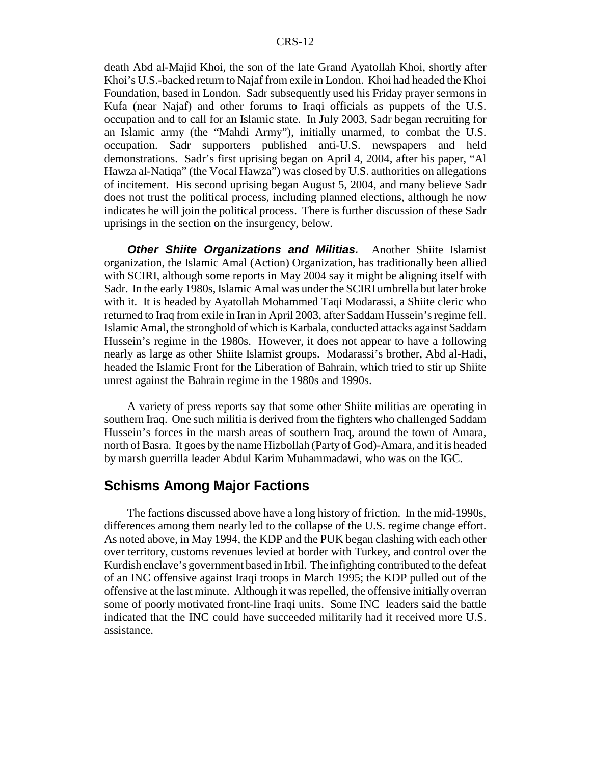death Abd al-Majid Khoi, the son of the late Grand Ayatollah Khoi, shortly after Khoi's U.S.-backed return to Najaf from exile in London. Khoi had headed the Khoi Foundation, based in London. Sadr subsequently used his Friday prayer sermons in Kufa (near Najaf) and other forums to Iraqi officials as puppets of the U.S. occupation and to call for an Islamic state. In July 2003, Sadr began recruiting for an Islamic army (the "Mahdi Army"), initially unarmed, to combat the U.S. occupation. Sadr supporters published anti-U.S. newspapers and held demonstrations. Sadr's first uprising began on April 4, 2004, after his paper, "Al Hawza al-Natiqa" (the Vocal Hawza") was closed by U.S. authorities on allegations of incitement. His second uprising began August 5, 2004, and many believe Sadr does not trust the political process, including planned elections, although he now indicates he will join the political process. There is further discussion of these Sadr uprisings in the section on the insurgency, below.

***Other Shiite Organizations and Militias.*** Another Shiite Islamist organization, the Islamic Amal (Action) Organization, has traditionally been allied with SCIRI, although some reports in May 2004 say it might be aligning itself with Sadr. In the early 1980s, Islamic Amal was under the SCIRI umbrella but later broke with it. It is headed by Ayatollah Mohammed Taqi Modarassi, a Shiite cleric who returned to Iraq from exile in Iran in April 2003, after Saddam Hussein's regime fell. Islamic Amal, the stronghold of which is Karbala, conducted attacks against Saddam Hussein's regime in the 1980s. However, it does not appear to have a following nearly as large as other Shiite Islamist groups. Modarassi's brother, Abd al-Hadi, headed the Islamic Front for the Liberation of Bahrain, which tried to stir up Shiite unrest against the Bahrain regime in the 1980s and 1990s.

A variety of press reports say that some other Shiite militias are operating in southern Iraq. One such militia is derived from the fighters who challenged Saddam Hussein's forces in the marsh areas of southern Iraq, around the town of Amara, north of Basra. It goes by the name Hizbollah (Party of God)-Amara, and it is headed by marsh guerrilla leader Abdul Karim Muhammadawi, who was on the IGC.

## Schisms Among Major Factions

The factions discussed above have a long history of friction. In the mid-1990s, differences among them nearly led to the collapse of the U.S. regime change effort. As noted above, in May 1994, the KDP and the PUK began clashing with each other over territory, customs revenues levied at border with Turkey, and control over the Kurdish enclave's government based in Irbil. The infighting contributed to the defeat of an INC offensive against Iraqi troops in March 1995; the KDP pulled out of the offensive at the last minute. Although it was repelled, the offensive initially overran some of poorly motivated front-line Iraqi units. Some INC leaders said the battle indicated that the INC could have succeeded militarily had it received more U.S. assistance.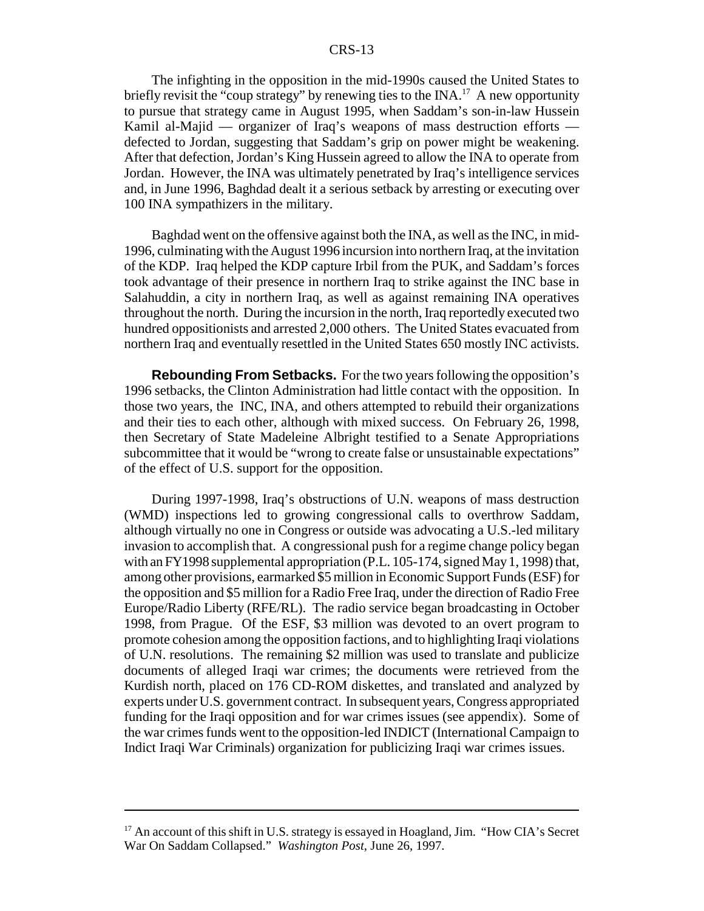The infighting in the opposition in the mid-1990s caused the United States to briefly revisit the "coup strategy" by renewing ties to the INA.[17] A new opportunity to pursue that strategy came in August 1995, when Saddam's son-in-law Hussein Kamil al-Majid — organizer of Iraq's weapons of mass destruction efforts — defected to Jordan, suggesting that Saddam's grip on power might be weakening. After that defection, Jordan's King Hussein agreed to allow the INA to operate from Jordan. However, the INA was ultimately penetrated by Iraq's intelligence services and, in June 1996, Baghdad dealt it a serious setback by arresting or executing over 100 INA sympathizers in the military.

Baghdad went on the offensive against both the INA, as well as the INC, in mid-1996, culminating with the August 1996 incursion into northern Iraq, at the invitation of the KDP. Iraq helped the KDP capture Irbil from the PUK, and Saddam's forces took advantage of their presence in northern Iraq to strike against the INC base in Salahuddin, a city in northern Iraq, as well as against remaining INA operatives throughout the north. During the incursion in the north, Iraq reportedly executed two hundred oppositionists and arrested 2,000 others. The United States evacuated from northern Iraq and eventually resettled in the United States 650 mostly INC activists.

**Rebounding From Setbacks.** For the two years following the opposition's 1996 setbacks, the Clinton Administration had little contact with the opposition. In those two years, the INC, INA, and others attempted to rebuild their organizations and their ties to each other, although with mixed success. On February 26, 1998, then Secretary of State Madeleine Albright testified to a Senate Appropriations subcommittee that it would be "wrong to create false or unsustainable expectations" of the effect of U.S. support for the opposition.

During 1997-1998, Iraq's obstructions of U.N. weapons of mass destruction (WMD) inspections led to growing congressional calls to overthrow Saddam, although virtually no one in Congress or outside was advocating a U.S.-led military invasion to accomplish that. A congressional push for a regime change policy began with an FY1998 supplemental appropriation (P.L. 105-174, signed May 1, 1998) that, among other provisions, earmarked $5 million in Economic Support Funds (ESF) for the opposition and $5 million for a Radio Free Iraq, under the direction of Radio Free Europe/Radio Liberty (RFE/RL). The radio service began broadcasting in October 1998, from Prague. Of the ESF, $3 million was devoted to an overt program to promote cohesion among the opposition factions, and to highlighting Iraqi violations of U.N. resolutions. The remaining $2 million was used to translate and publicize documents of alleged Iraqi war crimes; the documents were retrieved from the Kurdish north, placed on 176 CD-ROM diskettes, and translated and analyzed by experts under U.S. government contract. In subsequent years, Congress appropriated funding for the Iraqi opposition and for war crimes issues (see appendix). Some of the war crimes funds went to the opposition-led INDICT (International Campaign to Indict Iraqi War Criminals) organization for publicizing Iraqi war crimes issues.

---

[17] An account of this shift in U.S. strategy is essayed in Hoagland, Jim. "How CIA's Secret War On Saddam Collapsed." *Washington Post*, June 26, 1997.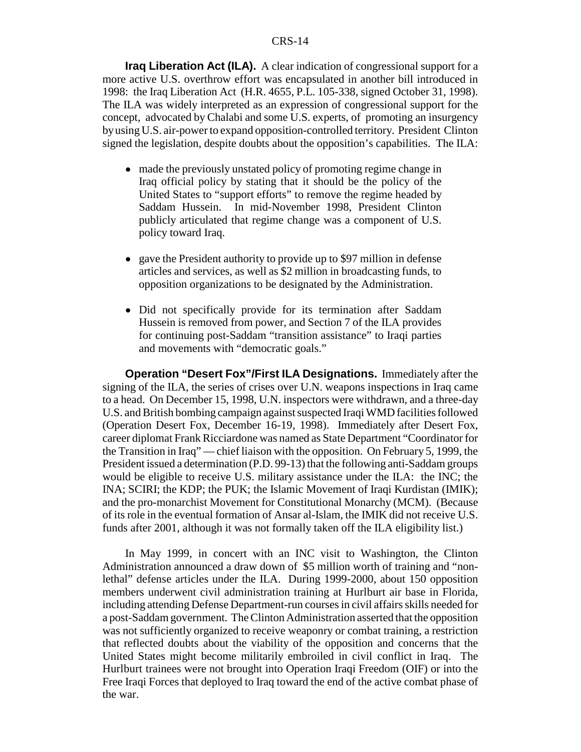**Iraq Liberation Act (ILA).** A clear indication of congressional support for a more active U.S. overthrow effort was encapsulated in another bill introduced in 1998: the Iraq Liberation Act (H.R. 4655, P.L. 105-338, signed October 31, 1998). The ILA was widely interpreted as an expression of congressional support for the concept, advocated by Chalabi and some U.S. experts, of promoting an insurgency by using U.S. air-power to expand opposition-controlled territory. President Clinton signed the legislation, despite doubts about the opposition's capabilities. The ILA:

- made the previously unstated policy of promoting regime change in Iraq official policy by stating that it should be the policy of the United States to "support efforts" to remove the regime headed by Saddam Hussein. In mid-November 1998, President Clinton publicly articulated that regime change was a component of U.S. policy toward Iraq.
- gave the President authority to provide up to $97 million in defense articles and services, as well as $2 million in broadcasting funds, to opposition organizations to be designated by the Administration.
- Did not specifically provide for its termination after Saddam Hussein is removed from power, and Section 7 of the ILA provides for continuing post-Saddam "transition assistance" to Iraqi parties and movements with "democratic goals."

**Operation "Desert Fox"/First ILA Designations.** Immediately after the signing of the ILA, the series of crises over U.N. weapons inspections in Iraq came to a head. On December 15, 1998, U.N. inspectors were withdrawn, and a three-day U.S. and British bombing campaign against suspected Iraqi WMD facilities followed (Operation Desert Fox, December 16-19, 1998). Immediately after Desert Fox, career diplomat Frank Ricciardone was named as State Department "Coordinator for the Transition in Iraq" — chief liaison with the opposition. On February 5, 1999, the President issued a determination (P.D. 99-13) that the following anti-Saddam groups would be eligible to receive U.S. military assistance under the ILA: the INC; the INA; SCIRI; the KDP; the PUK; the Islamic Movement of Iraqi Kurdistan (IMIK); and the pro-monarchist Movement for Constitutional Monarchy (MCM). (Because of its role in the eventual formation of Ansar al-Islam, the IMIK did not receive U.S. funds after 2001, although it was not formally taken off the ILA eligibility list.)

In May 1999, in concert with an INC visit to Washington, the Clinton Administration announced a draw down of $5 million worth of training and "non-lethal" defense articles under the ILA. During 1999-2000, about 150 opposition members underwent civil administration training at Hurlburt air base in Florida, including attending Defense Department-run courses in civil affairs skills needed for a post-Saddam government. The Clinton Administration asserted that the opposition was not sufficiently organized to receive weaponry or combat training, a restriction that reflected doubts about the viability of the opposition and concerns that the United States might become militarily embroiled in civil conflict in Iraq. The Hurlburt trainees were not brought into Operation Iraqi Freedom (OIF) or into the Free Iraqi Forces that deployed to Iraq toward the end of the active combat phase of the war.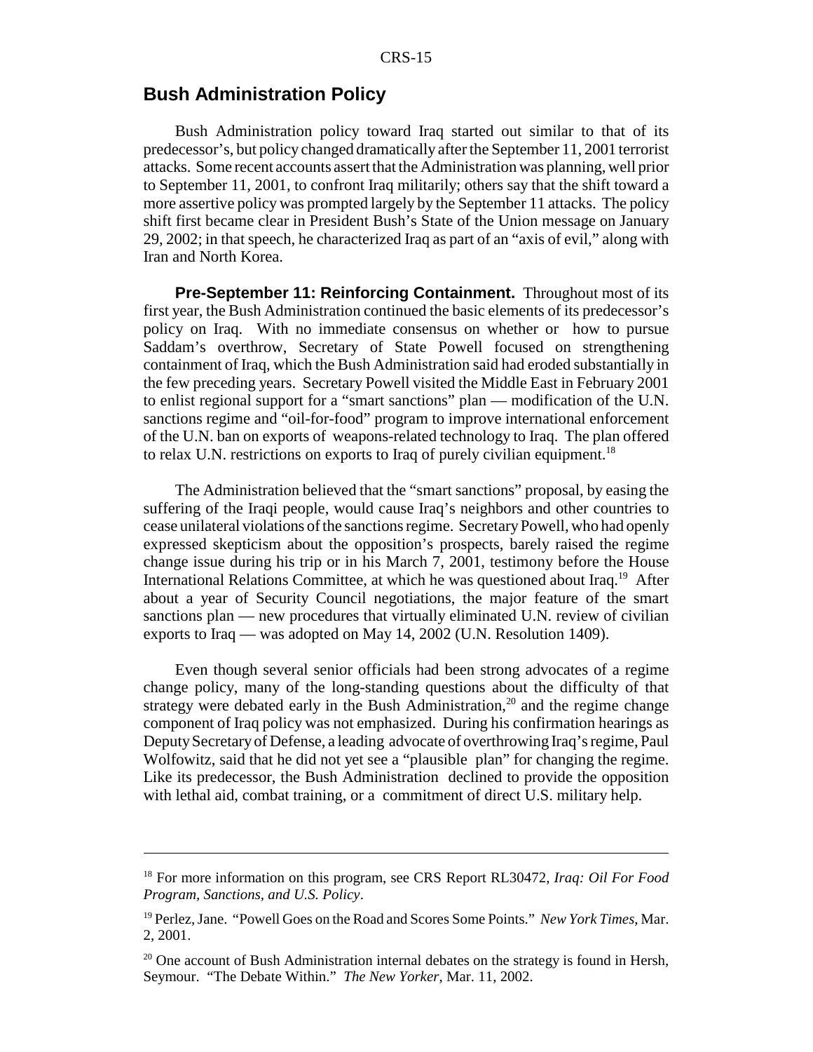## Bush Administration Policy

Bush Administration policy toward Iraq started out similar to that of its predecessor's, but policy changed dramatically after the September 11, 2001 terrorist attacks. Some recent accounts assert that the Administration was planning, well prior to September 11, 2001, to confront Iraq militarily; others say that the shift toward a more assertive policy was prompted largely by the September 11 attacks. The policy shift first became clear in President Bush's State of the Union message on January 29, 2002; in that speech, he characterized Iraq as part of an "axis of evil," along with Iran and North Korea.

**Pre-September 11: Reinforcing Containment.** Throughout most of its first year, the Bush Administration continued the basic elements of its predecessor's policy on Iraq. With no immediate consensus on whether or how to pursue Saddam's overthrow, Secretary of State Powell focused on strengthening containment of Iraq, which the Bush Administration said had eroded substantially in the few preceding years. Secretary Powell visited the Middle East in February 2001 to enlist regional support for a "smart sanctions" plan — modification of the U.N. sanctions regime and "oil-for-food" program to improve international enforcement of the U.N. ban on exports of weapons-related technology to Iraq. The plan offered to relax U.N. restrictions on exports to Iraq of purely civilian equipment.[18]

The Administration believed that the "smart sanctions" proposal, by easing the suffering of the Iraqi people, would cause Iraq's neighbors and other countries to cease unilateral violations of the sanctions regime. Secretary Powell, who had openly expressed skepticism about the opposition's prospects, barely raised the regime change issue during his trip or in his March 7, 2001, testimony before the House International Relations Committee, at which he was questioned about Iraq.[19] After about a year of Security Council negotiations, the major feature of the smart sanctions plan — new procedures that virtually eliminated U.N. review of civilian exports to Iraq — was adopted on May 14, 2002 (U.N. Resolution 1409).

Even though several senior officials had been strong advocates of a regime change policy, many of the long-standing questions about the difficulty of that strategy were debated early in the Bush Administration,[20] and the regime change component of Iraq policy was not emphasized. During his confirmation hearings as Deputy Secretary of Defense, a leading advocate of overthrowing Iraq's regime, Paul Wolfowitz, said that he did not yet see a "plausible plan" for changing the regime. Like its predecessor, the Bush Administration declined to provide the opposition with lethal aid, combat training, or a commitment of direct U.S. military help.

---

[18] For more information on this program, see CRS Report RL30472, *Iraq: Oil For Food Program, Sanctions, and U.S. Policy*.

[19] Perlez, Jane. "Powell Goes on the Road and Scores Some Points." *New York Times*, Mar. 2, 2001.

[20] One account of Bush Administration internal debates on the strategy is found in Hersh, Seymour. "The Debate Within." *The New Yorker*, Mar. 11, 2002.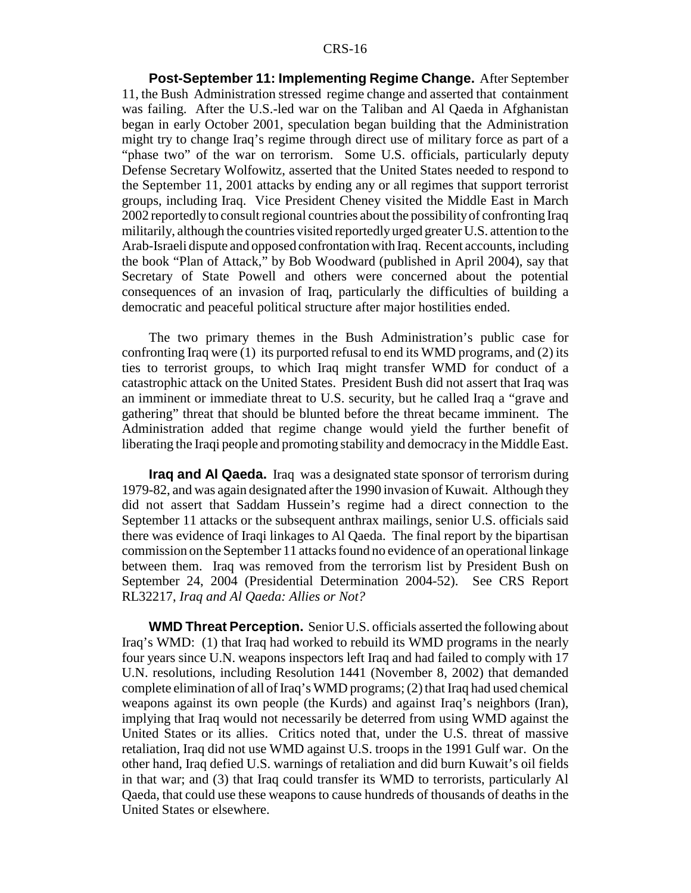**Post-September 11: Implementing Regime Change.** After September 11, the Bush Administration stressed regime change and asserted that containment was failing. After the U.S.-led war on the Taliban and Al Qaeda in Afghanistan began in early October 2001, speculation began building that the Administration might try to change Iraq's regime through direct use of military force as part of a "phase two" of the war on terrorism. Some U.S. officials, particularly deputy Defense Secretary Wolfowitz, asserted that the United States needed to respond to the September 11, 2001 attacks by ending any or all regimes that support terrorist groups, including Iraq. Vice President Cheney visited the Middle East in March 2002 reportedly to consult regional countries about the possibility of confronting Iraq militarily, although the countries visited reportedly urged greater U.S. attention to the Arab-Israeli dispute and opposed confrontation with Iraq. Recent accounts, including the book "Plan of Attack," by Bob Woodward (published in April 2004), say that Secretary of State Powell and others were concerned about the potential consequences of an invasion of Iraq, particularly the difficulties of building a democratic and peaceful political structure after major hostilities ended.

The two primary themes in the Bush Administration's public case for confronting Iraq were (1) its purported refusal to end its WMD programs, and (2) its ties to terrorist groups, to which Iraq might transfer WMD for conduct of a catastrophic attack on the United States. President Bush did not assert that Iraq was an imminent or immediate threat to U.S. security, but he called Iraq a "grave and gathering" threat that should be blunted before the threat became imminent. The Administration added that regime change would yield the further benefit of liberating the Iraqi people and promoting stability and democracy in the Middle East.

**Iraq and Al Qaeda.** Iraq was a designated state sponsor of terrorism during 1979-82, and was again designated after the 1990 invasion of Kuwait. Although they did not assert that Saddam Hussein's regime had a direct connection to the September 11 attacks or the subsequent anthrax mailings, senior U.S. officials said there was evidence of Iraqi linkages to Al Qaeda. The final report by the bipartisan commission on the September 11 attacks found no evidence of an operational linkage between them. Iraq was removed from the terrorism list by President Bush on September 24, 2004 (Presidential Determination 2004-52). See CRS Report RL32217, *Iraq and Al Qaeda: Allies or Not?*

**WMD Threat Perception.** Senior U.S. officials asserted the following about Iraq's WMD: (1) that Iraq had worked to rebuild its WMD programs in the nearly four years since U.N. weapons inspectors left Iraq and had failed to comply with 17 U.N. resolutions, including Resolution 1441 (November 8, 2002) that demanded complete elimination of all of Iraq's WMD programs; (2) that Iraq had used chemical weapons against its own people (the Kurds) and against Iraq's neighbors (Iran), implying that Iraq would not necessarily be deterred from using WMD against the United States or its allies. Critics noted that, under the U.S. threat of massive retaliation, Iraq did not use WMD against U.S. troops in the 1991 Gulf war. On the other hand, Iraq defied U.S. warnings of retaliation and did burn Kuwait's oil fields in that war; and (3) that Iraq could transfer its WMD to terrorists, particularly Al Qaeda, that could use these weapons to cause hundreds of thousands of deaths in the United States or elsewhere.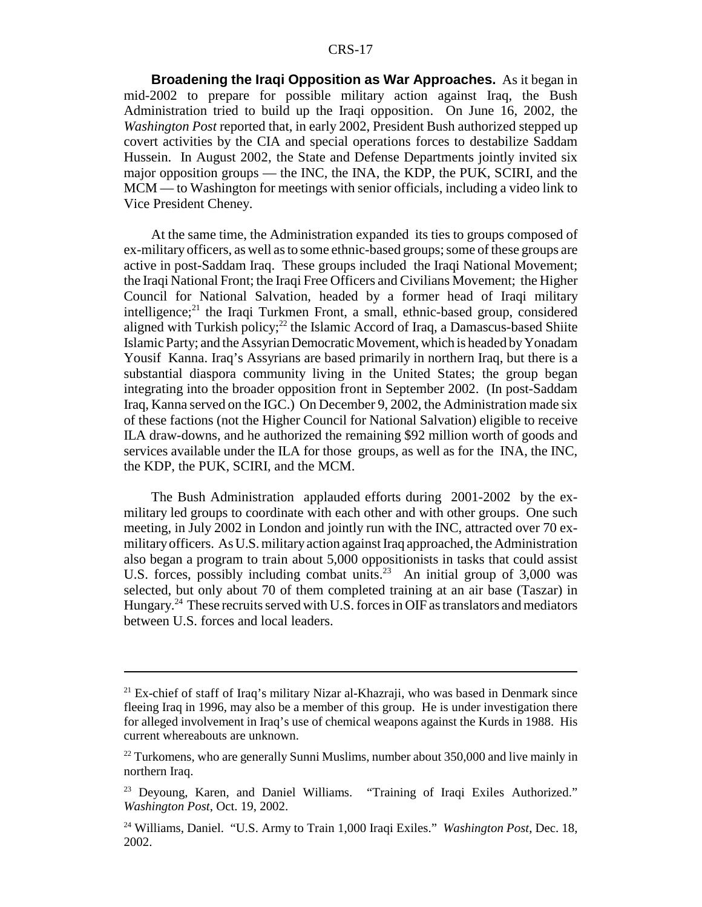**Broadening the Iraqi Opposition as War Approaches.** As it began in mid-2002 to prepare for possible military action against Iraq, the Bush Administration tried to build up the Iraqi opposition. On June 16, 2002, the *Washington Post* reported that, in early 2002, President Bush authorized stepped up covert activities by the CIA and special operations forces to destabilize Saddam Hussein. In August 2002, the State and Defense Departments jointly invited six major opposition groups — the INC, the INA, the KDP, the PUK, SCIRI, and the MCM — to Washington for meetings with senior officials, including a video link to Vice President Cheney.

At the same time, the Administration expanded its ties to groups composed of ex-military officers, as well as to some ethnic-based groups; some of these groups are active in post-Saddam Iraq. These groups included the Iraqi National Movement; the Iraqi National Front; the Iraqi Free Officers and Civilians Movement; the Higher Council for National Salvation, headed by a former head of Iraqi military intelligence;[21] the Iraqi Turkmen Front, a small, ethnic-based group, considered aligned with Turkish policy;[22] the Islamic Accord of Iraq, a Damascus-based Shiite Islamic Party; and the Assyrian Democratic Movement, which is headed by Yonadam Yousif Kanna. Iraq's Assyrians are based primarily in northern Iraq, but there is a substantial diaspora community living in the United States; the group began integrating into the broader opposition front in September 2002. (In post-Saddam Iraq, Kanna served on the IGC.) On December 9, 2002, the Administration made six of these factions (not the Higher Council for National Salvation) eligible to receive ILA draw-downs, and he authorized the remaining $92 million worth of goods and services available under the ILA for those groups, as well as for the INA, the INC, the KDP, the PUK, SCIRI, and the MCM.

The Bush Administration applauded efforts during 2001-2002 by the ex-military led groups to coordinate with each other and with other groups. One such meeting, in July 2002 in London and jointly run with the INC, attracted over 70 ex-military officers. As U.S. military action against Iraq approached, the Administration also began a program to train about 5,000 oppositionists in tasks that could assist U.S. forces, possibly including combat units.[23] An initial group of 3,000 was selected, but only about 70 of them completed training at an air base (Taszar) in Hungary.[24] These recruits served with U.S. forces in OIF as translators and mediators between U.S. forces and local leaders.

---

[21] Ex-chief of staff of Iraq's military Nizar al-Khazraji, who was based in Denmark since fleeing Iraq in 1996, may also be a member of this group. He is under investigation there for alleged involvement in Iraq's use of chemical weapons against the Kurds in 1988. His current whereabouts are unknown.

[22] Turkomens, who are generally Sunni Muslims, number about 350,000 and live mainly in northern Iraq.

[23] Deyoung, Karen, and Daniel Williams. "Training of Iraqi Exiles Authorized." *Washington Post*, Oct. 19, 2002.

[24] Williams, Daniel. "U.S. Army to Train 1,000 Iraqi Exiles." *Washington Post*, Dec. 18, 2002.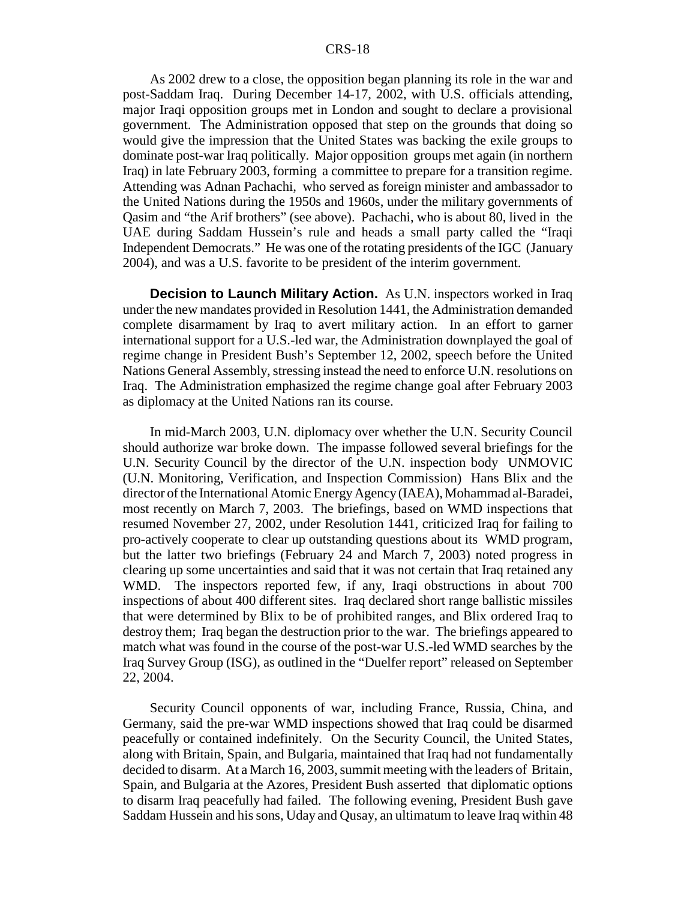As 2002 drew to a close, the opposition began planning its role in the war and post-Saddam Iraq. During December 14-17, 2002, with U.S. officials attending, major Iraqi opposition groups met in London and sought to declare a provisional government. The Administration opposed that step on the grounds that doing so would give the impression that the United States was backing the exile groups to dominate post-war Iraq politically. Major opposition groups met again (in northern Iraq) in late February 2003, forming a committee to prepare for a transition regime. Attending was Adnan Pachachi, who served as foreign minister and ambassador to the United Nations during the 1950s and 1960s, under the military governments of Qasim and "the Arif brothers" (see above). Pachachi, who is about 80, lived in the UAE during Saddam Hussein's rule and heads a small party called the "Iraqi Independent Democrats." He was one of the rotating presidents of the IGC (January 2004), and was a U.S. favorite to be president of the interim government.

**Decision to Launch Military Action.** As U.N. inspectors worked in Iraq under the new mandates provided in Resolution 1441, the Administration demanded complete disarmament by Iraq to avert military action. In an effort to garner international support for a U.S.-led war, the Administration downplayed the goal of regime change in President Bush's September 12, 2002, speech before the United Nations General Assembly, stressing instead the need to enforce U.N. resolutions on Iraq. The Administration emphasized the regime change goal after February 2003 as diplomacy at the United Nations ran its course.

In mid-March 2003, U.N. diplomacy over whether the U.N. Security Council should authorize war broke down. The impasse followed several briefings for the U.N. Security Council by the director of the U.N. inspection body UNMOVIC (U.N. Monitoring, Verification, and Inspection Commission) Hans Blix and the director of the International Atomic Energy Agency (IAEA), Mohammad al-Baradei, most recently on March 7, 2003. The briefings, based on WMD inspections that resumed November 27, 2002, under Resolution 1441, criticized Iraq for failing to pro-actively cooperate to clear up outstanding questions about its WMD program, but the latter two briefings (February 24 and March 7, 2003) noted progress in clearing up some uncertainties and said that it was not certain that Iraq retained any WMD. The inspectors reported few, if any, Iraqi obstructions in about 700 inspections of about 400 different sites. Iraq declared short range ballistic missiles that were determined by Blix to be of prohibited ranges, and Blix ordered Iraq to destroy them; Iraq began the destruction prior to the war. The briefings appeared to match what was found in the course of the post-war U.S.-led WMD searches by the Iraq Survey Group (ISG), as outlined in the "Duelfer report" released on September 22, 2004.

Security Council opponents of war, including France, Russia, China, and Germany, said the pre-war WMD inspections showed that Iraq could be disarmed peacefully or contained indefinitely. On the Security Council, the United States, along with Britain, Spain, and Bulgaria, maintained that Iraq had not fundamentally decided to disarm. At a March 16, 2003, summit meeting with the leaders of Britain, Spain, and Bulgaria at the Azores, President Bush asserted that diplomatic options to disarm Iraq peacefully had failed. The following evening, President Bush gave Saddam Hussein and his sons, Uday and Qusay, an ultimatum to leave Iraq within 48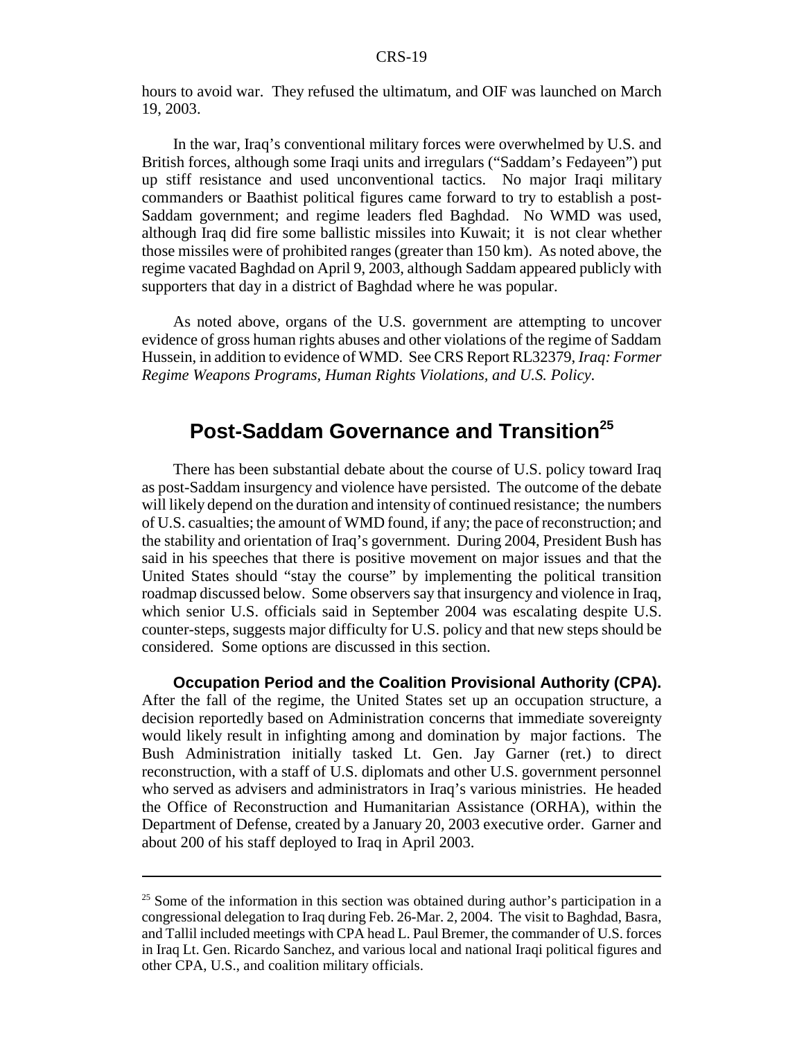hours to avoid war. They refused the ultimatum, and OIF was launched on March 19, 2003.

In the war, Iraq's conventional military forces were overwhelmed by U.S. and British forces, although some Iraqi units and irregulars ("Saddam's Fedayeen") put up stiff resistance and used unconventional tactics. No major Iraqi military commanders or Baathist political figures came forward to try to establish a post-Saddam government; and regime leaders fled Baghdad. No WMD was used, although Iraq did fire some ballistic missiles into Kuwait; it is not clear whether those missiles were of prohibited ranges (greater than 150 km). As noted above, the regime vacated Baghdad on April 9, 2003, although Saddam appeared publicly with supporters that day in a district of Baghdad where he was popular.

As noted above, organs of the U.S. government are attempting to uncover evidence of gross human rights abuses and other violations of the regime of Saddam Hussein, in addition to evidence of WMD. See CRS Report RL32379, *Iraq: Former Regime Weapons Programs, Human Rights Violations, and U.S. Policy*.

## Post-Saddam Governance and Transition[25]

There has been substantial debate about the course of U.S. policy toward Iraq as post-Saddam insurgency and violence have persisted. The outcome of the debate will likely depend on the duration and intensity of continued resistance; the numbers of U.S. casualties; the amount of WMD found, if any; the pace of reconstruction; and the stability and orientation of Iraq's government. During 2004, President Bush has said in his speeches that there is positive movement on major issues and that the United States should "stay the course" by implementing the political transition roadmap discussed below. Some observers say that insurgency and violence in Iraq, which senior U.S. officials said in September 2004 was escalating despite U.S. counter-steps, suggests major difficulty for U.S. policy and that new steps should be considered. Some options are discussed in this section.

**Occupation Period and the Coalition Provisional Authority (CPA).** After the fall of the regime, the United States set up an occupation structure, a decision reportedly based on Administration concerns that immediate sovereignty would likely result in infighting among and domination by major factions. The Bush Administration initially tasked Lt. Gen. Jay Garner (ret.) to direct reconstruction, with a staff of U.S. diplomats and other U.S. government personnel who served as advisers and administrators in Iraq's various ministries. He headed the Office of Reconstruction and Humanitarian Assistance (ORHA), within the Department of Defense, created by a January 20, 2003 executive order. Garner and about 200 of his staff deployed to Iraq in April 2003.

---

[25] Some of the information in this section was obtained during author's participation in a congressional delegation to Iraq during Feb. 26-Mar. 2, 2004. The visit to Baghdad, Basra, and Tallil included meetings with CPA head L. Paul Bremer, the commander of U.S. forces in Iraq Lt. Gen. Ricardo Sanchez, and various local and national Iraqi political figures and other CPA, U.S., and coalition military officials.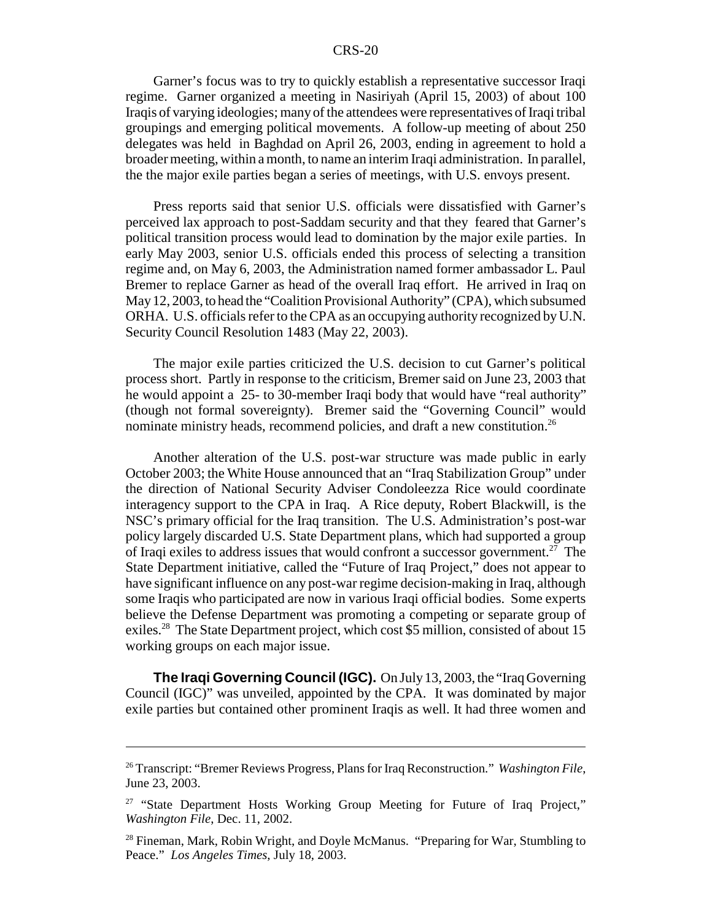Garner's focus was to try to quickly establish a representative successor Iraqi regime. Garner organized a meeting in Nasiriyah (April 15, 2003) of about 100 Iraqis of varying ideologies; many of the attendees were representatives of Iraqi tribal groupings and emerging political movements. A follow-up meeting of about 250 delegates was held in Baghdad on April 26, 2003, ending in agreement to hold a broader meeting, within a month, to name an interim Iraqi administration. In parallel, the the major exile parties began a series of meetings, with U.S. envoys present.

Press reports said that senior U.S. officials were dissatisfied with Garner's perceived lax approach to post-Saddam security and that they feared that Garner's political transition process would lead to domination by the major exile parties. In early May 2003, senior U.S. officials ended this process of selecting a transition regime and, on May 6, 2003, the Administration named former ambassador L. Paul Bremer to replace Garner as head of the overall Iraq effort. He arrived in Iraq on May 12, 2003, to head the "Coalition Provisional Authority" (CPA), which subsumed ORHA. U.S. officials refer to the CPA as an occupying authority recognized by U.N. Security Council Resolution 1483 (May 22, 2003).

The major exile parties criticized the U.S. decision to cut Garner's political process short. Partly in response to the criticism, Bremer said on June 23, 2003 that he would appoint a 25- to 30-member Iraqi body that would have "real authority" (though not formal sovereignty). Bremer said the "Governing Council" would nominate ministry heads, recommend policies, and draft a new constitution.[26]

Another alteration of the U.S. post-war structure was made public in early October 2003; the White House announced that an "Iraq Stabilization Group" under the direction of National Security Adviser Condoleezza Rice would coordinate interagency support to the CPA in Iraq. A Rice deputy, Robert Blackwill, is the NSC's primary official for the Iraq transition. The U.S. Administration's post-war policy largely discarded U.S. State Department plans, which had supported a group of Iraqi exiles to address issues that would confront a successor government.[27] The State Department initiative, called the "Future of Iraq Project," does not appear to have significant influence on any post-war regime decision-making in Iraq, although some Iraqis who participated are now in various Iraqi official bodies. Some experts believe the Defense Department was promoting a competing or separate group of exiles.[28] The State Department project, which cost $5 million, consisted of about 15 working groups on each major issue.

**The Iraqi Governing Council (IGC).** On July 13, 2003, the "Iraq Governing Council (IGC)" was unveiled, appointed by the CPA. It was dominated by major exile parties but contained other prominent Iraqis as well. It had three women and

---

[26] Transcript: "Bremer Reviews Progress, Plans for Iraq Reconstruction." *Washington File*, June 23, 2003.

[27] "State Department Hosts Working Group Meeting for Future of Iraq Project," *Washington File*, Dec. 11, 2002.

[28] Fineman, Mark, Robin Wright, and Doyle McManus. "Preparing for War, Stumbling to Peace." *Los Angeles Times*, July 18, 2003.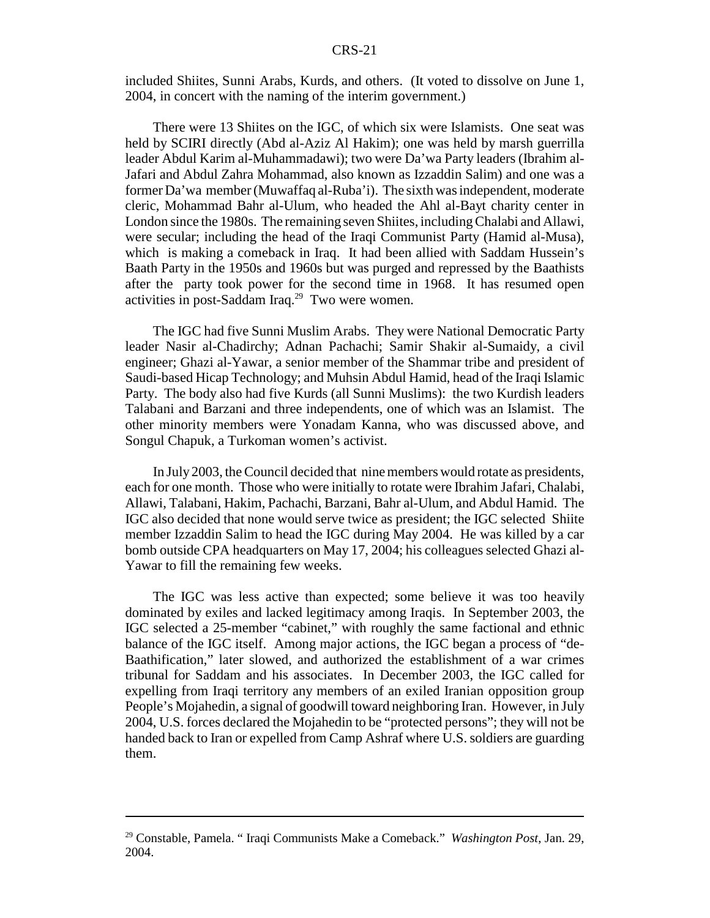included Shiites, Sunni Arabs, Kurds, and others. (It voted to dissolve on June 1, 2004, in concert with the naming of the interim government.)

There were 13 Shiites on the IGC, of which six were Islamists. One seat was held by SCIRI directly (Abd al-Aziz Al Hakim); one was held by marsh guerrilla leader Abdul Karim al-Muhammadawi); two were Da'wa Party leaders (Ibrahim al-Jafari and Abdul Zahra Mohammad, also known as Izzaddin Salim) and one was a former Da'wa member (Muwaffaq al-Ruba'i). The sixth was independent, moderate cleric, Mohammad Bahr al-Ulum, who headed the Ahl al-Bayt charity center in London since the 1980s. The remaining seven Shiites, including Chalabi and Allawi, were secular; including the head of the Iraqi Communist Party (Hamid al-Musa), which is making a comeback in Iraq. It had been allied with Saddam Hussein's Baath Party in the 1950s and 1960s but was purged and repressed by the Baathists after the party took power for the second time in 1968. It has resumed open activities in post-Saddam Iraq.[29] Two were women.

The IGC had five Sunni Muslim Arabs. They were National Democratic Party leader Nasir al-Chadirchy; Adnan Pachachi; Samir Shakir al-Sumaidy, a civil engineer; Ghazi al-Yawar, a senior member of the Shammar tribe and president of Saudi-based Hicap Technology; and Muhsin Abdul Hamid, head of the Iraqi Islamic Party. The body also had five Kurds (all Sunni Muslims): the two Kurdish leaders Talabani and Barzani and three independents, one of which was an Islamist. The other minority members were Yonadam Kanna, who was discussed above, and Songul Chapuk, a Turkoman women's activist.

In July 2003, the Council decided that nine members would rotate as presidents, each for one month. Those who were initially to rotate were Ibrahim Jafari, Chalabi, Allawi, Talabani, Hakim, Pachachi, Barzani, Bahr al-Ulum, and Abdul Hamid. The IGC also decided that none would serve twice as president; the IGC selected Shiite member Izzaddin Salim to head the IGC during May 2004. He was killed by a car bomb outside CPA headquarters on May 17, 2004; his colleagues selected Ghazi al-Yawar to fill the remaining few weeks.

The IGC was less active than expected; some believe it was too heavily dominated by exiles and lacked legitimacy among Iraqis. In September 2003, the IGC selected a 25-member "cabinet," with roughly the same factional and ethnic balance of the IGC itself. Among major actions, the IGC began a process of "de-Baathification," later slowed, and authorized the establishment of a war crimes tribunal for Saddam and his associates. In December 2003, the IGC called for expelling from Iraqi territory any members of an exiled Iranian opposition group People's Mojahedin, a signal of goodwill toward neighboring Iran. However, in July 2004, U.S. forces declared the Mojahedin to be "protected persons"; they will not be handed back to Iran or expelled from Camp Ashraf where U.S. soldiers are guarding them.

---

[29] Constable, Pamela. " Iraqi Communists Make a Comeback." *Washington Post*, Jan. 29, 2004.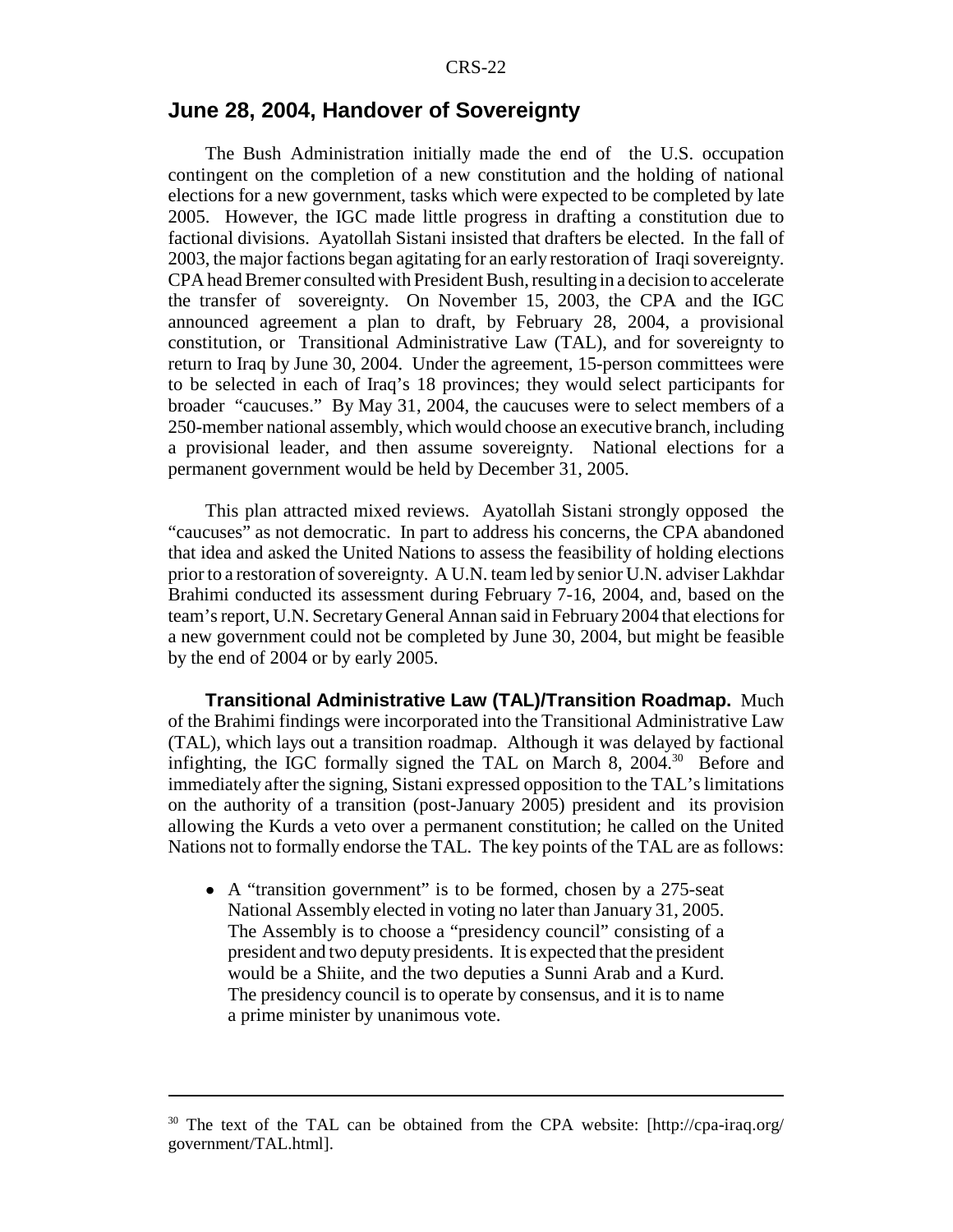## June 28, 2004, Handover of Sovereignty

The Bush Administration initially made the end of the U.S. occupation contingent on the completion of a new constitution and the holding of national elections for a new government, tasks which were expected to be completed by late 2005. However, the IGC made little progress in drafting a constitution due to factional divisions. Ayatollah Sistani insisted that drafters be elected. In the fall of 2003, the major factions began agitating for an early restoration of Iraqi sovereignty. CPA head Bremer consulted with President Bush, resulting in a decision to accelerate the transfer of sovereignty. On November 15, 2003, the CPA and the IGC announced agreement a plan to draft, by February 28, 2004, a provisional constitution, or Transitional Administrative Law (TAL), and for sovereignty to return to Iraq by June 30, 2004. Under the agreement, 15-person committees were to be selected in each of Iraq's 18 provinces; they would select participants for broader "caucuses." By May 31, 2004, the caucuses were to select members of a 250-member national assembly, which would choose an executive branch, including a provisional leader, and then assume sovereignty. National elections for a permanent government would be held by December 31, 2005.

This plan attracted mixed reviews. Ayatollah Sistani strongly opposed the "caucuses" as not democratic. In part to address his concerns, the CPA abandoned that idea and asked the United Nations to assess the feasibility of holding elections prior to a restoration of sovereignty. A U.N. team led by senior U.N. adviser Lakhdar Brahimi conducted its assessment during February 7-16, 2004, and, based on the team's report, U.N. Secretary General Annan said in February 2004 that elections for a new government could not be completed by June 30, 2004, but might be feasible by the end of 2004 or by early 2005.

**Transitional Administrative Law (TAL)/Transition Roadmap.** Much of the Brahimi findings were incorporated into the Transitional Administrative Law (TAL), which lays out a transition roadmap. Although it was delayed by factional infighting, the IGC formally signed the TAL on March 8, 2004.[30] Before and immediately after the signing, Sistani expressed opposition to the TAL's limitations on the authority of a transition (post-January 2005) president and its provision allowing the Kurds a veto over a permanent constitution; he called on the United Nations not to formally endorse the TAL. The key points of the TAL are as follows:

- A "transition government" is to be formed, chosen by a 275-seat National Assembly elected in voting no later than January 31, 2005. The Assembly is to choose a "presidency council" consisting of a president and two deputy presidents. It is expected that the president would be a Shiite, and the two deputies a Sunni Arab and a Kurd. The presidency council is to operate by consensus, and it is to name a prime minister by unanimous vote.

---

[30] The text of the TAL can be obtained from the CPA website: [http://cpa-iraq.org/government/TAL.html].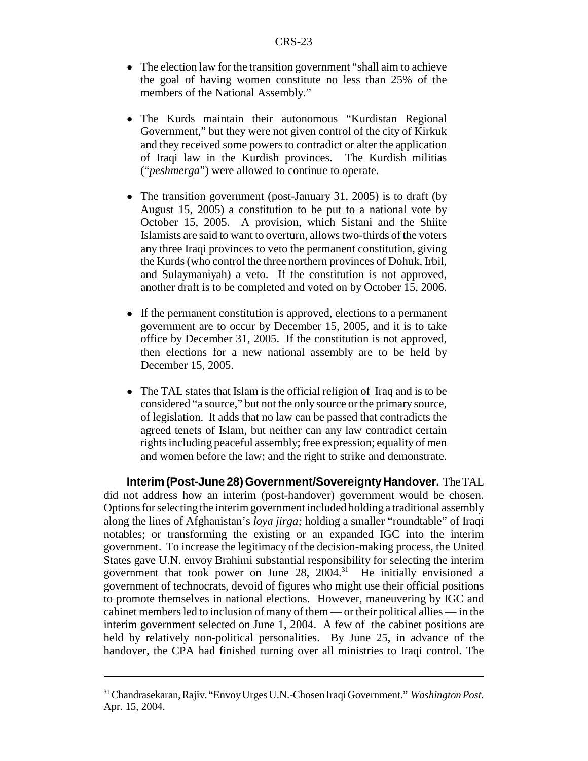- The election law for the transition government "shall aim to achieve the goal of having women constitute no less than 25% of the members of the National Assembly."

- The Kurds maintain their autonomous "Kurdistan Regional Government," but they were not given control of the city of Kirkuk and they received some powers to contradict or alter the application of Iraqi law in the Kurdish provinces. The Kurdish militias ("*peshmerga*") were allowed to continue to operate.

- The transition government (post-January 31, 2005) is to draft (by August 15, 2005) a constitution to be put to a national vote by October 15, 2005. A provision, which Sistani and the Shiite Islamists are said to want to overturn, allows two-thirds of the voters any three Iraqi provinces to veto the permanent constitution, giving the Kurds (who control the three northern provinces of Dohuk, Irbil, and Sulaymaniyah) a veto. If the constitution is not approved, another draft is to be completed and voted on by October 15, 2006.

- If the permanent constitution is approved, elections to a permanent government are to occur by December 15, 2005, and it is to take office by December 31, 2005. If the constitution is not approved, then elections for a new national assembly are to be held by December 15, 2005.

- The TAL states that Islam is the official religion of Iraq and is to be considered "a source," but not the only source or the primary source, of legislation. It adds that no law can be passed that contradicts the agreed tenets of Islam, but neither can any law contradict certain rights including peaceful assembly; free expression; equality of men and women before the law; and the right to strike and demonstrate.

**Interim (Post-June 28) Government/Sovereignty Handover.** The TAL did not address how an interim (post-handover) government would be chosen. Options for selecting the interim government included holding a traditional assembly along the lines of Afghanistan's *loya jirga;* holding a smaller "roundtable" of Iraqi notables; or transforming the existing or an expanded IGC into the interim government. To increase the legitimacy of the decision-making process, the United States gave U.N. envoy Brahimi substantial responsibility for selecting the interim government that took power on June 28, 2004.[31] He initially envisioned a government of technocrats, devoid of figures who might use their official positions to promote themselves in national elections. However, maneuvering by IGC and cabinet members led to inclusion of many of them — or their political allies — in the interim government selected on June 1, 2004. A few of the cabinet positions are held by relatively non-political personalities. By June 25, in advance of the handover, the CPA had finished turning over all ministries to Iraqi control. The

---

[31] Chandrasekaran, Rajiv. "Envoy Urges U.N.-Chosen Iraqi Government." *Washington Post*. Apr. 15, 2004.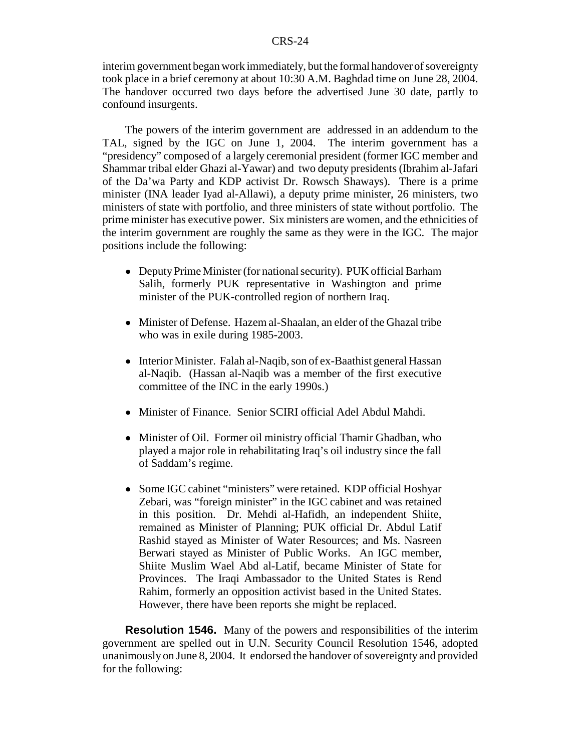interim government began work immediately, but the formal handover of sovereignty took place in a brief ceremony at about 10:30 A.M. Baghdad time on June 28, 2004. The handover occurred two days before the advertised June 30 date, partly to confound insurgents.

The powers of the interim government are addressed in an addendum to the TAL, signed by the IGC on June 1, 2004. The interim government has a "presidency" composed of a largely ceremonial president (former IGC member and Shammar tribal elder Ghazi al-Yawar) and two deputy presidents (Ibrahim al-Jafari of the Da'wa Party and KDP activist Dr. Rowsch Shaways). There is a prime minister (INA leader Iyad al-Allawi), a deputy prime minister, 26 ministers, two ministers of state with portfolio, and three ministers of state without portfolio. The prime minister has executive power. Six ministers are women, and the ethnicities of the interim government are roughly the same as they were in the IGC. The major positions include the following:

- Deputy Prime Minister (for national security). PUK official Barham Salih, formerly PUK representative in Washington and prime minister of the PUK-controlled region of northern Iraq.
- Minister of Defense. Hazem al-Shaalan, an elder of the Ghazal tribe who was in exile during 1985-2003.
- Interior Minister. Falah al-Naqib, son of ex-Baathist general Hassan al-Naqib. (Hassan al-Naqib was a member of the first executive committee of the INC in the early 1990s.)
- Minister of Finance. Senior SCIRI official Adel Abdul Mahdi.
- Minister of Oil. Former oil ministry official Thamir Ghadban, who played a major role in rehabilitating Iraq's oil industry since the fall of Saddam's regime.
- Some IGC cabinet "ministers" were retained. KDP official Hoshyar Zebari, was "foreign minister" in the IGC cabinet and was retained in this position. Dr. Mehdi al-Hafidh, an independent Shiite, remained as Minister of Planning; PUK official Dr. Abdul Latif Rashid stayed as Minister of Water Resources; and Ms. Nasreen Berwari stayed as Minister of Public Works. An IGC member, Shiite Muslim Wael Abd al-Latif, became Minister of State for Provinces. The Iraqi Ambassador to the United States is Rend Rahim, formerly an opposition activist based in the United States. However, there have been reports she might be replaced.

**Resolution 1546.** Many of the powers and responsibilities of the interim government are spelled out in U.N. Security Council Resolution 1546, adopted unanimously on June 8, 2004. It endorsed the handover of sovereignty and provided for the following: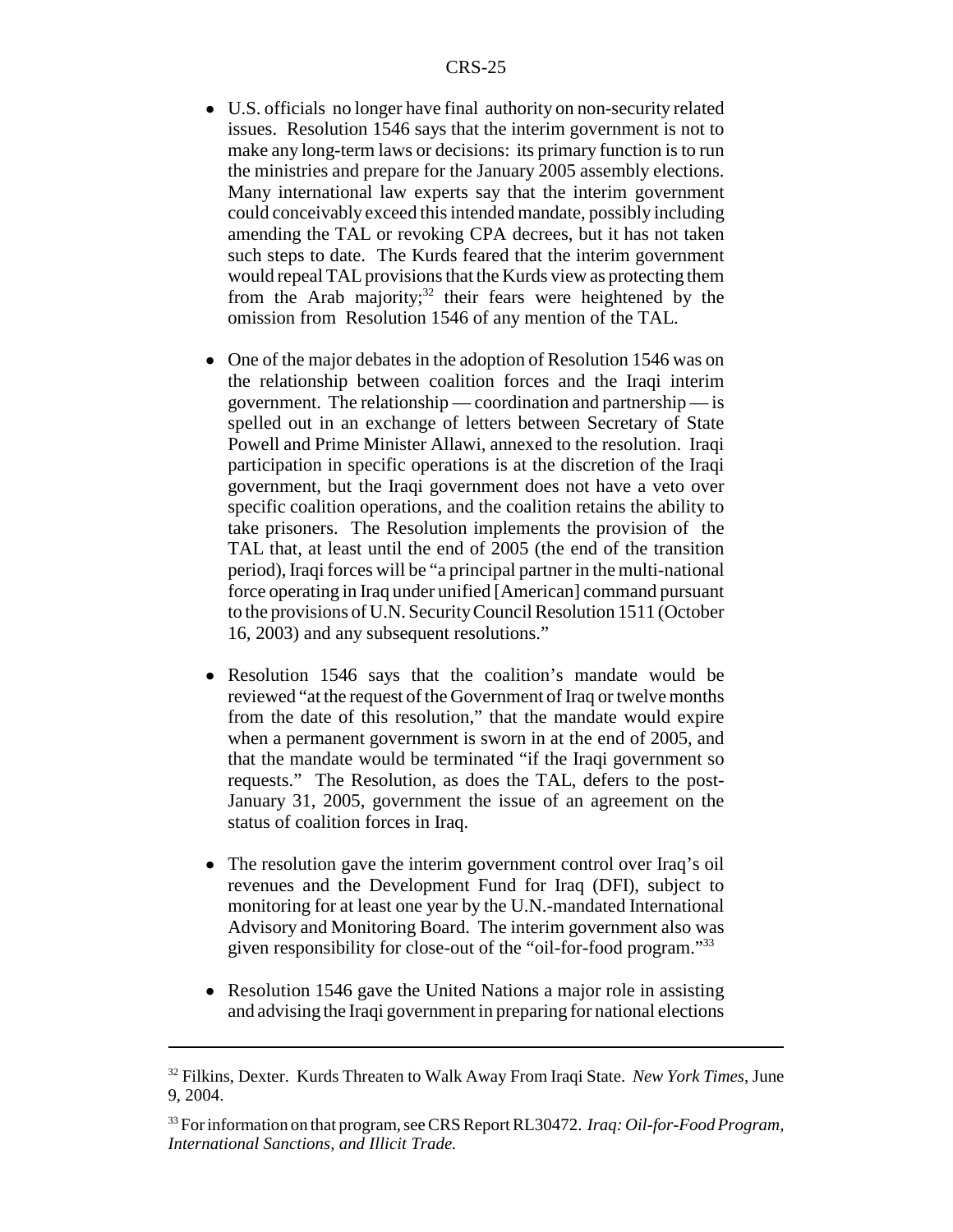- U.S. officials no longer have final authority on non-security related issues. Resolution 1546 says that the interim government is not to make any long-term laws or decisions: its primary function is to run the ministries and prepare for the January 2005 assembly elections. Many international law experts say that the interim government could conceivably exceed this intended mandate, possibly including amending the TAL or revoking CPA decrees, but it has not taken such steps to date. The Kurds feared that the interim government would repeal TAL provisions that the Kurds view as protecting them from the Arab majority;[32] their fears were heightened by the omission from Resolution 1546 of any mention of the TAL.

- One of the major debates in the adoption of Resolution 1546 was on the relationship between coalition forces and the Iraqi interim government. The relationship — coordination and partnership — is spelled out in an exchange of letters between Secretary of State Powell and Prime Minister Allawi, annexed to the resolution. Iraqi participation in specific operations is at the discretion of the Iraqi government, but the Iraqi government does not have a veto over specific coalition operations, and the coalition retains the ability to take prisoners. The Resolution implements the provision of the TAL that, at least until the end of 2005 (the end of the transition period), Iraqi forces will be "a principal partner in the multi-national force operating in Iraq under unified [American] command pursuant to the provisions of U.N. Security Council Resolution 1511 (October 16, 2003) and any subsequent resolutions."

- Resolution 1546 says that the coalition's mandate would be reviewed "at the request of the Government of Iraq or twelve months from the date of this resolution," that the mandate would expire when a permanent government is sworn in at the end of 2005, and that the mandate would be terminated "if the Iraqi government so requests." The Resolution, as does the TAL, defers to the post-January 31, 2005, government the issue of an agreement on the status of coalition forces in Iraq.

- The resolution gave the interim government control over Iraq's oil revenues and the Development Fund for Iraq (DFI), subject to monitoring for at least one year by the U.N.-mandated International Advisory and Monitoring Board. The interim government also was given responsibility for close-out of the "oil-for-food program."[33]

- Resolution 1546 gave the United Nations a major role in assisting and advising the Iraqi government in preparing for national elections

---

[32] Filkins, Dexter. Kurds Threaten to Walk Away From Iraqi State. *New York Times*, June 9, 2004.

[33] For information on that program, see CRS Report RL30472. *Iraq: Oil-for-Food Program, International Sanctions, and Illicit Trade.*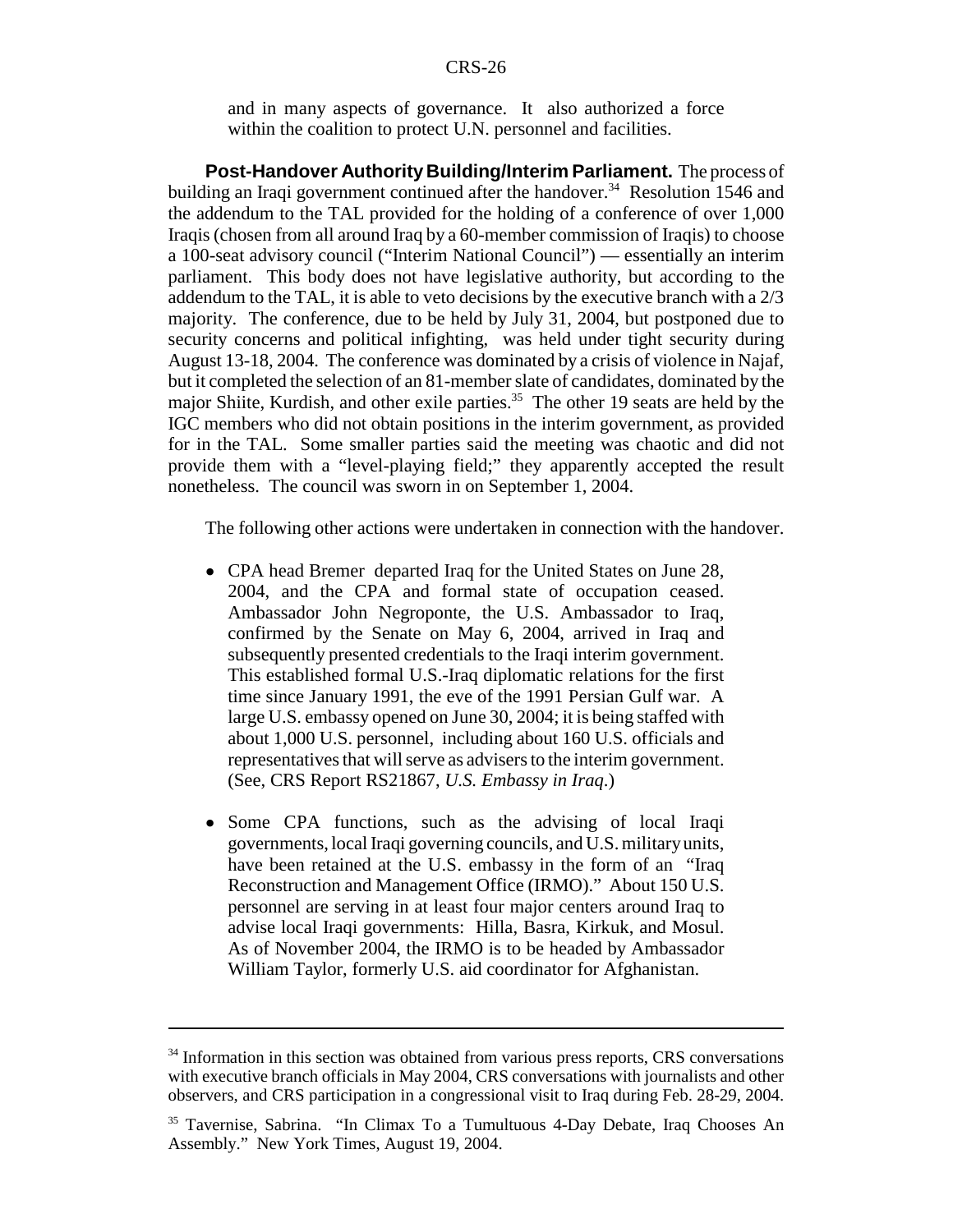and in many aspects of governance. It also authorized a force within the coalition to protect U.N. personnel and facilities.

**Post-Handover Authority Building/Interim Parliament.** The process of building an Iraqi government continued after the handover.[34] Resolution 1546 and the addendum to the TAL provided for the holding of a conference of over 1,000 Iraqis (chosen from all around Iraq by a 60-member commission of Iraqis) to choose a 100-seat advisory council ("Interim National Council") — essentially an interim parliament. This body does not have legislative authority, but according to the addendum to the TAL, it is able to veto decisions by the executive branch with a 2/3 majority. The conference, due to be held by July 31, 2004, but postponed due to security concerns and political infighting, was held under tight security during August 13-18, 2004. The conference was dominated by a crisis of violence in Najaf, but it completed the selection of an 81-member slate of candidates, dominated by the major Shiite, Kurdish, and other exile parties.[35] The other 19 seats are held by the IGC members who did not obtain positions in the interim government, as provided for in the TAL. Some smaller parties said the meeting was chaotic and did not provide them with a "level-playing field;" they apparently accepted the result nonetheless. The council was sworn in on September 1, 2004.

The following other actions were undertaken in connection with the handover.

- CPA head Bremer departed Iraq for the United States on June 28, 2004, and the CPA and formal state of occupation ceased. Ambassador John Negroponte, the U.S. Ambassador to Iraq, confirmed by the Senate on May 6, 2004, arrived in Iraq and subsequently presented credentials to the Iraqi interim government. This established formal U.S.-Iraq diplomatic relations for the first time since January 1991, the eve of the 1991 Persian Gulf war. A large U.S. embassy opened on June 30, 2004; it is being staffed with about 1,000 U.S. personnel, including about 160 U.S. officials and representatives that will serve as advisers to the interim government. (See, CRS Report RS21867, *U.S. Embassy in Iraq*.)

- Some CPA functions, such as the advising of local Iraqi governments, local Iraqi governing councils, and U.S. military units, have been retained at the U.S. embassy in the form of an "Iraq Reconstruction and Management Office (IRMO)." About 150 U.S. personnel are serving in at least four major centers around Iraq to advise local Iraqi governments: Hilla, Basra, Kirkuk, and Mosul. As of November 2004, the IRMO is to be headed by Ambassador William Taylor, formerly U.S. aid coordinator for Afghanistan.

---

[34] Information in this section was obtained from various press reports, CRS conversations with executive branch officials in May 2004, CRS conversations with journalists and other observers, and CRS participation in a congressional visit to Iraq during Feb. 28-29, 2004.

[35] Tavernise, Sabrina. "In Climax To a Tumultuous 4-Day Debate, Iraq Chooses An Assembly." New York Times, August 19, 2004.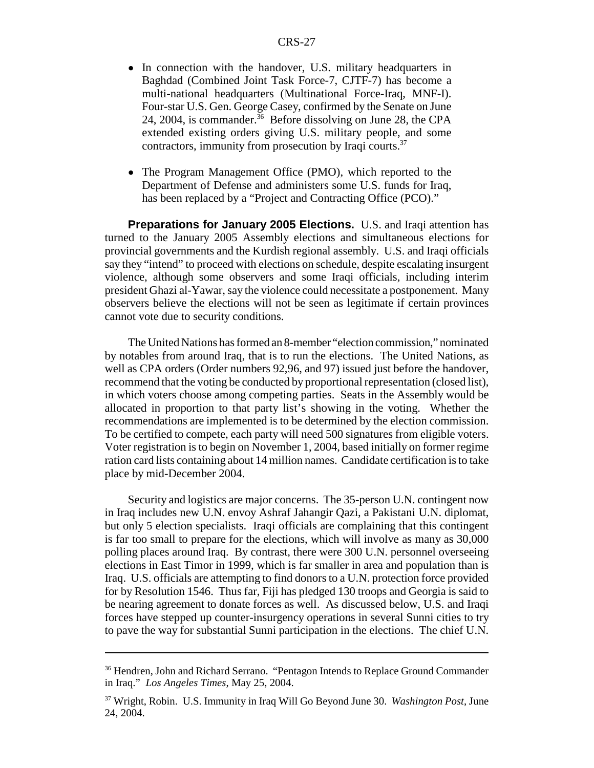- In connection with the handover, U.S. military headquarters in Baghdad (Combined Joint Task Force-7, CJTF-7) has become a multi-national headquarters (Multinational Force-Iraq, MNF-I). Four-star U.S. Gen. George Casey, confirmed by the Senate on June 24, 2004, is commander.[36] Before dissolving on June 28, the CPA extended existing orders giving U.S. military people, and some contractors, immunity from prosecution by Iraqi courts.[37]

- The Program Management Office (PMO), which reported to the Department of Defense and administers some U.S. funds for Iraq, has been replaced by a "Project and Contracting Office (PCO)."

**Preparations for January 2005 Elections.** U.S. and Iraqi attention has turned to the January 2005 Assembly elections and simultaneous elections for provincial governments and the Kurdish regional assembly. U.S. and Iraqi officials say they "intend" to proceed with elections on schedule, despite escalating insurgent violence, although some observers and some Iraqi officials, including interim president Ghazi al-Yawar, say the violence could necessitate a postponement. Many observers believe the elections will not be seen as legitimate if certain provinces cannot vote due to security conditions.

The United Nations has formed an 8-member "election commission," nominated by notables from around Iraq, that is to run the elections. The United Nations, as well as CPA orders (Order numbers 92,96, and 97) issued just before the handover, recommend that the voting be conducted by proportional representation (closed list), in which voters choose among competing parties. Seats in the Assembly would be allocated in proportion to that party list's showing in the voting. Whether the recommendations are implemented is to be determined by the election commission. To be certified to compete, each party will need 500 signatures from eligible voters. Voter registration is to begin on November 1, 2004, based initially on former regime ration card lists containing about 14 million names. Candidate certification is to take place by mid-December 2004.

Security and logistics are major concerns. The 35-person U.N. contingent now in Iraq includes new U.N. envoy Ashraf Jahangir Qazi, a Pakistani U.N. diplomat, but only 5 election specialists. Iraqi officials are complaining that this contingent is far too small to prepare for the elections, which will involve as many as 30,000 polling places around Iraq. By contrast, there were 300 U.N. personnel overseeing elections in East Timor in 1999, which is far smaller in area and population than is Iraq. U.S. officials are attempting to find donors to a U.N. protection force provided for by Resolution 1546. Thus far, Fiji has pledged 130 troops and Georgia is said to be nearing agreement to donate forces as well. As discussed below, U.S. and Iraqi forces have stepped up counter-insurgency operations in several Sunni cities to try to pave the way for substantial Sunni participation in the elections. The chief U.N.

---

[36] Hendren, John and Richard Serrano. "Pentagon Intends to Replace Ground Commander in Iraq." *Los Angeles Times*, May 25, 2004.

[37] Wright, Robin. U.S. Immunity in Iraq Will Go Beyond June 30. *Washington Post*, June 24, 2004.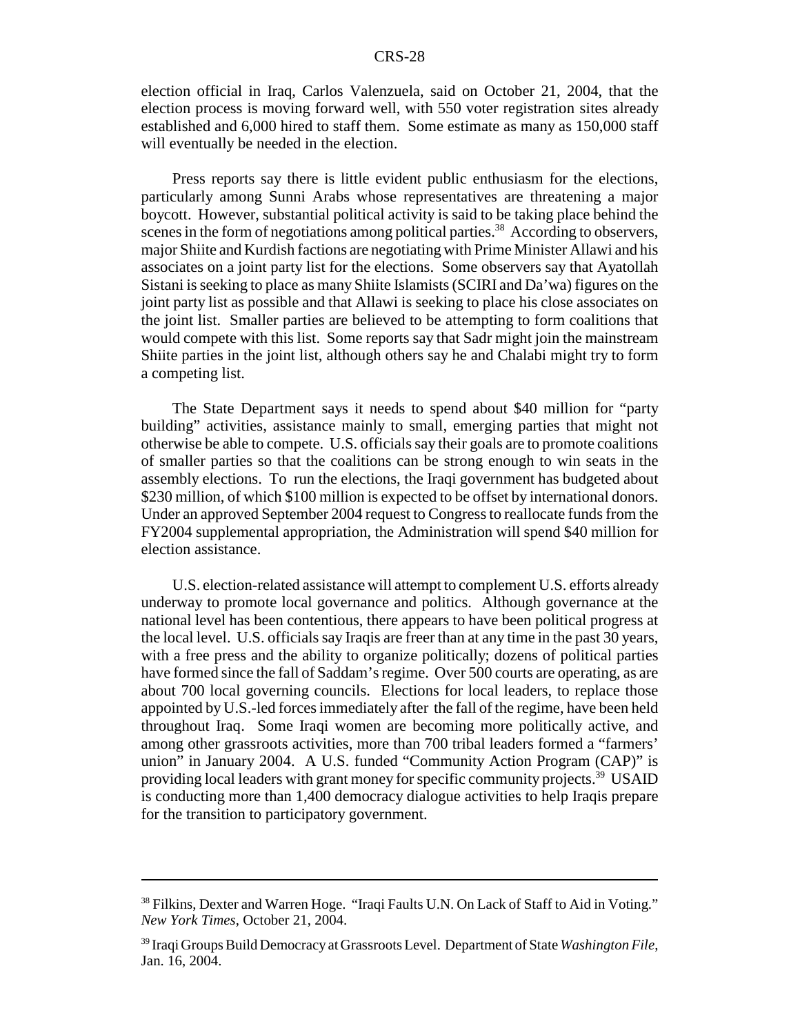election official in Iraq, Carlos Valenzuela, said on October 21, 2004, that the election process is moving forward well, with 550 voter registration sites already established and 6,000 hired to staff them. Some estimate as many as 150,000 staff will eventually be needed in the election.

Press reports say there is little evident public enthusiasm for the elections, particularly among Sunni Arabs whose representatives are threatening a major boycott. However, substantial political activity is said to be taking place behind the scenes in the form of negotiations among political parties.[38] According to observers, major Shiite and Kurdish factions are negotiating with Prime Minister Allawi and his associates on a joint party list for the elections. Some observers say that Ayatollah Sistani is seeking to place as many Shiite Islamists (SCIRI and Da'wa) figures on the joint party list as possible and that Allawi is seeking to place his close associates on the joint list. Smaller parties are believed to be attempting to form coalitions that would compete with this list. Some reports say that Sadr might join the mainstream Shiite parties in the joint list, although others say he and Chalabi might try to form a competing list.

The State Department says it needs to spend about $40 million for "party building" activities, assistance mainly to small, emerging parties that might not otherwise be able to compete. U.S. officials say their goals are to promote coalitions of smaller parties so that the coalitions can be strong enough to win seats in the assembly elections. To run the elections, the Iraqi government has budgeted about $230 million, of which $100 million is expected to be offset by international donors. Under an approved September 2004 request to Congress to reallocate funds from the FY2004 supplemental appropriation, the Administration will spend $40 million for election assistance.

U.S. election-related assistance will attempt to complement U.S. efforts already underway to promote local governance and politics. Although governance at the national level has been contentious, there appears to have been political progress at the local level. U.S. officials say Iraqis are freer than at any time in the past 30 years, with a free press and the ability to organize politically; dozens of political parties have formed since the fall of Saddam's regime. Over 500 courts are operating, as are about 700 local governing councils. Elections for local leaders, to replace those appointed by U.S.-led forces immediately after the fall of the regime, have been held throughout Iraq. Some Iraqi women are becoming more politically active, and among other grassroots activities, more than 700 tribal leaders formed a "farmers' union" in January 2004. A U.S. funded "Community Action Program (CAP)" is providing local leaders with grant money for specific community projects.[39] USAID is conducting more than 1,400 democracy dialogue activities to help Iraqis prepare for the transition to participatory government.

---

[38] Filkins, Dexter and Warren Hoge. "Iraqi Faults U.N. On Lack of Staff to Aid in Voting." *New York Times*, October 21, 2004.

[39] Iraqi Groups Build Democracy at Grassroots Level. Department of State *Washington File*, Jan. 16, 2004.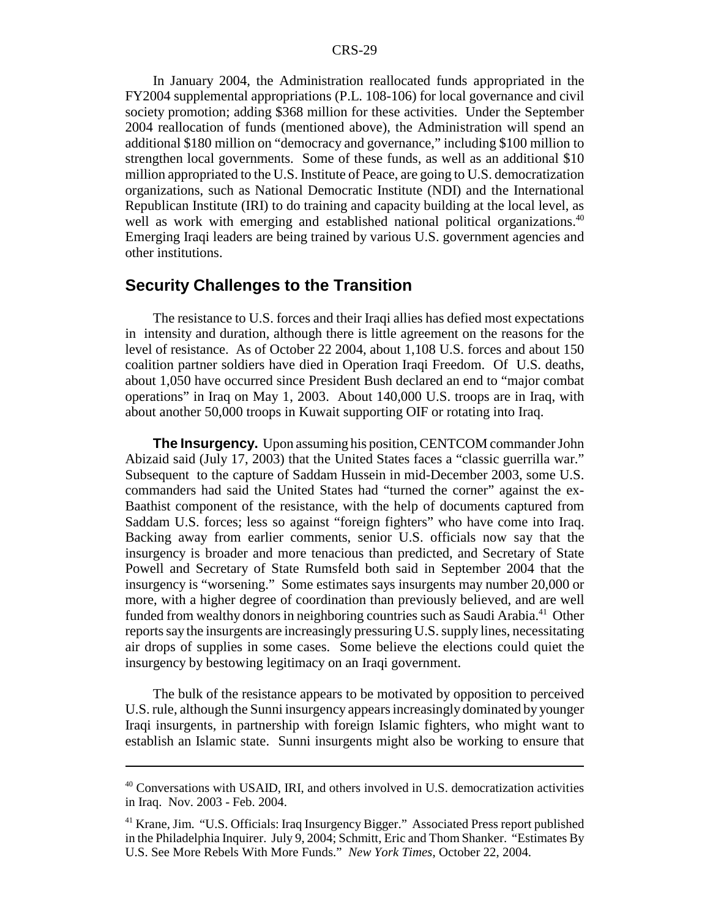In January 2004, the Administration reallocated funds appropriated in the FY2004 supplemental appropriations (P.L. 108-106) for local governance and civil society promotion; adding $368 million for these activities. Under the September 2004 reallocation of funds (mentioned above), the Administration will spend an additional $180 million on "democracy and governance," including $100 million to strengthen local governments. Some of these funds, as well as an additional $10 million appropriated to the U.S. Institute of Peace, are going to U.S. democratization organizations, such as National Democratic Institute (NDI) and the International Republican Institute (IRI) to do training and capacity building at the local level, as well as work with emerging and established national political organizations.[40] Emerging Iraqi leaders are being trained by various U.S. government agencies and other institutions.

## Security Challenges to the Transition

The resistance to U.S. forces and their Iraqi allies has defied most expectations in intensity and duration, although there is little agreement on the reasons for the level of resistance. As of October 22 2004, about 1,108 U.S. forces and about 150 coalition partner soldiers have died in Operation Iraqi Freedom. Of U.S. deaths, about 1,050 have occurred since President Bush declared an end to "major combat operations" in Iraq on May 1, 2003. About 140,000 U.S. troops are in Iraq, with about another 50,000 troops in Kuwait supporting OIF or rotating into Iraq.

**The Insurgency.** Upon assuming his position, CENTCOM commander John Abizaid said (July 17, 2003) that the United States faces a "classic guerrilla war." Subsequent to the capture of Saddam Hussein in mid-December 2003, some U.S. commanders had said the United States had "turned the corner" against the ex-Baathist component of the resistance, with the help of documents captured from Saddam U.S. forces; less so against "foreign fighters" who have come into Iraq. Backing away from earlier comments, senior U.S. officials now say that the insurgency is broader and more tenacious than predicted, and Secretary of State Powell and Secretary of State Rumsfeld both said in September 2004 that the insurgency is "worsening." Some estimates says insurgents may number 20,000 or more, with a higher degree of coordination than previously believed, and are well funded from wealthy donors in neighboring countries such as Saudi Arabia.[41] Other reports say the insurgents are increasingly pressuring U.S. supply lines, necessitating air drops of supplies in some cases. Some believe the elections could quiet the insurgency by bestowing legitimacy on an Iraqi government.

The bulk of the resistance appears to be motivated by opposition to perceived U.S. rule, although the Sunni insurgency appears increasingly dominated by younger Iraqi insurgents, in partnership with foreign Islamic fighters, who might want to establish an Islamic state. Sunni insurgents might also be working to ensure that

---

[40] Conversations with USAID, IRI, and others involved in U.S. democratization activities in Iraq. Nov. 2003 - Feb. 2004.

[41] Krane, Jim. "U.S. Officials: Iraq Insurgency Bigger." Associated Press report published in the Philadelphia Inquirer. July 9, 2004; Schmitt, Eric and Thom Shanker. "Estimates By U.S. See More Rebels With More Funds." *New York Times*, October 22, 2004.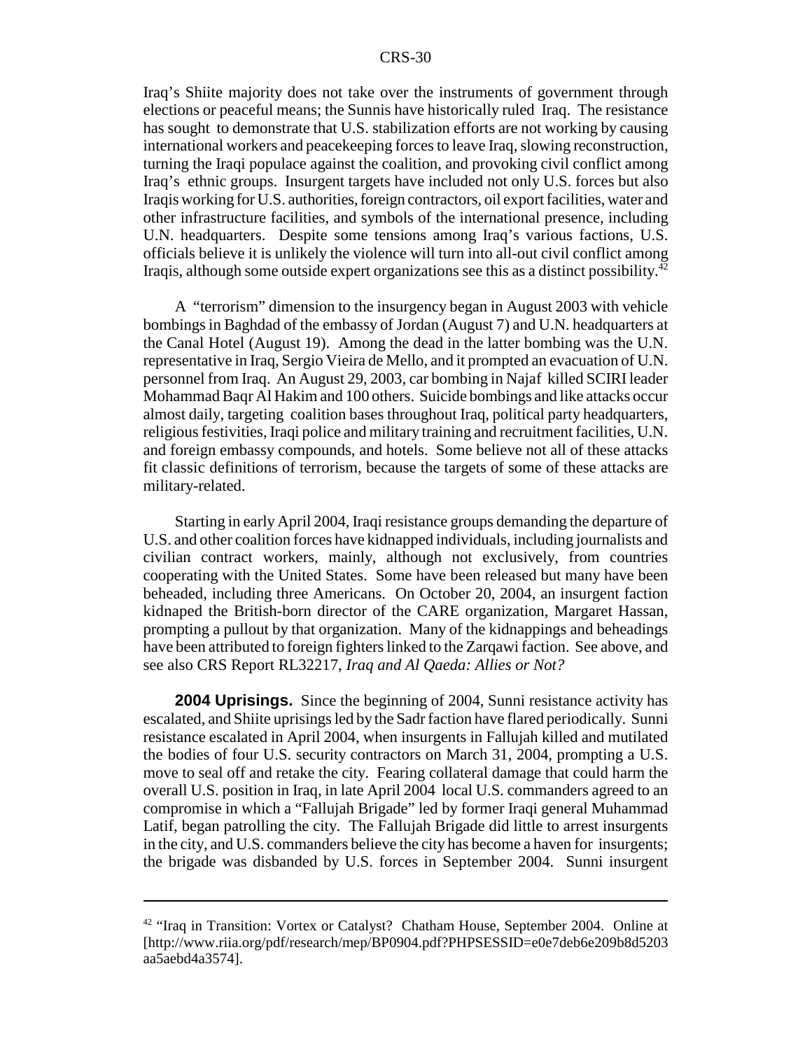Iraq's Shiite majority does not take over the instruments of government through elections or peaceful means; the Sunnis have historically ruled Iraq. The resistance has sought to demonstrate that U.S. stabilization efforts are not working by causing international workers and peacekeeping forces to leave Iraq, slowing reconstruction, turning the Iraqi populace against the coalition, and provoking civil conflict among Iraq's ethnic groups. Insurgent targets have included not only U.S. forces but also Iraqis working for U.S. authorities, foreign contractors, oil export facilities, water and other infrastructure facilities, and symbols of the international presence, including U.N. headquarters. Despite some tensions among Iraq's various factions, U.S. officials believe it is unlikely the violence will turn into all-out civil conflict among Iraqis, although some outside expert organizations see this as a distinct possibility.[42]

A "terrorism" dimension to the insurgency began in August 2003 with vehicle bombings in Baghdad of the embassy of Jordan (August 7) and U.N. headquarters at the Canal Hotel (August 19). Among the dead in the latter bombing was the U.N. representative in Iraq, Sergio Vieira de Mello, and it prompted an evacuation of U.N. personnel from Iraq. An August 29, 2003, car bombing in Najaf killed SCIRI leader Mohammad Baqr Al Hakim and 100 others. Suicide bombings and like attacks occur almost daily, targeting coalition bases throughout Iraq, political party headquarters, religious festivities, Iraqi police and military training and recruitment facilities, U.N. and foreign embassy compounds, and hotels. Some believe not all of these attacks fit classic definitions of terrorism, because the targets of some of these attacks are military-related.

Starting in early April 2004, Iraqi resistance groups demanding the departure of U.S. and other coalition forces have kidnapped individuals, including journalists and civilian contract workers, mainly, although not exclusively, from countries cooperating with the United States. Some have been released but many have been beheaded, including three Americans. On October 20, 2004, an insurgent faction kidnaped the British-born director of the CARE organization, Margaret Hassan, prompting a pullout by that organization. Many of the kidnappings and beheadings have been attributed to foreign fighters linked to the Zarqawi faction. See above, and see also CRS Report RL32217, *Iraq and Al Qaeda: Allies or Not?*

**2004 Uprisings.** Since the beginning of 2004, Sunni resistance activity has escalated, and Shiite uprisings led by the Sadr faction have flared periodically. Sunni resistance escalated in April 2004, when insurgents in Fallujah killed and mutilated the bodies of four U.S. security contractors on March 31, 2004, prompting a U.S. move to seal off and retake the city. Fearing collateral damage that could harm the overall U.S. position in Iraq, in late April 2004 local U.S. commanders agreed to an compromise in which a "Fallujah Brigade" led by former Iraqi general Muhammad Latif, began patrolling the city. The Fallujah Brigade did little to arrest insurgents in the city, and U.S. commanders believe the city has become a haven for insurgents; the brigade was disbanded by U.S. forces in September 2004. Sunni insurgent

---

[42] "Iraq in Transition: Vortex or Catalyst? Chatham House, September 2004. Online at [http://www.riia.org/pdf/research/mep/BP0904.pdf?PHPSESSID=e0e7deb6e209b8d5203aa5aebd4a3574].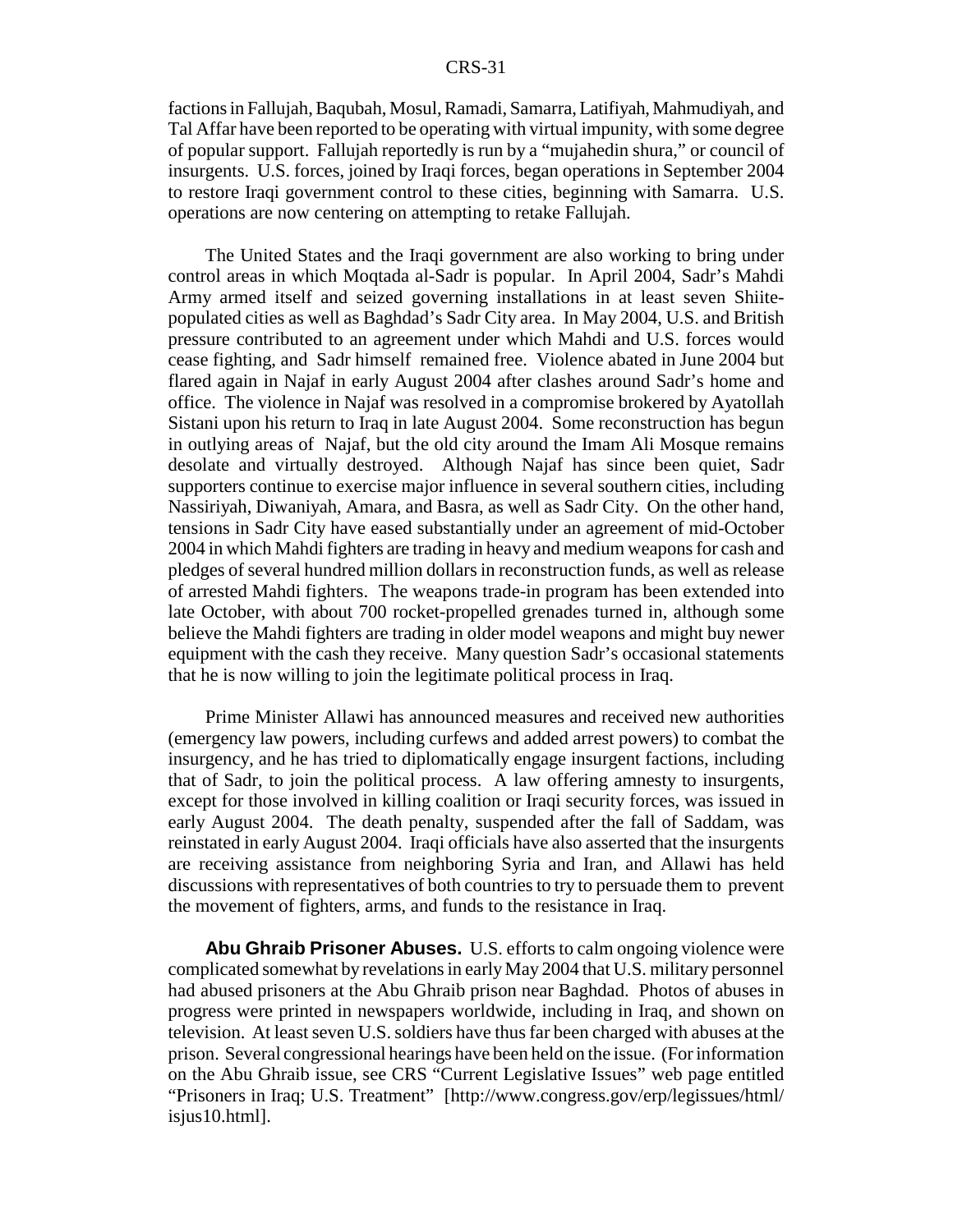factions in Fallujah, Baqubah, Mosul, Ramadi, Samarra, Latifiyah, Mahmudiyah, and Tal Affar have been reported to be operating with virtual impunity, with some degree of popular support. Fallujah reportedly is run by a "mujahedin shura," or council of insurgents. U.S. forces, joined by Iraqi forces, began operations in September 2004 to restore Iraqi government control to these cities, beginning with Samarra. U.S. operations are now centering on attempting to retake Fallujah.

The United States and the Iraqi government are also working to bring under control areas in which Moqtada al-Sadr is popular. In April 2004, Sadr's Mahdi Army armed itself and seized governing installations in at least seven Shiite-populated cities as well as Baghdad's Sadr City area. In May 2004, U.S. and British pressure contributed to an agreement under which Mahdi and U.S. forces would cease fighting, and Sadr himself remained free. Violence abated in June 2004 but flared again in Najaf in early August 2004 after clashes around Sadr's home and office. The violence in Najaf was resolved in a compromise brokered by Ayatollah Sistani upon his return to Iraq in late August 2004. Some reconstruction has begun in outlying areas of Najaf, but the old city around the Imam Ali Mosque remains desolate and virtually destroyed. Although Najaf has since been quiet, Sadr supporters continue to exercise major influence in several southern cities, including Nassiriyah, Diwaniyah, Amara, and Basra, as well as Sadr City. On the other hand, tensions in Sadr City have eased substantially under an agreement of mid-October 2004 in which Mahdi fighters are trading in heavy and medium weapons for cash and pledges of several hundred million dollars in reconstruction funds, as well as release of arrested Mahdi fighters. The weapons trade-in program has been extended into late October, with about 700 rocket-propelled grenades turned in, although some believe the Mahdi fighters are trading in older model weapons and might buy newer equipment with the cash they receive. Many question Sadr's occasional statements that he is now willing to join the legitimate political process in Iraq.

Prime Minister Allawi has announced measures and received new authorities (emergency law powers, including curfews and added arrest powers) to combat the insurgency, and he has tried to diplomatically engage insurgent factions, including that of Sadr, to join the political process. A law offering amnesty to insurgents, except for those involved in killing coalition or Iraqi security forces, was issued in early August 2004. The death penalty, suspended after the fall of Saddam, was reinstated in early August 2004. Iraqi officials have also asserted that the insurgents are receiving assistance from neighboring Syria and Iran, and Allawi has held discussions with representatives of both countries to try to persuade them to prevent the movement of fighters, arms, and funds to the resistance in Iraq.

**Abu Ghraib Prisoner Abuses.** U.S. efforts to calm ongoing violence were complicated somewhat by revelations in early May 2004 that U.S. military personnel had abused prisoners at the Abu Ghraib prison near Baghdad. Photos of abuses in progress were printed in newspapers worldwide, including in Iraq, and shown on television. At least seven U.S. soldiers have thus far been charged with abuses at the prison. Several congressional hearings have been held on the issue. (For information on the Abu Ghraib issue, see CRS "Current Legislative Issues" web page entitled "Prisoners in Iraq; U.S. Treatment" [http://www.congress.gov/erp/legissues/html/isjus10.html].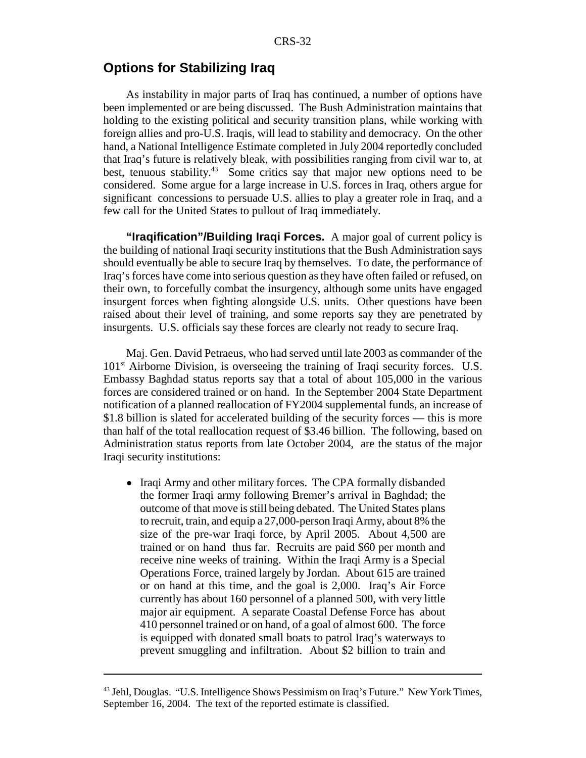## Options for Stabilizing Iraq

As instability in major parts of Iraq has continued, a number of options have been implemented or are being discussed. The Bush Administration maintains that holding to the existing political and security transition plans, while working with foreign allies and pro-U.S. Iraqis, will lead to stability and democracy. On the other hand, a National Intelligence Estimate completed in July 2004 reportedly concluded that Iraq's future is relatively bleak, with possibilities ranging from civil war to, at best, tenuous stability.[43] Some critics say that major new options need to be considered. Some argue for a large increase in U.S. forces in Iraq, others argue for significant concessions to persuade U.S. allies to play a greater role in Iraq, and a few call for the United States to pullout of Iraq immediately.

**"Iraqification"/Building Iraqi Forces.** A major goal of current policy is the building of national Iraqi security institutions that the Bush Administration says should eventually be able to secure Iraq by themselves. To date, the performance of Iraq's forces have come into serious question as they have often failed or refused, on their own, to forcefully combat the insurgency, although some units have engaged insurgent forces when fighting alongside U.S. units. Other questions have been raised about their level of training, and some reports say they are penetrated by insurgents. U.S. officials say these forces are clearly not ready to secure Iraq.

Maj. Gen. David Petraeus, who had served until late 2003 as commander of the 101st Airborne Division, is overseeing the training of Iraqi security forces. U.S. Embassy Baghdad status reports say that a total of about 105,000 in the various forces are considered trained or on hand. In the September 2004 State Department notification of a planned reallocation of FY2004 supplemental funds, an increase of $1.8 billion is slated for accelerated building of the security forces — this is more than half of the total reallocation request of $3.46 billion. The following, based on Administration status reports from late October 2004, are the status of the major Iraqi security institutions:

- Iraqi Army and other military forces. The CPA formally disbanded the former Iraqi army following Bremer's arrival in Baghdad; the outcome of that move is still being debated. The United States plans to recruit, train, and equip a 27,000-person Iraqi Army, about 8% the size of the pre-war Iraqi force, by April 2005. About 4,500 are trained or on hand thus far. Recruits are paid $60 per month and receive nine weeks of training. Within the Iraqi Army is a Special Operations Force, trained largely by Jordan. About 615 are trained or on hand at this time, and the goal is 2,000. Iraq's Air Force currently has about 160 personnel of a planned 500, with very little major air equipment. A separate Coastal Defense Force has about 410 personnel trained or on hand, of a goal of almost 600. The force is equipped with donated small boats to patrol Iraq's waterways to prevent smuggling and infiltration. About $2 billion to train and

[43] Jehl, Douglas. "U.S. Intelligence Shows Pessimism on Iraq's Future." New York Times, September 16, 2004. The text of the reported estimate is classified.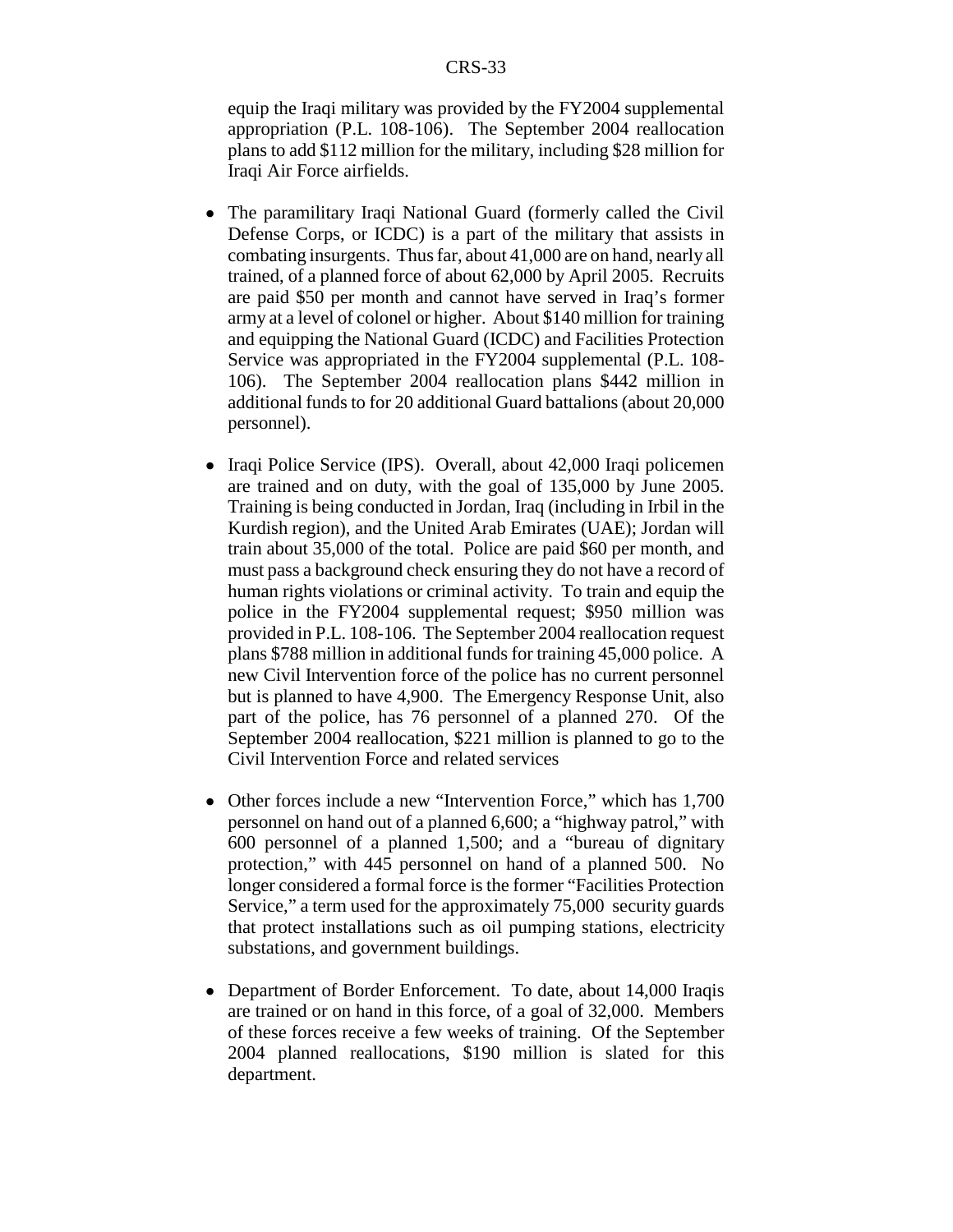equip the Iraqi military was provided by the FY2004 supplemental appropriation (P.L. 108-106). The September 2004 reallocation plans to add $112 million for the military, including $28 million for Iraqi Air Force airfields.

- The paramilitary Iraqi National Guard (formerly called the Civil Defense Corps, or ICDC) is a part of the military that assists in combating insurgents. Thus far, about 41,000 are on hand, nearly all trained, of a planned force of about 62,000 by April 2005. Recruits are paid $50 per month and cannot have served in Iraq's former army at a level of colonel or higher. About $140 million for training and equipping the National Guard (ICDC) and Facilities Protection Service was appropriated in the FY2004 supplemental (P.L. 108-106). The September 2004 reallocation plans $442 million in additional funds to for 20 additional Guard battalions (about 20,000 personnel).

- Iraqi Police Service (IPS). Overall, about 42,000 Iraqi policemen are trained and on duty, with the goal of 135,000 by June 2005. Training is being conducted in Jordan, Iraq (including in Irbil in the Kurdish region), and the United Arab Emirates (UAE); Jordan will train about 35,000 of the total. Police are paid $60 per month, and must pass a background check ensuring they do not have a record of human rights violations or criminal activity. To train and equip the police in the FY2004 supplemental request; $950 million was provided in P.L. 108-106. The September 2004 reallocation request plans $788 million in additional funds for training 45,000 police. A new Civil Intervention force of the police has no current personnel but is planned to have 4,900. The Emergency Response Unit, also part of the police, has 76 personnel of a planned 270. Of the September 2004 reallocation, $221 million is planned to go to the Civil Intervention Force and related services

- Other forces include a new "Intervention Force," which has 1,700 personnel on hand out of a planned 6,600; a "highway patrol," with 600 personnel of a planned 1,500; and a "bureau of dignitary protection," with 445 personnel on hand of a planned 500. No longer considered a formal force is the former "Facilities Protection Service," a term used for the approximately 75,000 security guards that protect installations such as oil pumping stations, electricity substations, and government buildings.

- Department of Border Enforcement. To date, about 14,000 Iraqis are trained or on hand in this force, of a goal of 32,000. Members of these forces receive a few weeks of training. Of the September 2004 planned reallocations, $190 million is slated for this department.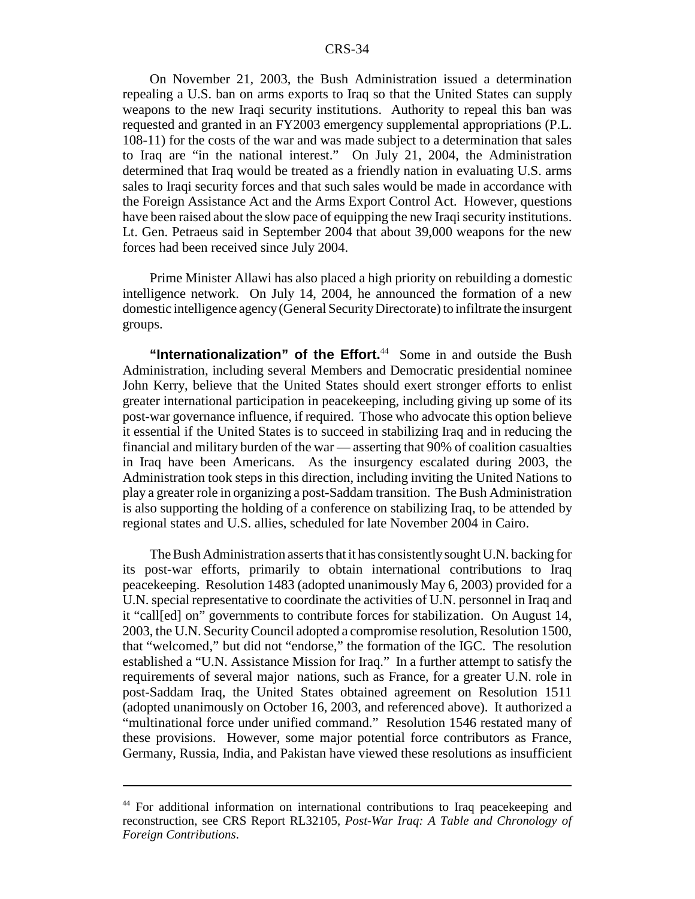On November 21, 2003, the Bush Administration issued a determination repealing a U.S. ban on arms exports to Iraq so that the United States can supply weapons to the new Iraqi security institutions. Authority to repeal this ban was requested and granted in an FY2003 emergency supplemental appropriations (P.L. 108-11) for the costs of the war and was made subject to a determination that sales to Iraq are "in the national interest." On July 21, 2004, the Administration determined that Iraq would be treated as a friendly nation in evaluating U.S. arms sales to Iraqi security forces and that such sales would be made in accordance with the Foreign Assistance Act and the Arms Export Control Act. However, questions have been raised about the slow pace of equipping the new Iraqi security institutions. Lt. Gen. Petraeus said in September 2004 that about 39,000 weapons for the new forces had been received since July 2004.

Prime Minister Allawi has also placed a high priority on rebuilding a domestic intelligence network. On July 14, 2004, he announced the formation of a new domestic intelligence agency (General Security Directorate) to infiltrate the insurgent groups.

**"Internationalization" of the Effort.**[44] Some in and outside the Bush Administration, including several Members and Democratic presidential nominee John Kerry, believe that the United States should exert stronger efforts to enlist greater international participation in peacekeeping, including giving up some of its post-war governance influence, if required. Those who advocate this option believe it essential if the United States is to succeed in stabilizing Iraq and in reducing the financial and military burden of the war — asserting that 90% of coalition casualties in Iraq have been Americans. As the insurgency escalated during 2003, the Administration took steps in this direction, including inviting the United Nations to play a greater role in organizing a post-Saddam transition. The Bush Administration is also supporting the holding of a conference on stabilizing Iraq, to be attended by regional states and U.S. allies, scheduled for late November 2004 in Cairo.

The Bush Administration asserts that it has consistently sought U.N. backing for its post-war efforts, primarily to obtain international contributions to Iraq peacekeeping. Resolution 1483 (adopted unanimously May 6, 2003) provided for a U.N. special representative to coordinate the activities of U.N. personnel in Iraq and it "call[ed] on" governments to contribute forces for stabilization. On August 14, 2003, the U.N. Security Council adopted a compromise resolution, Resolution 1500, that "welcomed," but did not "endorse," the formation of the IGC. The resolution established a "U.N. Assistance Mission for Iraq." In a further attempt to satisfy the requirements of several major nations, such as France, for a greater U.N. role in post-Saddam Iraq, the United States obtained agreement on Resolution 1511 (adopted unanimously on October 16, 2003, and referenced above). It authorized a "multinational force under unified command." Resolution 1546 restated many of these provisions. However, some major potential force contributors as France, Germany, Russia, India, and Pakistan have viewed these resolutions as insufficient

---

[44] For additional information on international contributions to Iraq peacekeeping and reconstruction, see CRS Report RL32105, *Post-War Iraq: A Table and Chronology of Foreign Contributions*.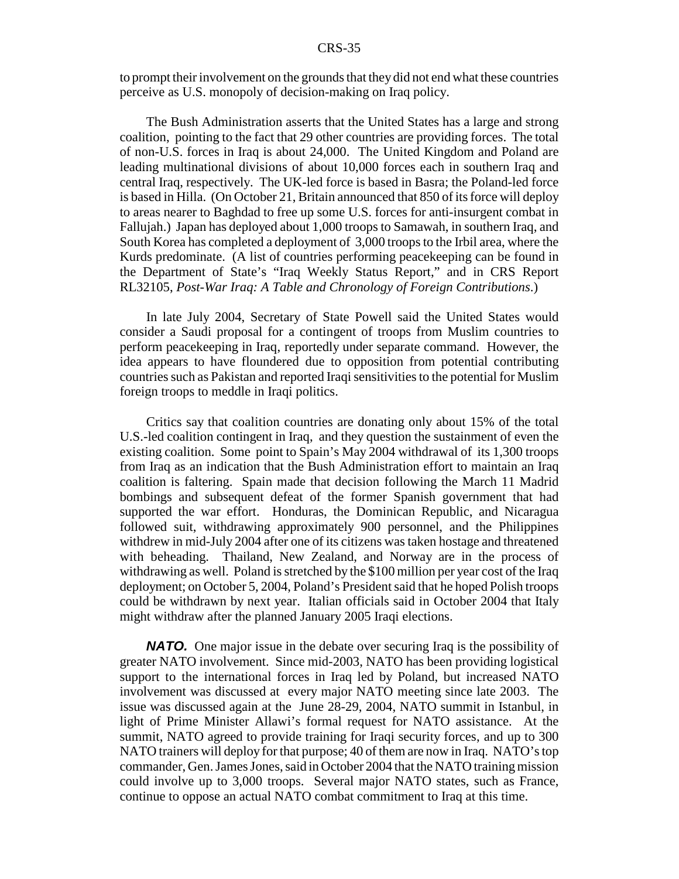to prompt their involvement on the grounds that they did not end what these countries perceive as U.S. monopoly of decision-making on Iraq policy.

The Bush Administration asserts that the United States has a large and strong coalition, pointing to the fact that 29 other countries are providing forces. The total of non-U.S. forces in Iraq is about 24,000. The United Kingdom and Poland are leading multinational divisions of about 10,000 forces each in southern Iraq and central Iraq, respectively. The UK-led force is based in Basra; the Poland-led force is based in Hilla. (On October 21, Britain announced that 850 of its force will deploy to areas nearer to Baghdad to free up some U.S. forces for anti-insurgent combat in Fallujah.) Japan has deployed about 1,000 troops to Samawah, in southern Iraq, and South Korea has completed a deployment of 3,000 troops to the Irbil area, where the Kurds predominate. (A list of countries performing peacekeeping can be found in the Department of State's "Iraq Weekly Status Report," and in CRS Report RL32105, *Post-War Iraq: A Table and Chronology of Foreign Contributions*.)

In late July 2004, Secretary of State Powell said the United States would consider a Saudi proposal for a contingent of troops from Muslim countries to perform peacekeeping in Iraq, reportedly under separate command. However, the idea appears to have floundered due to opposition from potential contributing countries such as Pakistan and reported Iraqi sensitivities to the potential for Muslim foreign troops to meddle in Iraqi politics.

Critics say that coalition countries are donating only about 15% of the total U.S.-led coalition contingent in Iraq, and they question the sustainment of even the existing coalition. Some point to Spain's May 2004 withdrawal of its 1,300 troops from Iraq as an indication that the Bush Administration effort to maintain an Iraq coalition is faltering. Spain made that decision following the March 11 Madrid bombings and subsequent defeat of the former Spanish government that had supported the war effort. Honduras, the Dominican Republic, and Nicaragua followed suit, withdrawing approximately 900 personnel, and the Philippines withdrew in mid-July 2004 after one of its citizens was taken hostage and threatened with beheading. Thailand, New Zealand, and Norway are in the process of withdrawing as well. Poland is stretched by the $100 million per year cost of the Iraq deployment; on October 5, 2004, Poland's President said that he hoped Polish troops could be withdrawn by next year. Italian officials said in October 2004 that Italy might withdraw after the planned January 2005 Iraqi elections.

***NATO.*** One major issue in the debate over securing Iraq is the possibility of greater NATO involvement. Since mid-2003, NATO has been providing logistical support to the international forces in Iraq led by Poland, but increased NATO involvement was discussed at every major NATO meeting since late 2003. The issue was discussed again at the June 28-29, 2004, NATO summit in Istanbul, in light of Prime Minister Allawi's formal request for NATO assistance. At the summit, NATO agreed to provide training for Iraqi security forces, and up to 300 NATO trainers will deploy for that purpose; 40 of them are now in Iraq. NATO's top commander, Gen. James Jones, said in October 2004 that the NATO training mission could involve up to 3,000 troops. Several major NATO states, such as France, continue to oppose an actual NATO combat commitment to Iraq at this time.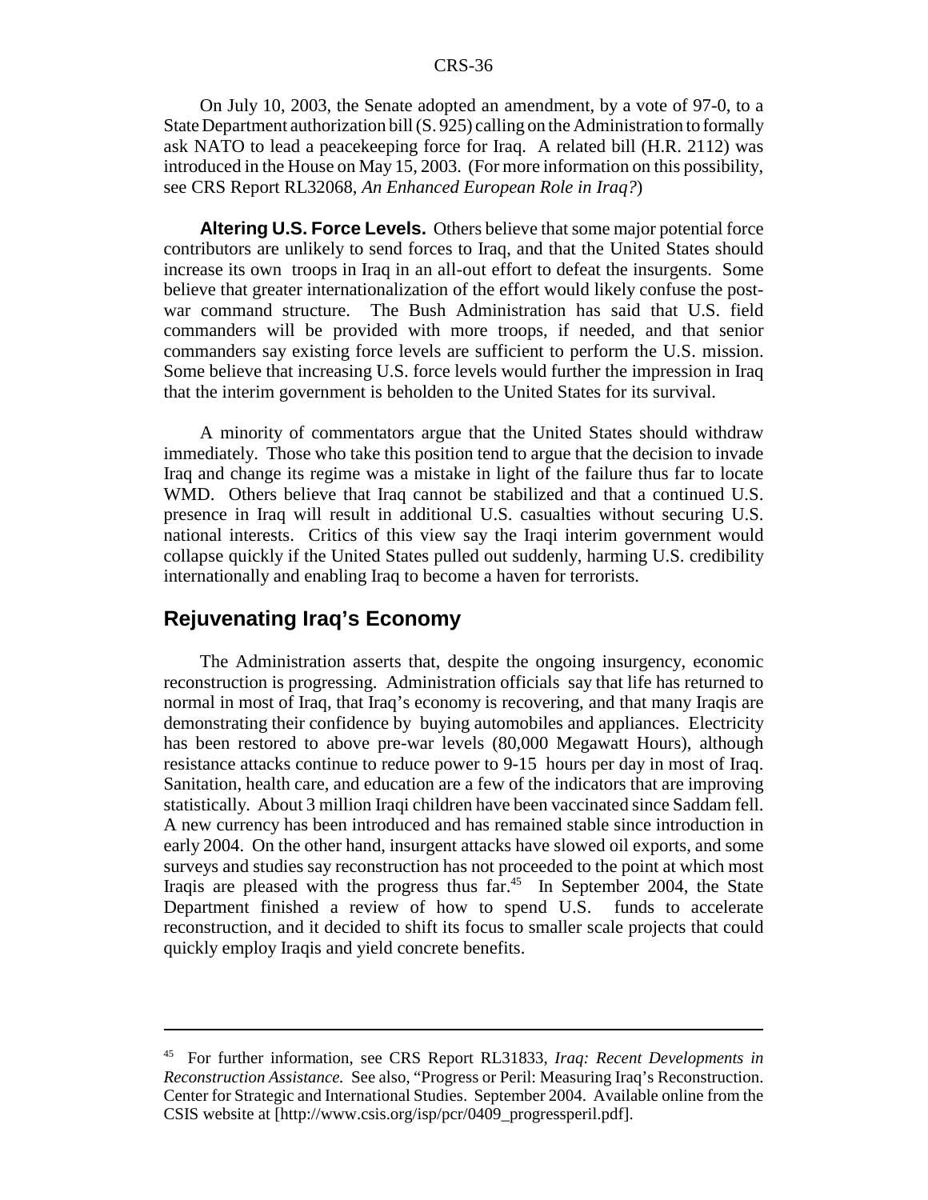On July 10, 2003, the Senate adopted an amendment, by a vote of 97-0, to a State Department authorization bill (S. 925) calling on the Administration to formally ask NATO to lead a peacekeeping force for Iraq. A related bill (H.R. 2112) was introduced in the House on May 15, 2003. (For more information on this possibility, see CRS Report RL32068, *An Enhanced European Role in Iraq?*)

**Altering U.S. Force Levels.** Others believe that some major potential force contributors are unlikely to send forces to Iraq, and that the United States should increase its own troops in Iraq in an all-out effort to defeat the insurgents. Some believe that greater internationalization of the effort would likely confuse the post-war command structure. The Bush Administration has said that U.S. field commanders will be provided with more troops, if needed, and that senior commanders say existing force levels are sufficient to perform the U.S. mission. Some believe that increasing U.S. force levels would further the impression in Iraq that the interim government is beholden to the United States for its survival.

A minority of commentators argue that the United States should withdraw immediately. Those who take this position tend to argue that the decision to invade Iraq and change its regime was a mistake in light of the failure thus far to locate WMD. Others believe that Iraq cannot be stabilized and that a continued U.S. presence in Iraq will result in additional U.S. casualties without securing U.S. national interests. Critics of this view say the Iraqi interim government would collapse quickly if the United States pulled out suddenly, harming U.S. credibility internationally and enabling Iraq to become a haven for terrorists.

## Rejuvenating Iraq's Economy

The Administration asserts that, despite the ongoing insurgency, economic reconstruction is progressing. Administration officials say that life has returned to normal in most of Iraq, that Iraq's economy is recovering, and that many Iraqis are demonstrating their confidence by buying automobiles and appliances. Electricity has been restored to above pre-war levels (80,000 Megawatt Hours), although resistance attacks continue to reduce power to 9-15 hours per day in most of Iraq. Sanitation, health care, and education are a few of the indicators that are improving statistically. About 3 million Iraqi children have been vaccinated since Saddam fell. A new currency has been introduced and has remained stable since introduction in early 2004. On the other hand, insurgent attacks have slowed oil exports, and some surveys and studies say reconstruction has not proceeded to the point at which most Iraqis are pleased with the progress thus far.[45] In September 2004, the State Department finished a review of how to spend U.S. funds to accelerate reconstruction, and it decided to shift its focus to smaller scale projects that could quickly employ Iraqis and yield concrete benefits.

---

[45] For further information, see CRS Report RL31833, *Iraq: Recent Developments in Reconstruction Assistance.* See also, "Progress or Peril: Measuring Iraq's Reconstruction. Center for Strategic and International Studies. September 2004. Available online from the CSIS website at [http://www.csis.org/isp/pcr/0409_progressperil.pdf].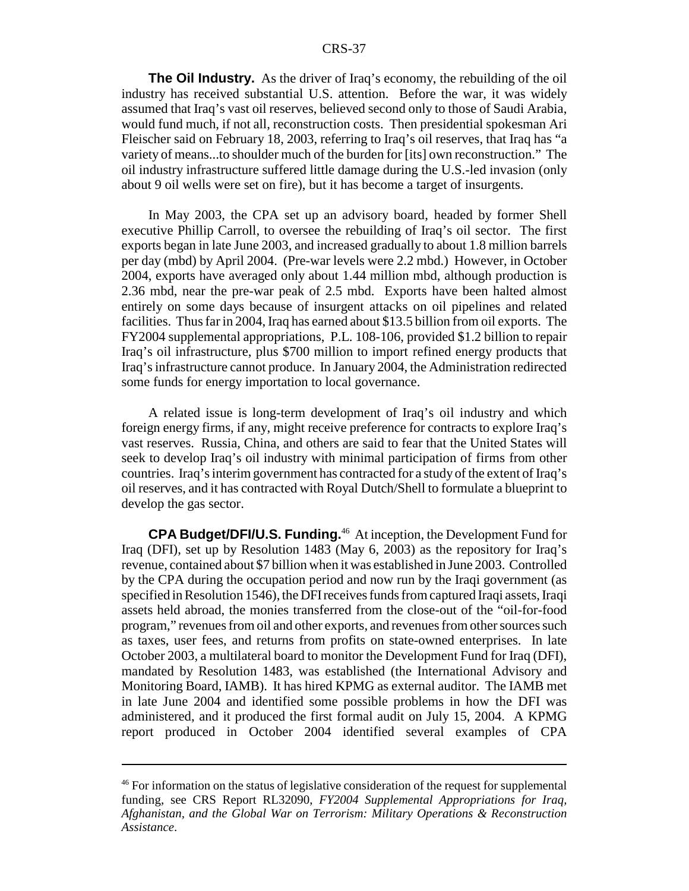**The Oil Industry.** As the driver of Iraq's economy, the rebuilding of the oil industry has received substantial U.S. attention. Before the war, it was widely assumed that Iraq's vast oil reserves, believed second only to those of Saudi Arabia, would fund much, if not all, reconstruction costs. Then presidential spokesman Ari Fleischer said on February 18, 2003, referring to Iraq's oil reserves, that Iraq has "a variety of means...to shoulder much of the burden for [its] own reconstruction." The oil industry infrastructure suffered little damage during the U.S.-led invasion (only about 9 oil wells were set on fire), but it has become a target of insurgents.

In May 2003, the CPA set up an advisory board, headed by former Shell executive Phillip Carroll, to oversee the rebuilding of Iraq's oil sector. The first exports began in late June 2003, and increased gradually to about 1.8 million barrels per day (mbd) by April 2004. (Pre-war levels were 2.2 mbd.) However, in October 2004, exports have averaged only about 1.44 million mbd, although production is 2.36 mbd, near the pre-war peak of 2.5 mbd. Exports have been halted almost entirely on some days because of insurgent attacks on oil pipelines and related facilities. Thus far in 2004, Iraq has earned about $13.5 billion from oil exports. The FY2004 supplemental appropriations, P.L. 108-106, provided $1.2 billion to repair Iraq's oil infrastructure, plus $700 million to import refined energy products that Iraq's infrastructure cannot produce. In January 2004, the Administration redirected some funds for energy importation to local governance.

A related issue is long-term development of Iraq's oil industry and which foreign energy firms, if any, might receive preference for contracts to explore Iraq's vast reserves. Russia, China, and others are said to fear that the United States will seek to develop Iraq's oil industry with minimal participation of firms from other countries. Iraq's interim government has contracted for a study of the extent of Iraq's oil reserves, and it has contracted with Royal Dutch/Shell to formulate a blueprint to develop the gas sector.

**CPA Budget/DFI/U.S. Funding.**[46] At inception, the Development Fund for Iraq (DFI), set up by Resolution 1483 (May 6, 2003) as the repository for Iraq's revenue, contained about $7 billion when it was established in June 2003. Controlled by the CPA during the occupation period and now run by the Iraqi government (as specified in Resolution 1546), the DFI receives funds from captured Iraqi assets, Iraqi assets held abroad, the monies transferred from the close-out of the "oil-for-food program," revenues from oil and other exports, and revenues from other sources such as taxes, user fees, and returns from profits on state-owned enterprises. In late October 2003, a multilateral board to monitor the Development Fund for Iraq (DFI), mandated by Resolution 1483, was established (the International Advisory and Monitoring Board, IAMB). It has hired KPMG as external auditor. The IAMB met in late June 2004 and identified some possible problems in how the DFI was administered, and it produced the first formal audit on July 15, 2004. A KPMG report produced in October 2004 identified several examples of CPA

---

[46] For information on the status of legislative consideration of the request for supplemental funding, see CRS Report RL32090, *FY2004 Supplemental Appropriations for Iraq, Afghanistan, and the Global War on Terrorism: Military Operations & Reconstruction Assistance*.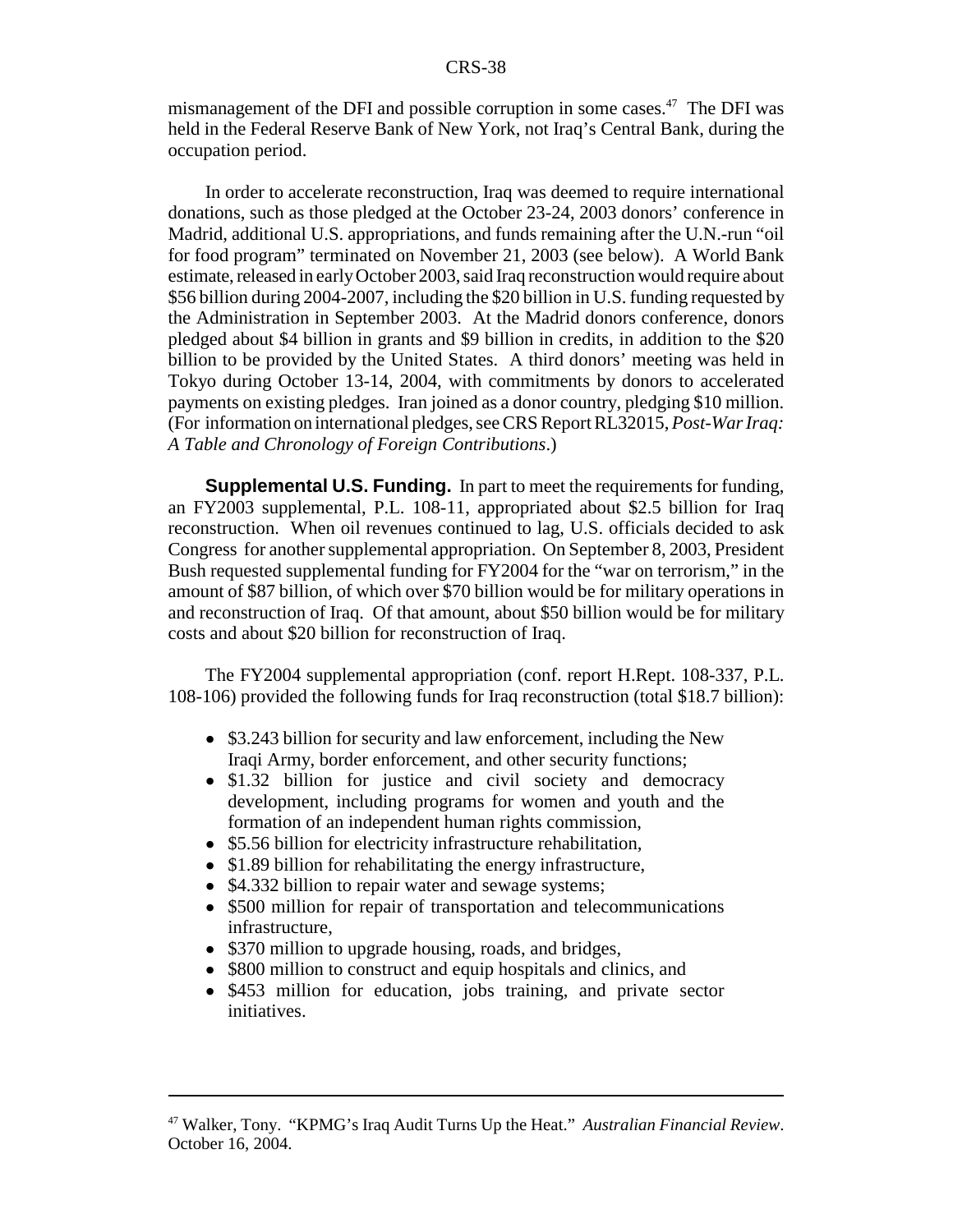mismanagement of the DFI and possible corruption in some cases.[47] The DFI was held in the Federal Reserve Bank of New York, not Iraq's Central Bank, during the occupation period.

In order to accelerate reconstruction, Iraq was deemed to require international donations, such as those pledged at the October 23-24, 2003 donors' conference in Madrid, additional U.S. appropriations, and funds remaining after the U.N.-run "oil for food program" terminated on November 21, 2003 (see below). A World Bank estimate, released in early October 2003, said Iraq reconstruction would require about \$56 billion during 2004-2007, including the \$20 billion in U.S. funding requested by the Administration in September 2003. At the Madrid donors conference, donors pledged about \$4 billion in grants and \$9 billion in credits, in addition to the \$20 billion to be provided by the United States. A third donors' meeting was held in Tokyo during October 13-14, 2004, with commitments by donors to accelerated payments on existing pledges. Iran joined as a donor country, pledging \$10 million. (For information on international pledges, see CRS Report RL32015, *Post-War Iraq: A Table and Chronology of Foreign Contributions*.)

**Supplemental U.S. Funding.** In part to meet the requirements for funding, an FY2003 supplemental, P.L. 108-11, appropriated about \$2.5 billion for Iraq reconstruction. When oil revenues continued to lag, U.S. officials decided to ask Congress for another supplemental appropriation. On September 8, 2003, President Bush requested supplemental funding for FY2004 for the "war on terrorism," in the amount of \$87 billion, of which over \$70 billion would be for military operations in and reconstruction of Iraq. Of that amount, about \$50 billion would be for military costs and about \$20 billion for reconstruction of Iraq.

The FY2004 supplemental appropriation (conf. report H.Rept. 108-337, P.L. 108-106) provided the following funds for Iraq reconstruction (total \$18.7 billion):

- \$3.243 billion for security and law enforcement, including the New Iraqi Army, border enforcement, and other security functions;
- \$1.32 billion for justice and civil society and democracy development, including programs for women and youth and the formation of an independent human rights commission,
- \$5.56 billion for electricity infrastructure rehabilitation,
- \$1.89 billion for rehabilitating the energy infrastructure,
- \$4.332 billion to repair water and sewage systems;
- \$500 million for repair of transportation and telecommunications infrastructure,
- \$370 million to upgrade housing, roads, and bridges,
- \$800 million to construct and equip hospitals and clinics, and
- \$453 million for education, jobs training, and private sector initiatives.

[47] Walker, Tony. "KPMG's Iraq Audit Turns Up the Heat." *Australian Financial Review*. October 16, 2004.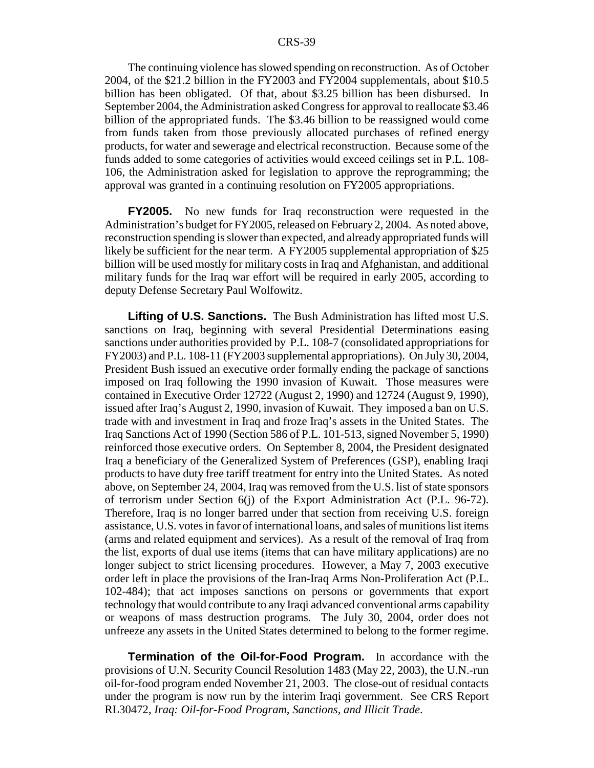The continuing violence has slowed spending on reconstruction. As of October 2004, of the $21.2 billion in the FY2003 and FY2004 supplementals, about $10.5 billion has been obligated. Of that, about $3.25 billion has been disbursed. In September 2004, the Administration asked Congress for approval to reallocate $3.46 billion of the appropriated funds. The $3.46 billion to be reassigned would come from funds taken from those previously allocated purchases of refined energy products, for water and sewerage and electrical reconstruction. Because some of the funds added to some categories of activities would exceed ceilings set in P.L. 108-106, the Administration asked for legislation to approve the reprogramming; the approval was granted in a continuing resolution on FY2005 appropriations.

**FY2005.** No new funds for Iraq reconstruction were requested in the Administration's budget for FY2005, released on February 2, 2004. As noted above, reconstruction spending is slower than expected, and already appropriated funds will likely be sufficient for the near term. A FY2005 supplemental appropriation of $25 billion will be used mostly for military costs in Iraq and Afghanistan, and additional military funds for the Iraq war effort will be required in early 2005, according to deputy Defense Secretary Paul Wolfowitz.

**Lifting of U.S. Sanctions.** The Bush Administration has lifted most U.S. sanctions on Iraq, beginning with several Presidential Determinations easing sanctions under authorities provided by P.L. 108-7 (consolidated appropriations for FY2003) and P.L. 108-11 (FY2003 supplemental appropriations). On July 30, 2004, President Bush issued an executive order formally ending the package of sanctions imposed on Iraq following the 1990 invasion of Kuwait. Those measures were contained in Executive Order 12722 (August 2, 1990) and 12724 (August 9, 1990), issued after Iraq's August 2, 1990, invasion of Kuwait. They imposed a ban on U.S. trade with and investment in Iraq and froze Iraq's assets in the United States. The Iraq Sanctions Act of 1990 (Section 586 of P.L. 101-513, signed November 5, 1990) reinforced those executive orders. On September 8, 2004, the President designated Iraq a beneficiary of the Generalized System of Preferences (GSP), enabling Iraqi products to have duty free tariff treatment for entry into the United States. As noted above, on September 24, 2004, Iraq was removed from the U.S. list of state sponsors of terrorism under Section 6(j) of the Export Administration Act (P.L. 96-72). Therefore, Iraq is no longer barred under that section from receiving U.S. foreign assistance, U.S. votes in favor of international loans, and sales of munitions list items (arms and related equipment and services). As a result of the removal of Iraq from the list, exports of dual use items (items that can have military applications) are no longer subject to strict licensing procedures. However, a May 7, 2003 executive order left in place the provisions of the Iran-Iraq Arms Non-Proliferation Act (P.L. 102-484); that act imposes sanctions on persons or governments that export technology that would contribute to any Iraqi advanced conventional arms capability or weapons of mass destruction programs. The July 30, 2004, order does not unfreeze any assets in the United States determined to belong to the former regime.

**Termination of the Oil-for-Food Program.** In accordance with the provisions of U.N. Security Council Resolution 1483 (May 22, 2003), the U.N.-run oil-for-food program ended November 21, 2003. The close-out of residual contacts under the program is now run by the interim Iraqi government. See CRS Report RL30472, *Iraq: Oil-for-Food Program, Sanctions, and Illicit Trade*.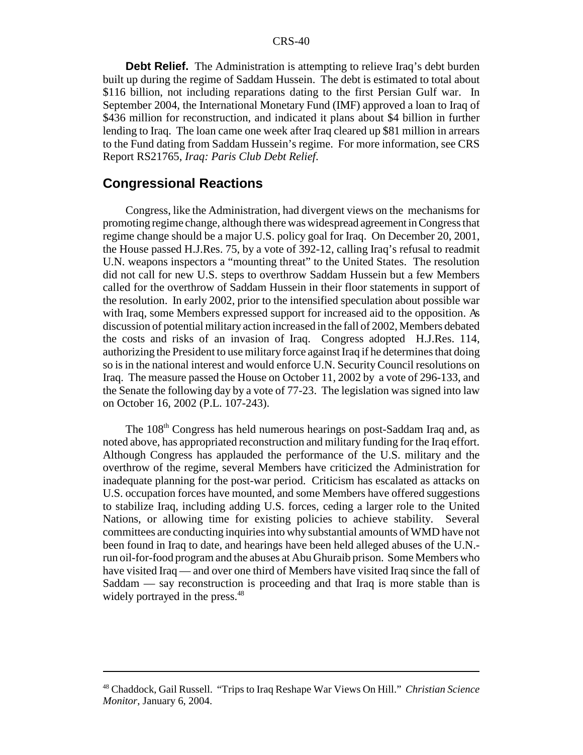**Debt Relief.** The Administration is attempting to relieve Iraq's debt burden built up during the regime of Saddam Hussein. The debt is estimated to total about \$116 billion, not including reparations dating to the first Persian Gulf war. In September 2004, the International Monetary Fund (IMF) approved a loan to Iraq of \$436 million for reconstruction, and indicated it plans about \$4 billion in further lending to Iraq. The loan came one week after Iraq cleared up \$81 million in arrears to the Fund dating from Saddam Hussein's regime. For more information, see CRS Report RS21765, *Iraq: Paris Club Debt Relief*.

## Congressional Reactions

Congress, like the Administration, had divergent views on the mechanisms for promoting regime change, although there was widespread agreement in Congress that regime change should be a major U.S. policy goal for Iraq. On December 20, 2001, the House passed H.J.Res. 75, by a vote of 392-12, calling Iraq's refusal to readmit U.N. weapons inspectors a "mounting threat" to the United States. The resolution did not call for new U.S. steps to overthrow Saddam Hussein but a few Members called for the overthrow of Saddam Hussein in their floor statements in support of the resolution. In early 2002, prior to the intensified speculation about possible war with Iraq, some Members expressed support for increased aid to the opposition. As discussion of potential military action increased in the fall of 2002, Members debated the costs and risks of an invasion of Iraq. Congress adopted H.J.Res. 114, authorizing the President to use military force against Iraq if he determines that doing so is in the national interest and would enforce U.N. Security Council resolutions on Iraq. The measure passed the House on October 11, 2002 by a vote of 296-133, and the Senate the following day by a vote of 77-23. The legislation was signed into law on October 16, 2002 (P.L. 107-243).

The 108th Congress has held numerous hearings on post-Saddam Iraq and, as noted above, has appropriated reconstruction and military funding for the Iraq effort. Although Congress has applauded the performance of the U.S. military and the overthrow of the regime, several Members have criticized the Administration for inadequate planning for the post-war period. Criticism has escalated as attacks on U.S. occupation forces have mounted, and some Members have offered suggestions to stabilize Iraq, including adding U.S. forces, ceding a larger role to the United Nations, or allowing time for existing policies to achieve stability. Several committees are conducting inquiries into why substantial amounts of WMD have not been found in Iraq to date, and hearings have been held alleged abuses of the U.N.-run oil-for-food program and the abuses at Abu Ghuraib prison. Some Members who have visited Iraq — and over one third of Members have visited Iraq since the fall of Saddam — say reconstruction is proceeding and that Iraq is more stable than is widely portrayed in the press.[48]

---

[48] Chaddock, Gail Russell. "Trips to Iraq Reshape War Views On Hill." *Christian Science Monitor*, January 6, 2004.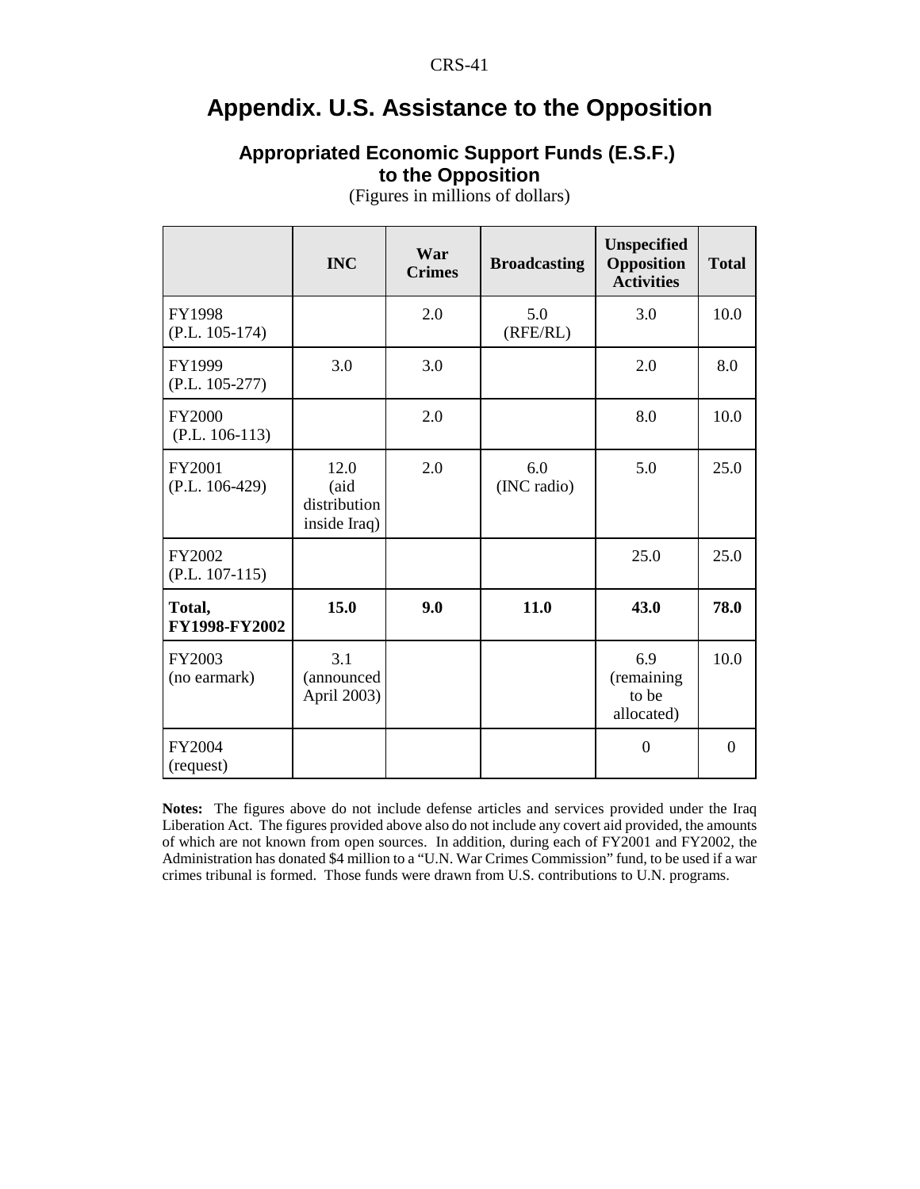# Appendix. U.S. Assistance to the Opposition

### Appropriated Economic Support Funds (E.S.F.) to the Opposition

(Figures in millions of dollars)

| | INC | War Crimes | Broadcasting | Unspecified Opposition Activities | Total |
|---|---|---|---|---|---|
| FY1998 (P.L. 105-174) | | 2.0 | 5.0 (RFE/RL) | 3.0 | 10.0 |
| FY1999 (P.L. 105-277) | 3.0 | 3.0 | | 2.0 | 8.0 |
| FY2000 (P.L. 106-113) | | 2.0 | | 8.0 | 10.0 |
| FY2001 (P.L. 106-429) | 12.0 (aid distribution inside Iraq) | 2.0 | 6.0 (INC radio) | 5.0 | 25.0 |
| FY2002 (P.L. 107-115) | | | | 25.0 | 25.0 |
| **Total, FY1998-FY2002** | **15.0** | **9.0** | **11.0** | **43.0** | **78.0** |
| FY2003 (no earmark) | 3.1 (announced April 2003) | | | 6.9 (remaining to be allocated) | 10.0 |
| FY2004 (request) | | | | 0 | 0 |

**Notes:** The figures above do not include defense articles and services provided under the Iraq Liberation Act. The figures provided above also do not include any covert aid provided, the amounts of which are not known from open sources. In addition, during each of FY2001 and FY2002, the Administration has donated $4 million to a "U.N. War Crimes Commission" fund, to be used if a war crimes tribunal is formed. Those funds were drawn from U.S. contributions to U.N. programs.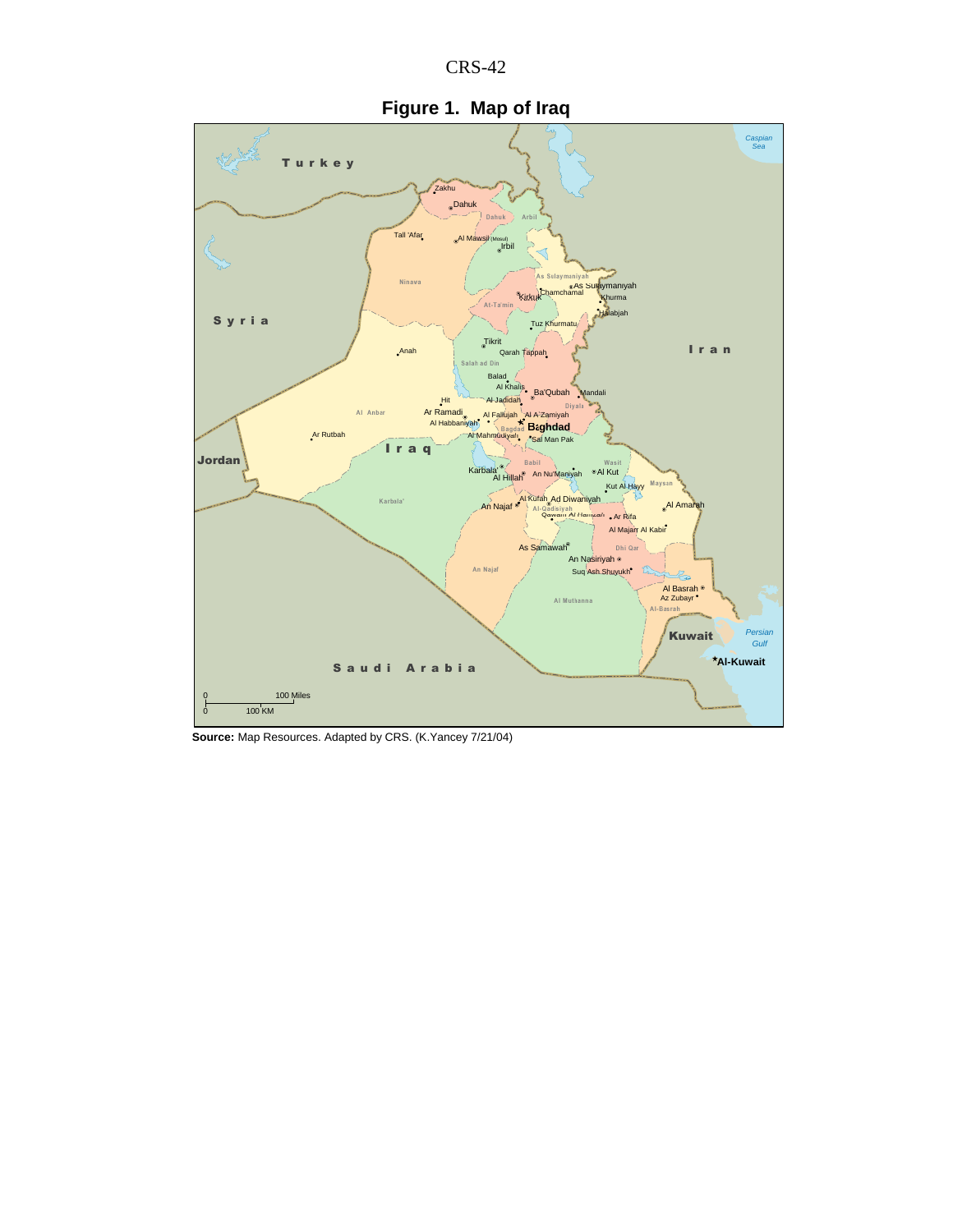**Figure 1. Map of Iraq**

Turkey
Syria
Iran
Jordan
Iraq
Saudi Arabia
Kuwait
Al-Kuwait
Caspian Sea
Persian Gulf

Zakhu
Dahuk
Dahuk
Arbil
Tall 'Afar
Al Mawsil (Mosul)
Irbil
Ninava
As Sulaymaniyah
As Sulaymaniyah
Kirkuk
Chamchamal
Khurma
Al-Ta'mim
Halabjah
Tuz Khurmatu
Tikrit
Anah
Qarah Tappah
Salah ad Din
Balad
Al Khalis
Ba'Qubah
Mandali
Hit
Al Jadidah
Diyala
Al Anbar
Ar Ramadi
Al Fallujah
Al A'Zamiyah
Al Habbaniyah
Bagdad
Baghdad
Ar Rutbah
Al Mahmudiyah
Sal Man Pak
Babil
Wasit
Karbala'
Al Hillah
An Nu'Maniyah
Al Kut
Kut Al Hayy
Maysan
Karbala'
Al Kufah
Ad Diwaniyah
An Najaf
Al-Qadisiyah
Qawam Al Hamzah
Ar Rifa
Al Amarah
Al Majarr Al Kabir
As Samawah
Dhi Qar
An Nasiriyah
An Najaf
Suq Ash Shuyukh
Al Basrah
Az Zubayr
Al Muthanna
Al-Basrah

0 100 Miles
0 100 KM

**Source:** Map Resources. Adapted by CRS. (K.Yancey 7/21/04)